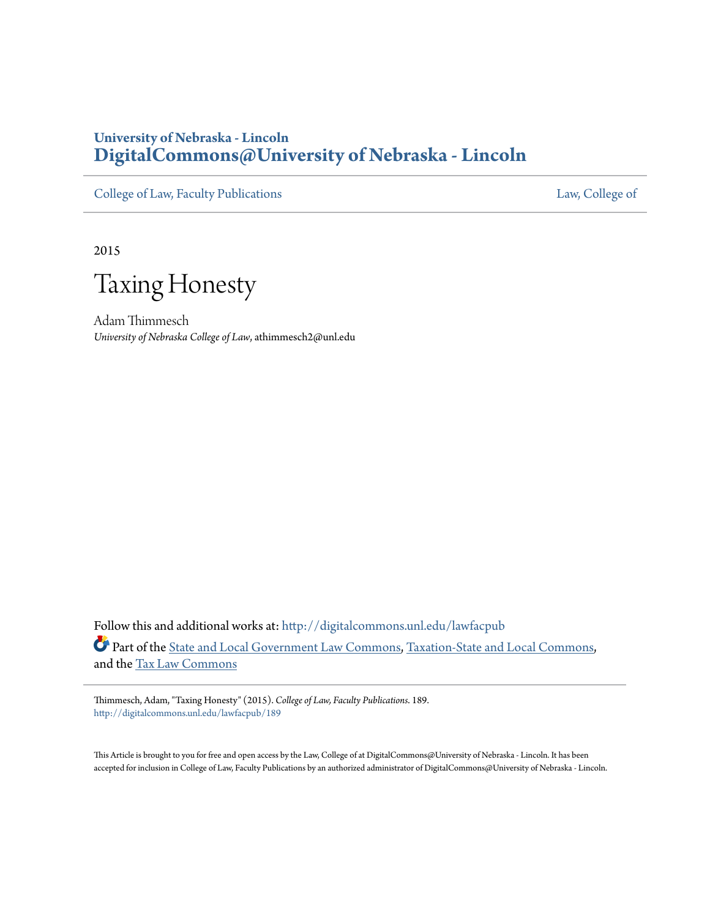University of Nebraska - Lincoln
**DigitalCommons@University of Nebraska - Lincoln**

College of Law, Faculty Publications | Law, College of

2015

# Taxing Honesty

Adam Thimmesch
*University of Nebraska College of Law*, athimmesch2@unl.edu

Follow this and additional works at: http://digitalcommons.unl.edu/lawfacpub

Part of the State and Local Government Law Commons, Taxation-State and Local Commons, and the Tax Law Commons

Thimmesch, Adam, "Taxing Honesty" (2015). *College of Law, Faculty Publications*. 189.
http://digitalcommons.unl.edu/lawfacpub/189

This Article is brought to you for free and open access by the Law, College of at DigitalCommons@University of Nebraska - Lincoln. It has been accepted for inclusion in College of Law, Faculty Publications by an authorized administrator of DigitalCommons@University of Nebraska - Lincoln.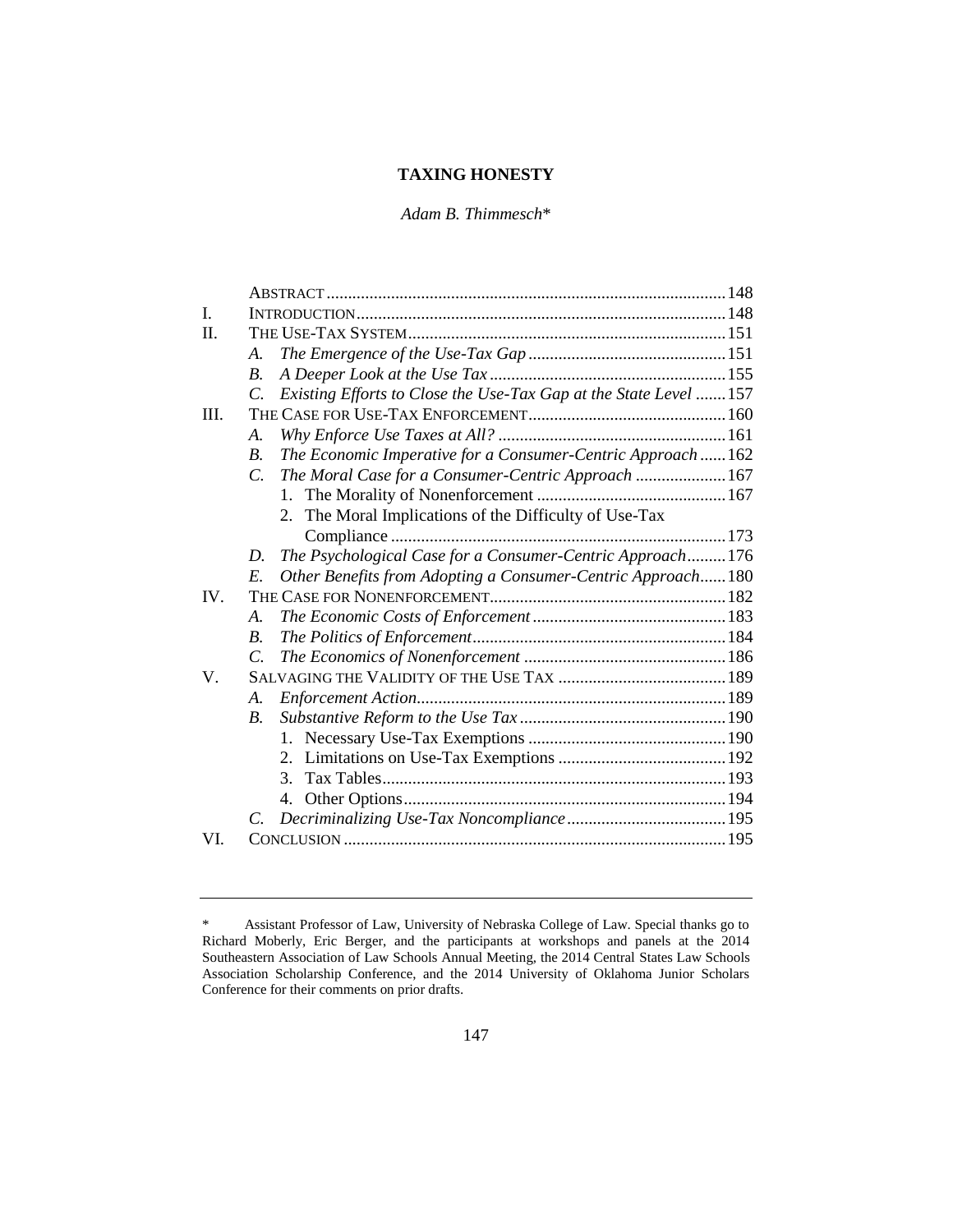# TAXING HONESTY

*Adam B. Thimmesch*\*

| | | |
|---|---|---|
| | ABSTRACT | 148 |
| I. | INTRODUCTION | 148 |
| II. | THE USE-TAX SYSTEM | 151 |
| | A. *The Emergence of the Use-Tax Gap* | 151 |
| | B. *A Deeper Look at the Use Tax* | 155 |
| | C. *Existing Efforts to Close the Use-Tax Gap at the State Level* | 157 |
| III. | THE CASE FOR USE-TAX ENFORCEMENT | 160 |
| | A. *Why Enforce Use Taxes at All?* | 161 |
| | B. *The Economic Imperative for a Consumer-Centric Approach* | 162 |
| | C. *The Moral Case for a Consumer-Centric Approach* | 167 |
| | 1. The Morality of Nonenforcement | 167 |
| | 2. The Moral Implications of the Difficulty of Use-Tax Compliance | 173 |
| | D. *The Psychological Case for a Consumer-Centric Approach* | 176 |
| | E. *Other Benefits from Adopting a Consumer-Centric Approach* | 180 |
| IV. | THE CASE FOR NONENFORCEMENT | 182 |
| | A. *The Economic Costs of Enforcement* | 183 |
| | B. *The Politics of Enforcement* | 184 |
| | C. *The Economics of Nonenforcement* | 186 |
| V. | SALVAGING THE VALIDITY OF THE USE TAX | 189 |
| | A. *Enforcement Action* | 189 |
| | B. *Substantive Reform to the Use Tax* | 190 |
| | 1. Necessary Use-Tax Exemptions | 190 |
| | 2. Limitations on Use-Tax Exemptions | 192 |
| | 3. Tax Tables | 193 |
| | 4. Other Options | 194 |
| | C. *Decriminalizing Use-Tax Noncompliance* | 195 |
| VI. | CONCLUSION | 195 |

\* Assistant Professor of Law, University of Nebraska College of Law. Special thanks go to Richard Moberly, Eric Berger, and the participants at workshops and panels at the 2014 Southeastern Association of Law Schools Annual Meeting, the 2014 Central States Law Schools Association Scholarship Conference, and the 2014 University of Oklahoma Junior Scholars Conference for their comments on prior drafts.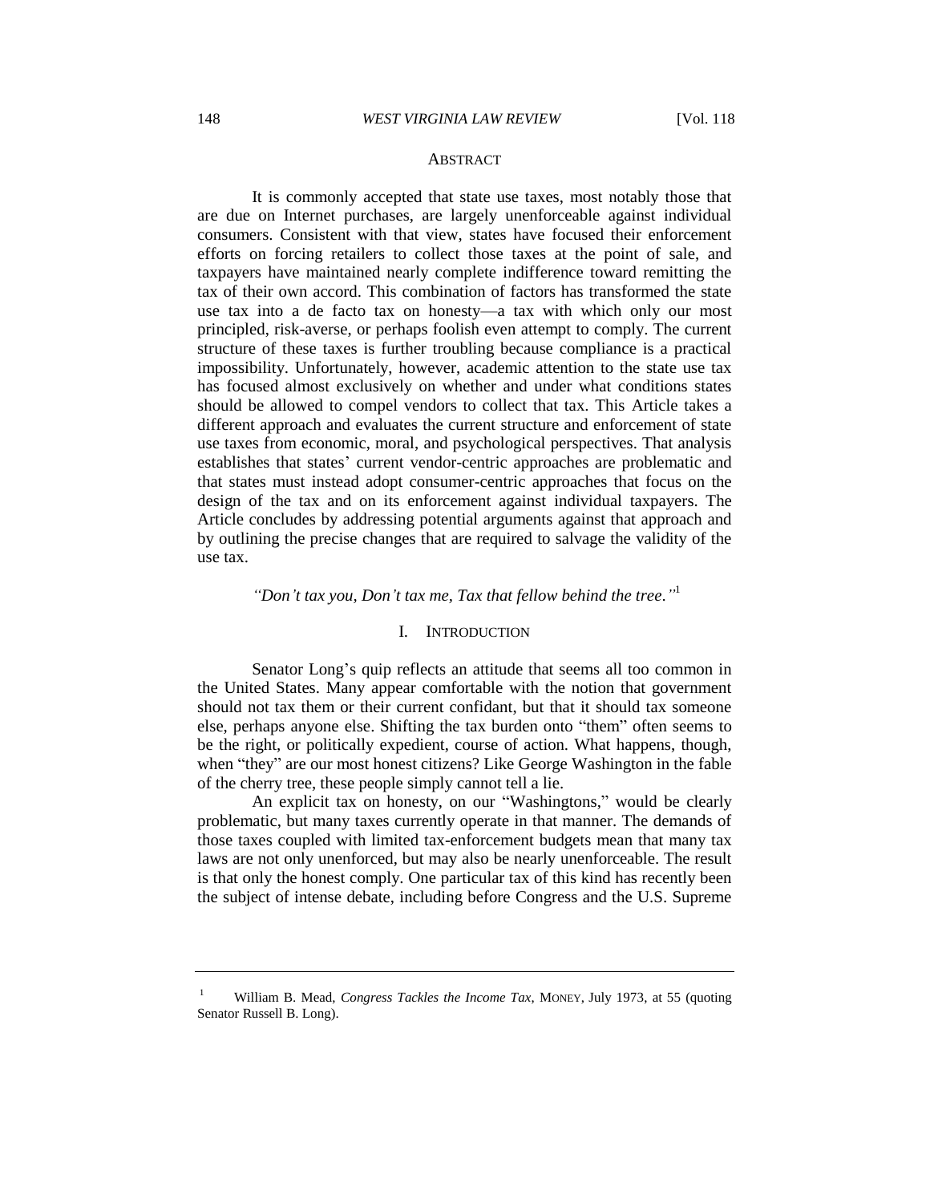## ABSTRACT

It is commonly accepted that state use taxes, most notably those that are due on Internet purchases, are largely unenforceable against individual consumers. Consistent with that view, states have focused their enforcement efforts on forcing retailers to collect those taxes at the point of sale, and taxpayers have maintained nearly complete indifference toward remitting the tax of their own accord. This combination of factors has transformed the state use tax into a de facto tax on honesty—a tax with which only our most principled, risk-averse, or perhaps foolish even attempt to comply. The current structure of these taxes is further troubling because compliance is a practical impossibility. Unfortunately, however, academic attention to the state use tax has focused almost exclusively on whether and under what conditions states should be allowed to compel vendors to collect that tax. This Article takes a different approach and evaluates the current structure and enforcement of state use taxes from economic, moral, and psychological perspectives. That analysis establishes that states' current vendor-centric approaches are problematic and that states must instead adopt consumer-centric approaches that focus on the design of the tax and on its enforcement against individual taxpayers. The Article concludes by addressing potential arguments against that approach and by outlining the precise changes that are required to salvage the validity of the use tax.

*"Don't tax you, Don't tax me, Tax that fellow behind the tree."*[1]

## I. INTRODUCTION

Senator Long's quip reflects an attitude that seems all too common in the United States. Many appear comfortable with the notion that government should not tax them or their current confidant, but that it should tax someone else, perhaps anyone else. Shifting the tax burden onto "them" often seems to be the right, or politically expedient, course of action. What happens, though, when "they" are our most honest citizens? Like George Washington in the fable of the cherry tree, these people simply cannot tell a lie.

An explicit tax on honesty, on our "Washingtons," would be clearly problematic, but many taxes currently operate in that manner. The demands of those taxes coupled with limited tax-enforcement budgets mean that many tax laws are not only unenforced, but may also be nearly unenforceable. The result is that only the honest comply. One particular tax of this kind has recently been the subject of intense debate, including before Congress and the U.S. Supreme

---

[1] William B. Mead, *Congress Tackles the Income Tax*, MONEY, July 1973, at 55 (quoting Senator Russell B. Long).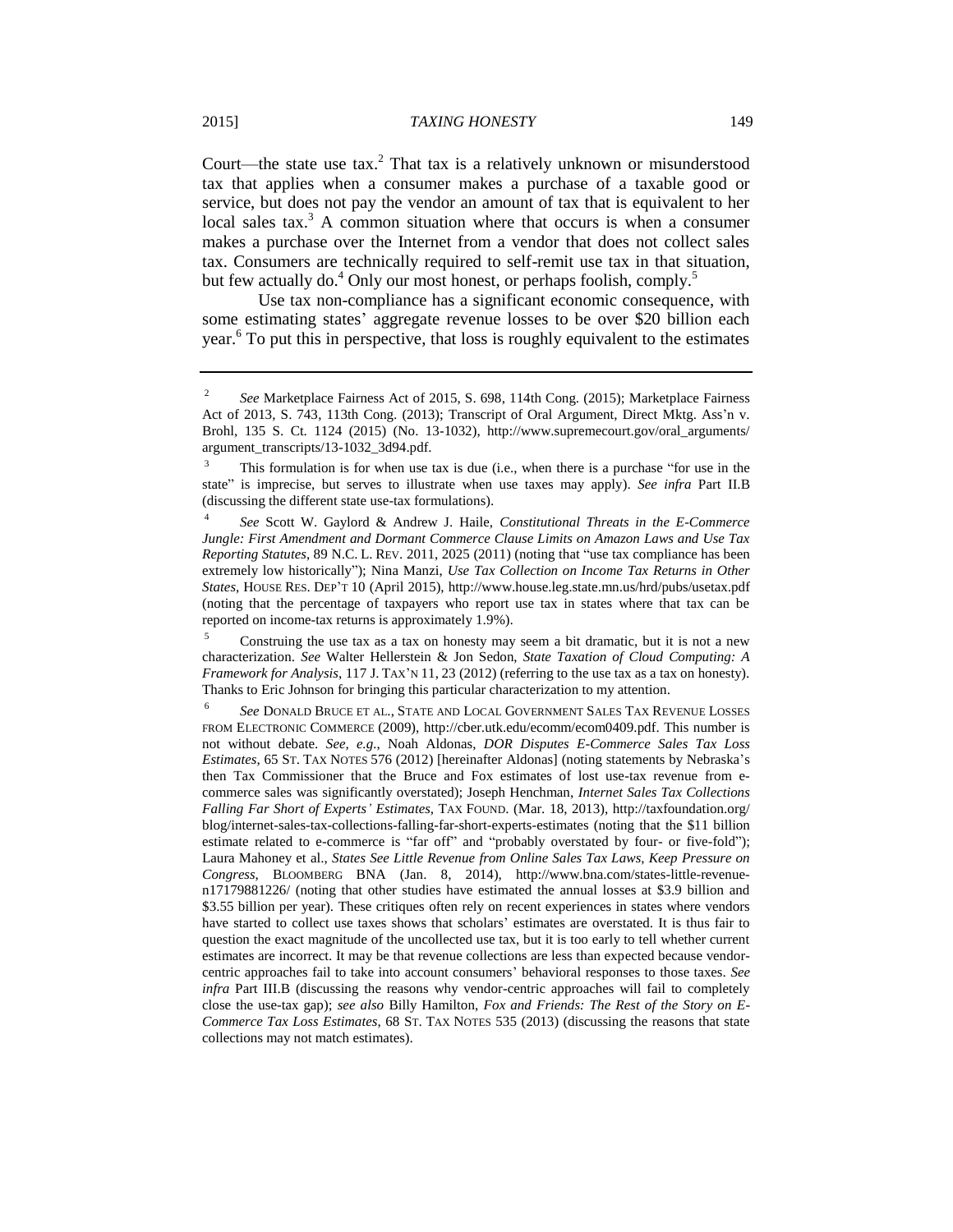Court—the state use tax.[2] That tax is a relatively unknown or misunderstood tax that applies when a consumer makes a purchase of a taxable good or service, but does not pay the vendor an amount of tax that is equivalent to her local sales tax.[3] A common situation where that occurs is when a consumer makes a purchase over the Internet from a vendor that does not collect sales tax. Consumers are technically required to self-remit use tax in that situation, but few actually do.[4] Only our most honest, or perhaps foolish, comply.[5]

Use tax non-compliance has a significant economic consequence, with some estimating states' aggregate revenue losses to be over $20 billion each year.[6] To put this in perspective, that loss is roughly equivalent to the estimates

---

[2] *See* Marketplace Fairness Act of 2015, S. 698, 114th Cong. (2015); Marketplace Fairness Act of 2013, S. 743, 113th Cong. (2013); Transcript of Oral Argument, Direct Mktg. Ass'n v. Brohl, 135 S. Ct. 1124 (2015) (No. 13-1032), http://www.supremecourt.gov/oral_arguments/argument_transcripts/13-1032_3d94.pdf.

[3] This formulation is for when use tax is due (i.e., when there is a purchase "for use in the state" is imprecise, but serves to illustrate when use taxes may apply). *See infra* Part II.B (discussing the different state use-tax formulations).

[4] *See* Scott W. Gaylord & Andrew J. Haile, *Constitutional Threats in the E-Commerce Jungle: First Amendment and Dormant Commerce Clause Limits on Amazon Laws and Use Tax Reporting Statutes*, 89 N.C. L. REV. 2011, 2025 (2011) (noting that "use tax compliance has been extremely low historically"); Nina Manzi, *Use Tax Collection on Income Tax Returns in Other States*, HOUSE RES. DEP'T 10 (April 2015), http://www.house.leg.state.mn.us/hrd/pubs/usetax.pdf (noting that the percentage of taxpayers who report use tax in states where that tax can be reported on income-tax returns is approximately 1.9%).

[5] Construing the use tax as a tax on honesty may seem a bit dramatic, but it is not a new characterization. *See* Walter Hellerstein & Jon Sedon, *State Taxation of Cloud Computing: A Framework for Analysis*, 117 J. TAX'N 11, 23 (2012) (referring to the use tax as a tax on honesty). Thanks to Eric Johnson for bringing this particular characterization to my attention.

[6] *See* DONALD BRUCE ET AL., STATE AND LOCAL GOVERNMENT SALES TAX REVENUE LOSSES FROM ELECTRONIC COMMERCE (2009), http://cber.utk.edu/ecomm/ecom0409.pdf. This number is not without debate. *See, e.g.*, Noah Aldonas, *DOR Disputes E-Commerce Sales Tax Loss Estimates*, 65 ST. TAX NOTES 576 (2012) [hereinafter Aldonas] (noting statements by Nebraska's then Tax Commissioner that the Bruce and Fox estimates of lost use-tax revenue from e-commerce sales was significantly overstated); Joseph Henchman, *Internet Sales Tax Collections Falling Far Short of Experts' Estimates*, TAX FOUND. (Mar. 18, 2013), http://taxfoundation.org/blog/internet-sales-tax-collections-falling-far-short-experts-estimates (noting that the $11 billion estimate related to e-commerce is "far off" and "probably overstated by four- or five-fold"); Laura Mahoney et al., *States See Little Revenue from Online Sales Tax Laws, Keep Pressure on Congress*, BLOOMBERG BNA (Jan. 8, 2014), http://www.bna.com/states-little-revenue-n17179881226/ (noting that other studies have estimated the annual losses at $3.9 billion and $3.55 billion per year). These critiques often rely on recent experiences in states where vendors have started to collect use taxes shows that scholars' estimates are overstated. It is thus fair to question the exact magnitude of the uncollected use tax, but it is too early to tell whether current estimates are incorrect. It may be that revenue collections are less than expected because vendor-centric approaches fail to take into account consumers' behavioral responses to those taxes. *See infra* Part III.B (discussing the reasons why vendor-centric approaches will fail to completely close the use-tax gap); *see also* Billy Hamilton, *Fox and Friends: The Rest of the Story on E-Commerce Tax Loss Estimates*, 68 ST. TAX NOTES 535 (2013) (discussing the reasons that state collections may not match estimates).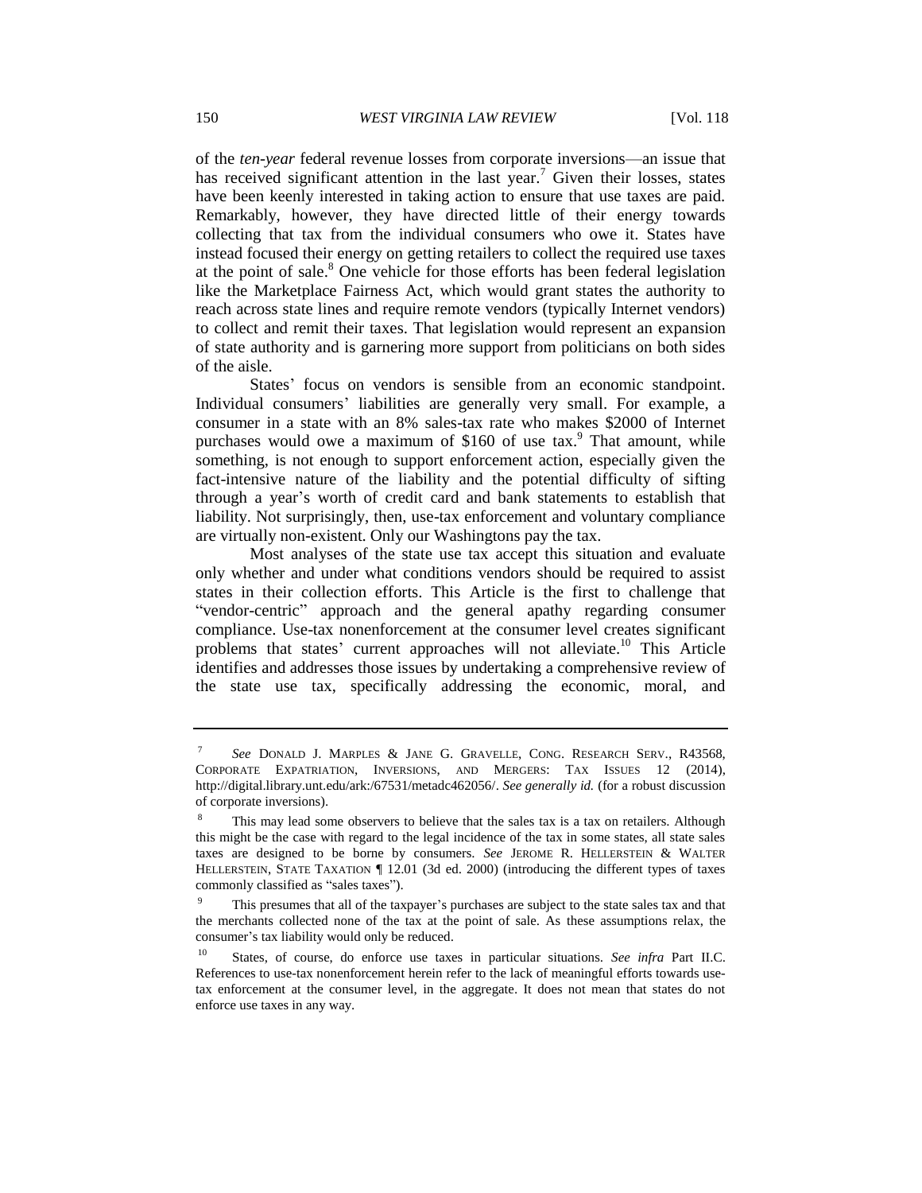of the *ten-year* federal revenue losses from corporate inversions—an issue that has received significant attention in the last year.[7] Given their losses, states have been keenly interested in taking action to ensure that use taxes are paid. Remarkably, however, they have directed little of their energy towards collecting that tax from the individual consumers who owe it. States have instead focused their energy on getting retailers to collect the required use taxes at the point of sale.[8] One vehicle for those efforts has been federal legislation like the Marketplace Fairness Act, which would grant states the authority to reach across state lines and require remote vendors (typically Internet vendors) to collect and remit their taxes. That legislation would represent an expansion of state authority and is garnering more support from politicians on both sides of the aisle.

States' focus on vendors is sensible from an economic standpoint. Individual consumers' liabilities are generally very small. For example, a consumer in a state with an 8% sales-tax rate who makes $2000 of Internet purchases would owe a maximum of $160 of use tax.[9] That amount, while something, is not enough to support enforcement action, especially given the fact-intensive nature of the liability and the potential difficulty of sifting through a year's worth of credit card and bank statements to establish that liability. Not surprisingly, then, use-tax enforcement and voluntary compliance are virtually non-existent. Only our Washingtons pay the tax.

Most analyses of the state use tax accept this situation and evaluate only whether and under what conditions vendors should be required to assist states in their collection efforts. This Article is the first to challenge that "vendor-centric" approach and the general apathy regarding consumer compliance. Use-tax nonenforcement at the consumer level creates significant problems that states' current approaches will not alleviate.[10] This Article identifies and addresses those issues by undertaking a comprehensive review of the state use tax, specifically addressing the economic, moral, and

---

[7] *See* DONALD J. MARPLES & JANE G. GRAVELLE, CONG. RESEARCH SERV., R43568, CORPORATE EXPATRIATION, INVERSIONS, AND MERGERS: TAX ISSUES 12 (2014), http://digital.library.unt.edu/ark:/67531/metadc462056/. *See generally id.* (for a robust discussion of corporate inversions).

[8] This may lead some observers to believe that the sales tax is a tax on retailers. Although this might be the case with regard to the legal incidence of the tax in some states, all state sales taxes are designed to be borne by consumers. *See* JEROME R. HELLERSTEIN & WALTER HELLERSTEIN, STATE TAXATION ¶ 12.01 (3d ed. 2000) (introducing the different types of taxes commonly classified as "sales taxes").

[9] This presumes that all of the taxpayer's purchases are subject to the state sales tax and that the merchants collected none of the tax at the point of sale. As these assumptions relax, the consumer's tax liability would only be reduced.

[10] States, of course, do enforce use taxes in particular situations. *See infra* Part II.C. References to use-tax nonenforcement herein refer to the lack of meaningful efforts towards use-tax enforcement at the consumer level, in the aggregate. It does not mean that states do not enforce use taxes in any way.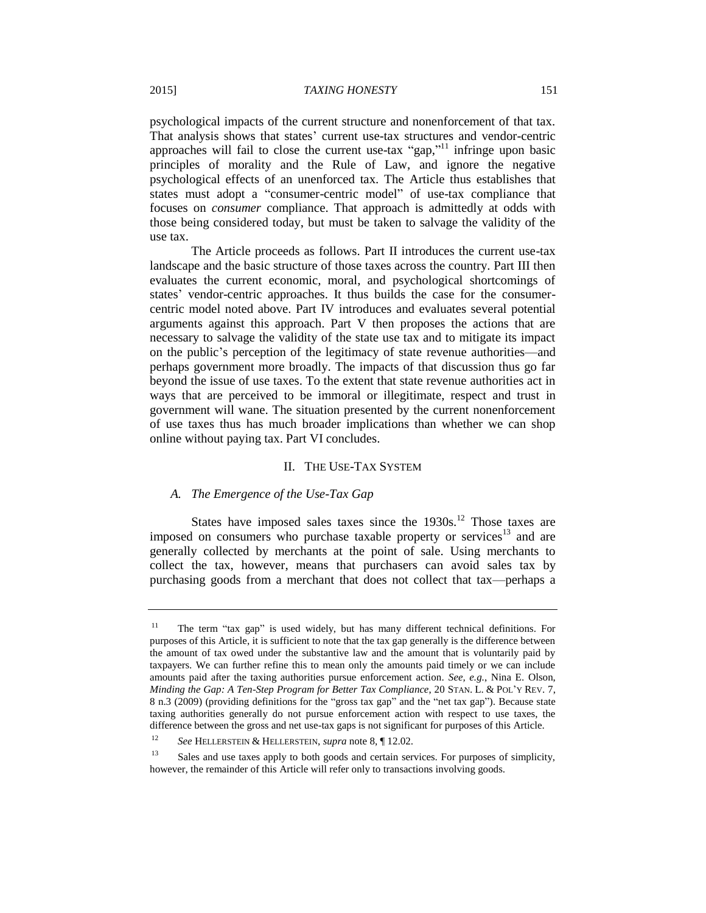psychological impacts of the current structure and nonenforcement of that tax. That analysis shows that states' current use-tax structures and vendor-centric approaches will fail to close the current use-tax "gap,"[11] infringe upon basic principles of morality and the Rule of Law, and ignore the negative psychological effects of an unenforced tax. The Article thus establishes that states must adopt a "consumer-centric model" of use-tax compliance that focuses on *consumer* compliance. That approach is admittedly at odds with those being considered today, but must be taken to salvage the validity of the use tax.

The Article proceeds as follows. Part II introduces the current use-tax landscape and the basic structure of those taxes across the country. Part III then evaluates the current economic, moral, and psychological shortcomings of states' vendor-centric approaches. It thus builds the case for the consumer-centric model noted above. Part IV introduces and evaluates several potential arguments against this approach. Part V then proposes the actions that are necessary to salvage the validity of the state use tax and to mitigate its impact on the public's perception of the legitimacy of state revenue authorities—and perhaps government more broadly. The impacts of that discussion thus go far beyond the issue of use taxes. To the extent that state revenue authorities act in ways that are perceived to be immoral or illegitimate, respect and trust in government will wane. The situation presented by the current nonenforcement of use taxes thus has much broader implications than whether we can shop online without paying tax. Part VI concludes.

## II. THE USE-TAX SYSTEM

### *A. The Emergence of the Use-Tax Gap*

States have imposed sales taxes since the 1930s.[12] Those taxes are imposed on consumers who purchase taxable property or services[13] and are generally collected by merchants at the point of sale. Using merchants to collect the tax, however, means that purchasers can avoid sales tax by purchasing goods from a merchant that does not collect that tax—perhaps a

---

[11] The term "tax gap" is used widely, but has many different technical definitions. For purposes of this Article, it is sufficient to note that the tax gap generally is the difference between the amount of tax owed under the substantive law and the amount that is voluntarily paid by taxpayers. We can further refine this to mean only the amounts paid timely or we can include amounts paid after the taxing authorities pursue enforcement action. *See, e.g.*, Nina E. Olson, *Minding the Gap: A Ten-Step Program for Better Tax Compliance*, 20 STAN. L. & POL'Y REV. 7, 8 n.3 (2009) (providing definitions for the "gross tax gap" and the "net tax gap"). Because state taxing authorities generally do not pursue enforcement action with respect to use taxes, the difference between the gross and net use-tax gaps is not significant for purposes of this Article.

[12] *See* HELLERSTEIN & HELLERSTEIN, *supra* note 8, ¶ 12.02.

[13] Sales and use taxes apply to both goods and certain services. For purposes of simplicity, however, the remainder of this Article will refer only to transactions involving goods.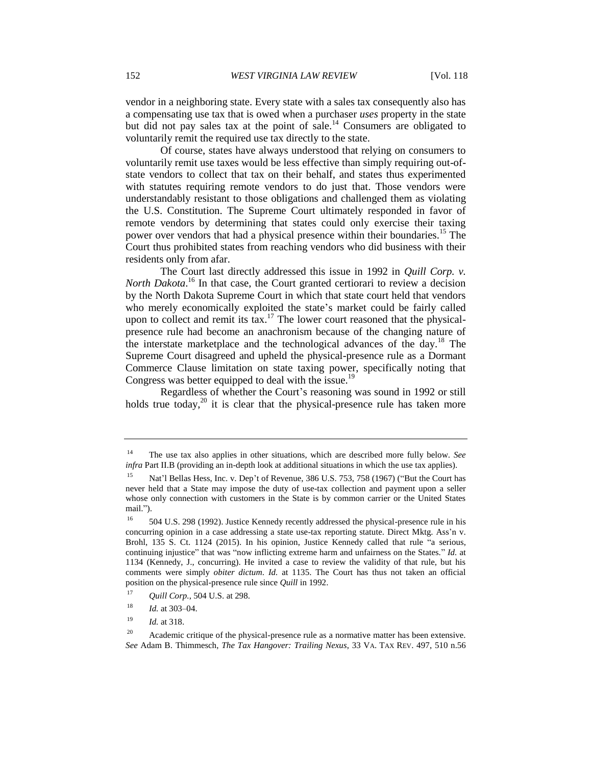vendor in a neighboring state. Every state with a sales tax consequently also has a compensating use tax that is owed when a purchaser *uses* property in the state but did not pay sales tax at the point of sale.[14] Consumers are obligated to voluntarily remit the required use tax directly to the state.

Of course, states have always understood that relying on consumers to voluntarily remit use taxes would be less effective than simply requiring out-of-state vendors to collect that tax on their behalf, and states thus experimented with statutes requiring remote vendors to do just that. Those vendors were understandably resistant to those obligations and challenged them as violating the U.S. Constitution. The Supreme Court ultimately responded in favor of remote vendors by determining that states could only exercise their taxing power over vendors that had a physical presence within their boundaries.[15] The Court thus prohibited states from reaching vendors who did business with their residents only from afar.

The Court last directly addressed this issue in 1992 in *Quill Corp. v. North Dakota*.[16] In that case, the Court granted certiorari to review a decision by the North Dakota Supreme Court in which that state court held that vendors who merely economically exploited the state's market could be fairly called upon to collect and remit its tax.[17] The lower court reasoned that the physical-presence rule had become an anachronism because of the changing nature of the interstate marketplace and the technological advances of the day.[18] The Supreme Court disagreed and upheld the physical-presence rule as a Dormant Commerce Clause limitation on state taxing power, specifically noting that Congress was better equipped to deal with the issue.[19]

Regardless of whether the Court's reasoning was sound in 1992 or still holds true today,[20] it is clear that the physical-presence rule has taken more

---

[14] The use tax also applies in other situations, which are described more fully below. *See infra* Part II.B (providing an in-depth look at additional situations in which the use tax applies).

[15] Nat'l Bellas Hess, Inc. v. Dep't of Revenue, 386 U.S. 753, 758 (1967) ("But the Court has never held that a State may impose the duty of use-tax collection and payment upon a seller whose only connection with customers in the State is by common carrier or the United States mail.").

[16] 504 U.S. 298 (1992). Justice Kennedy recently addressed the physical-presence rule in his concurring opinion in a case addressing a state use-tax reporting statute. Direct Mktg. Ass'n v. Brohl, 135 S. Ct. 1124 (2015). In his opinion, Justice Kennedy called that rule "a serious, continuing injustice" that was "now inflicting extreme harm and unfairness on the States." *Id.* at 1134 (Kennedy, J., concurring). He invited a case to review the validity of that rule, but his comments were simply *obiter dictum*. *Id.* at 1135. The Court has thus not taken an official position on the physical-presence rule since *Quill* in 1992.

[17] *Quill Corp.*, 504 U.S. at 298.

[18] *Id.* at 303–04.

[19] *Id.* at 318.

[20] Academic critique of the physical-presence rule as a normative matter has been extensive. *See* Adam B. Thimmesch, *The Tax Hangover: Trailing Nexus*, 33 VA. TAX REV. 497, 510 n.56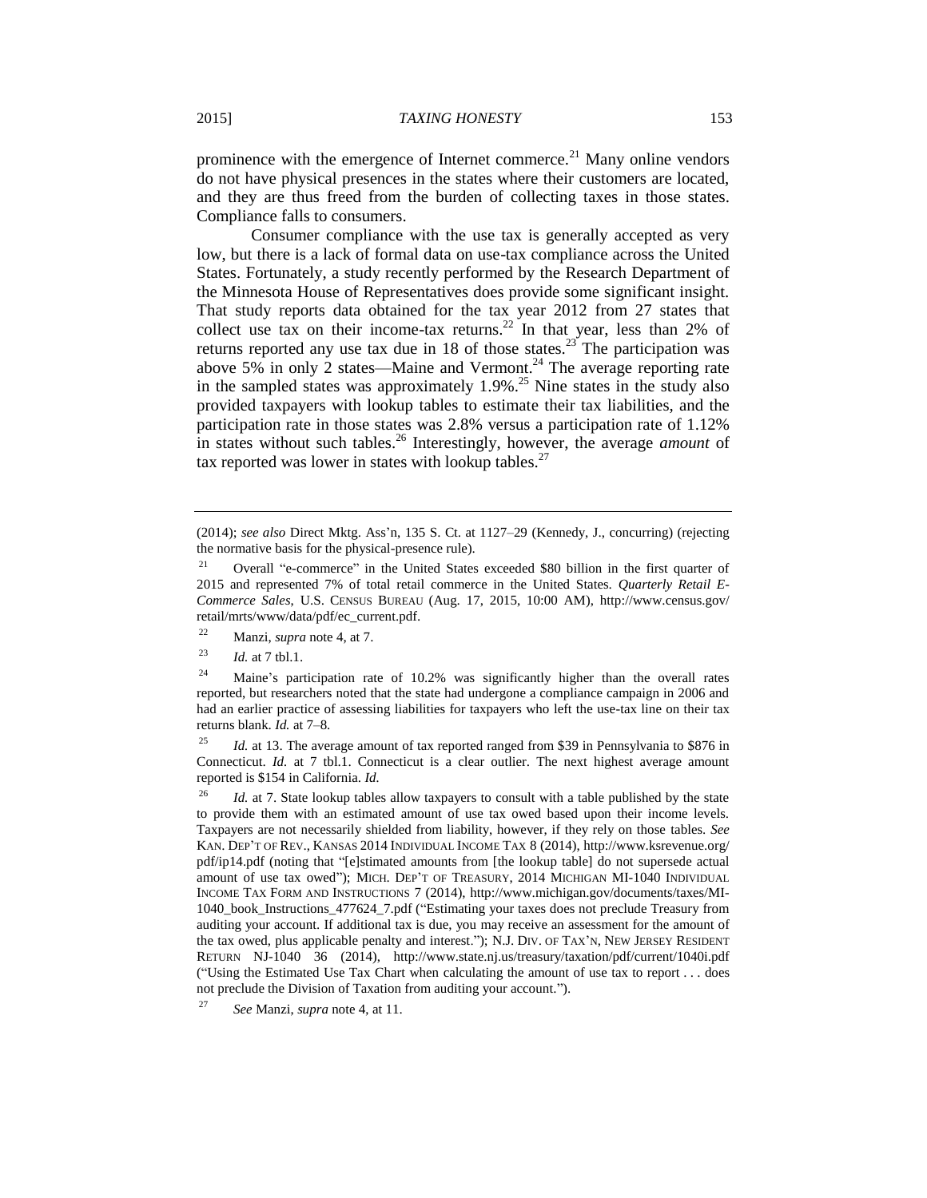prominence with the emergence of Internet commerce.[21] Many online vendors do not have physical presences in the states where their customers are located, and they are thus freed from the burden of collecting taxes in those states. Compliance falls to consumers.

Consumer compliance with the use tax is generally accepted as very low, but there is a lack of formal data on use-tax compliance across the United States. Fortunately, a study recently performed by the Research Department of the Minnesota House of Representatives does provide some significant insight. That study reports data obtained for the tax year 2012 from 27 states that collect use tax on their income-tax returns.[22] In that year, less than 2% of returns reported any use tax due in 18 of those states.[23] The participation was above 5% in only 2 states—Maine and Vermont.[24] The average reporting rate in the sampled states was approximately 1.9%.[25] Nine states in the study also provided taxpayers with lookup tables to estimate their tax liabilities, and the participation rate in those states was 2.8% versus a participation rate of 1.12% in states without such tables.[26] Interestingly, however, the average *amount* of tax reported was lower in states with lookup tables.[27]

---

(2014); *see also* Direct Mktg. Ass'n, 135 S. Ct. at 1127–29 (Kennedy, J., concurring) (rejecting the normative basis for the physical-presence rule).

[21] Overall "e-commerce" in the United States exceeded $80 billion in the first quarter of 2015 and represented 7% of total retail commerce in the United States. *Quarterly Retail E-Commerce Sales*, U.S. CENSUS BUREAU (Aug. 17, 2015, 10:00 AM), http://www.census.gov/retail/mrts/www/data/pdf/ec_current.pdf.

[22] Manzi, *supra* note 4, at 7.

[23] *Id.* at 7 tbl.1.

[24] Maine's participation rate of 10.2% was significantly higher than the overall rates reported, but researchers noted that the state had undergone a compliance campaign in 2006 and had an earlier practice of assessing liabilities for taxpayers who left the use-tax line on their tax returns blank. *Id.* at 7–8.

[25] *Id.* at 13. The average amount of tax reported ranged from $39 in Pennsylvania to $876 in Connecticut. *Id.* at 7 tbl.1. Connecticut is a clear outlier. The next highest average amount reported is $154 in California. *Id.*

[26] *Id.* at 7. State lookup tables allow taxpayers to consult with a table published by the state to provide them with an estimated amount of use tax owed based upon their income levels. Taxpayers are not necessarily shielded from liability, however, if they rely on those tables. *See* KAN. DEP'T OF REV., KANSAS 2014 INDIVIDUAL INCOME TAX 8 (2014), http://www.ksrevenue.org/pdf/ip14.pdf (noting that "[e]stimated amounts from [the lookup table] do not supersede actual amount of use tax owed"); MICH. DEP'T OF TREASURY, 2014 MICHIGAN MI-1040 INDIVIDUAL INCOME TAX FORM AND INSTRUCTIONS 7 (2014), http://www.michigan.gov/documents/taxes/MI-1040_book_Instructions_477624_7.pdf ("Estimating your taxes does not preclude Treasury from auditing your account. If additional tax is due, you may receive an assessment for the amount of the tax owed, plus applicable penalty and interest."); N.J. DIV. OF TAX'N, NEW JERSEY RESIDENT RETURN NJ-1040 36 (2014), http://www.state.nj.us/treasury/taxation/pdf/current/1040i.pdf ("Using the Estimated Use Tax Chart when calculating the amount of use tax to report . . . does not preclude the Division of Taxation from auditing your account.").

[27] *See* Manzi, *supra* note 4, at 11.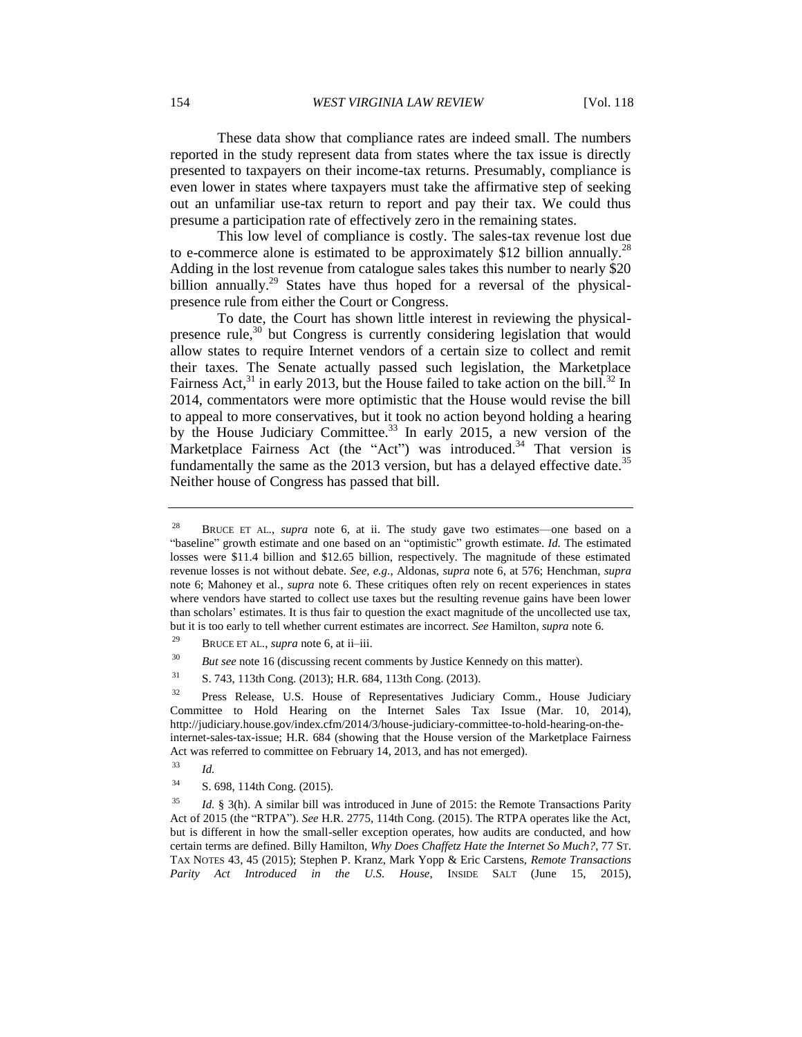These data show that compliance rates are indeed small. The numbers reported in the study represent data from states where the tax issue is directly presented to taxpayers on their income-tax returns. Presumably, compliance is even lower in states where taxpayers must take the affirmative step of seeking out an unfamiliar use-tax return to report and pay their tax. We could thus presume a participation rate of effectively zero in the remaining states.

This low level of compliance is costly. The sales-tax revenue lost due to e-commerce alone is estimated to be approximately $12 billion annually.[28] Adding in the lost revenue from catalogue sales takes this number to nearly $20 billion annually.[29] States have thus hoped for a reversal of the physical-presence rule from either the Court or Congress.

To date, the Court has shown little interest in reviewing the physical-presence rule,[30] but Congress is currently considering legislation that would allow states to require Internet vendors of a certain size to collect and remit their taxes. The Senate actually passed such legislation, the Marketplace Fairness Act,[31] in early 2013, but the House failed to take action on the bill.[32] In 2014, commentators were more optimistic that the House would revise the bill to appeal to more conservatives, but it took no action beyond holding a hearing by the House Judiciary Committee.[33] In early 2015, a new version of the Marketplace Fairness Act (the "Act") was introduced.[34] That version is fundamentally the same as the 2013 version, but has a delayed effective date.[35] Neither house of Congress has passed that bill.

---

[28] BRUCE ET AL., *supra* note 6, at ii. The study gave two estimates—one based on a "baseline" growth estimate and one based on an "optimistic" growth estimate. *Id.* The estimated losses were $11.4 billion and $12.65 billion, respectively. The magnitude of these estimated revenue losses is not without debate. *See, e.g.*, Aldonas, *supra* note 6, at 576; Henchman, *supra* note 6; Mahoney et al., *supra* note 6. These critiques often rely on recent experiences in states where vendors have started to collect use taxes but the resulting revenue gains have been lower than scholars' estimates. It is thus fair to question the exact magnitude of the uncollected use tax, but it is too early to tell whether current estimates are incorrect. *See* Hamilton, *supra* note 6.

[29] BRUCE ET AL., *supra* note 6, at ii–iii.

[30] *But see* note 16 (discussing recent comments by Justice Kennedy on this matter).

[31] S. 743, 113th Cong. (2013); H.R. 684, 113th Cong. (2013).

[32] Press Release, U.S. House of Representatives Judiciary Comm., House Judiciary Committee to Hold Hearing on the Internet Sales Tax Issue (Mar. 10, 2014), http://judiciary.house.gov/index.cfm/2014/3/house-judiciary-committee-to-hold-hearing-on-the-internet-sales-tax-issue; H.R. 684 (showing that the House version of the Marketplace Fairness Act was referred to committee on February 14, 2013, and has not emerged).

[33] *Id.*

[34] S. 698, 114th Cong. (2015).

[35] *Id.* § 3(h). A similar bill was introduced in June of 2015: the Remote Transactions Parity Act of 2015 (the "RTPA"). *See* H.R. 2775, 114th Cong. (2015). The RTPA operates like the Act, but is different in how the small-seller exception operates, how audits are conducted, and how certain terms are defined. Billy Hamilton, *Why Does Chaffetz Hate the Internet So Much?*, 77 ST. TAX NOTES 43, 45 (2015); Stephen P. Kranz, Mark Yopp & Eric Carstens, *Remote Transactions Parity Act Introduced in the U.S. House*, INSIDE SALT (June 15, 2015),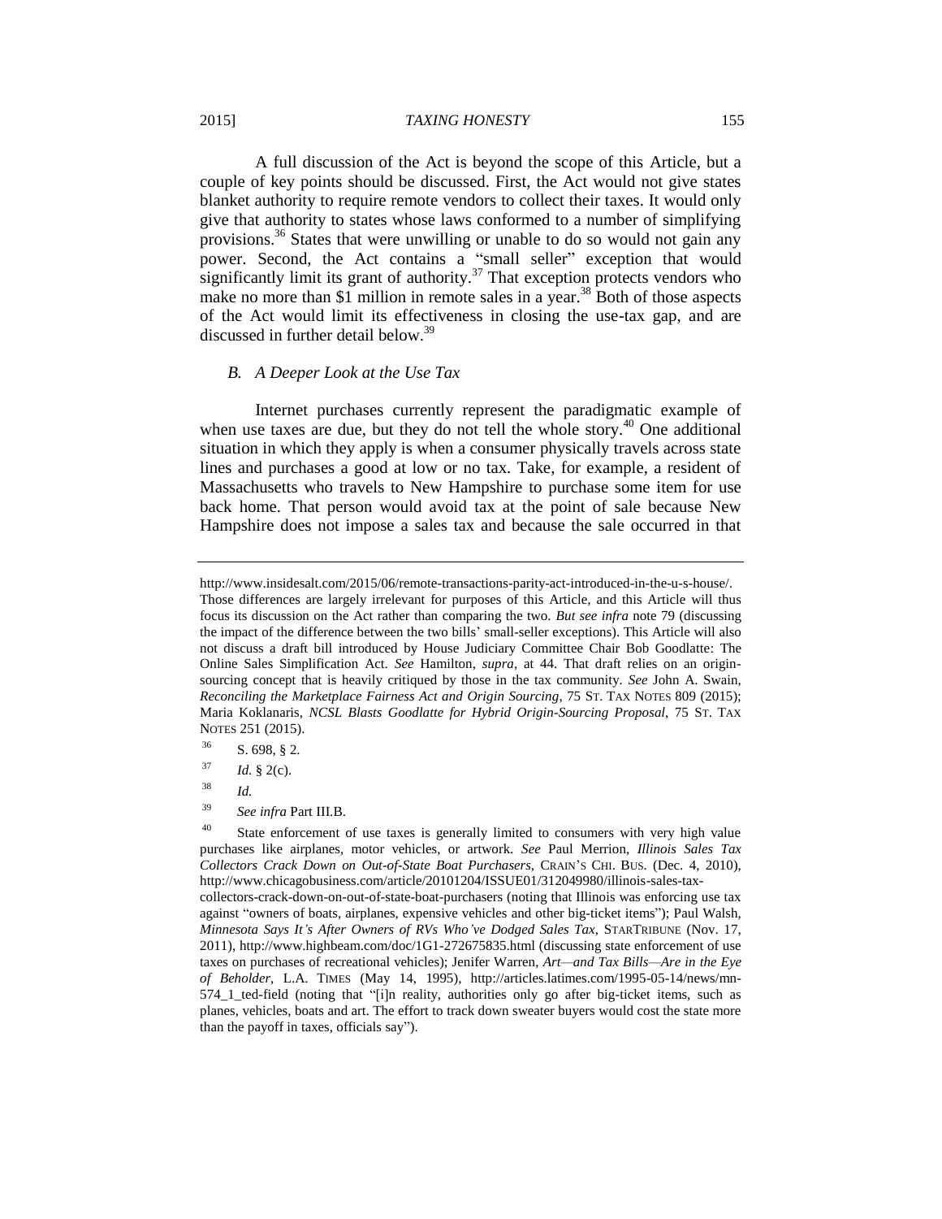A full discussion of the Act is beyond the scope of this Article, but a couple of key points should be discussed. First, the Act would not give states blanket authority to require remote vendors to collect their taxes. It would only give that authority to states whose laws conformed to a number of simplifying provisions.[36] States that were unwilling or unable to do so would not gain any power. Second, the Act contains a "small seller" exception that would significantly limit its grant of authority.[37] That exception protects vendors who make no more than $1 million in remote sales in a year.[38] Both of those aspects of the Act would limit its effectiveness in closing the use-tax gap, and are discussed in further detail below.[39]

### *B. A Deeper Look at the Use Tax*

Internet purchases currently represent the paradigmatic example of when use taxes are due, but they do not tell the whole story.[40] One additional situation in which they apply is when a consumer physically travels across state lines and purchases a good at low or no tax. Take, for example, a resident of Massachusetts who travels to New Hampshire to purchase some item for use back home. That person would avoid tax at the point of sale because New Hampshire does not impose a sales tax and because the sale occurred in that

---

http://www.insidesalt.com/2015/06/remote-transactions-parity-act-introduced-in-the-u-s-house/. Those differences are largely irrelevant for purposes of this Article, and this Article will thus focus its discussion on the Act rather than comparing the two. *But see infra* note 79 (discussing the impact of the difference between the two bills' small-seller exceptions). This Article will also not discuss a draft bill introduced by House Judiciary Committee Chair Bob Goodlatte: The Online Sales Simplification Act. *See* Hamilton, *supra*, at 44. That draft relies on an origin-sourcing concept that is heavily critiqued by those in the tax community. *See* John A. Swain, *Reconciling the Marketplace Fairness Act and Origin Sourcing*, 75 ST. TAX NOTES 809 (2015); Maria Koklanaris, *NCSL Blasts Goodlatte for Hybrid Origin-Sourcing Proposal*, 75 ST. TAX NOTES 251 (2015).

[36] S. 698, § 2.

[37] *Id.* § 2(c).

[38] *Id.*

[39] *See infra* Part III.B.

[40] State enforcement of use taxes is generally limited to consumers with very high value purchases like airplanes, motor vehicles, or artwork. *See* Paul Merrion, *Illinois Sales Tax Collectors Crack Down on Out-of-State Boat Purchasers*, CRAIN'S CHI. BUS. (Dec. 4, 2010), http://www.chicagobusiness.com/article/20101204/ISSUE01/312049980/illinois-sales-tax-collectors-crack-down-on-out-of-state-boat-purchasers (noting that Illinois was enforcing use tax against "owners of boats, airplanes, expensive vehicles and other big-ticket items"); Paul Walsh, *Minnesota Says It's After Owners of RVs Who've Dodged Sales Tax*, STARTRIBUNE (Nov. 17, 2011), http://www.highbeam.com/doc/1G1-272675835.html (discussing state enforcement of use taxes on purchases of recreational vehicles); Jenifer Warren, *Art—and Tax Bills—Are in the Eye of Beholder*, L.A. TIMES (May 14, 1995), http://articles.latimes.com/1995-05-14/news/mn-574_1_ted-field (noting that "[i]n reality, authorities only go after big-ticket items, such as planes, vehicles, boats and art. The effort to track down sweater buyers would cost the state more than the payoff in taxes, officials say").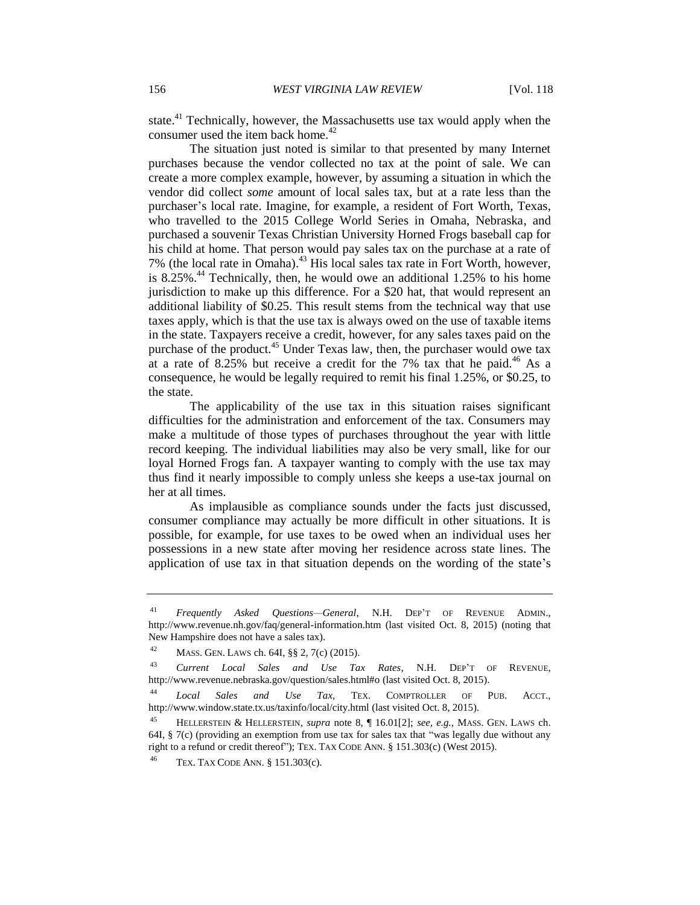state.[41] Technically, however, the Massachusetts use tax would apply when the consumer used the item back home.[42]

The situation just noted is similar to that presented by many Internet purchases because the vendor collected no tax at the point of sale. We can create a more complex example, however, by assuming a situation in which the vendor did collect *some* amount of local sales tax, but at a rate less than the purchaser's local rate. Imagine, for example, a resident of Fort Worth, Texas, who travelled to the 2015 College World Series in Omaha, Nebraska, and purchased a souvenir Texas Christian University Horned Frogs baseball cap for his child at home. That person would pay sales tax on the purchase at a rate of 7% (the local rate in Omaha).[43] His local sales tax rate in Fort Worth, however, is 8.25%.[44] Technically, then, he would owe an additional 1.25% to his home jurisdiction to make up this difference. For a $20 hat, that would represent an additional liability of $0.25. This result stems from the technical way that use taxes apply, which is that the use tax is always owed on the use of taxable items in the state. Taxpayers receive a credit, however, for any sales taxes paid on the purchase of the product.[45] Under Texas law, then, the purchaser would owe tax at a rate of 8.25% but receive a credit for the 7% tax that he paid.[46] As a consequence, he would be legally required to remit his final 1.25%, or $0.25, to the state.

The applicability of the use tax in this situation raises significant difficulties for the administration and enforcement of the tax. Consumers may make a multitude of those types of purchases throughout the year with little record keeping. The individual liabilities may also be very small, like for our loyal Horned Frogs fan. A taxpayer wanting to comply with the use tax may thus find it nearly impossible to comply unless she keeps a use-tax journal on her at all times.

As implausible as compliance sounds under the facts just discussed, consumer compliance may actually be more difficult in other situations. It is possible, for example, for use taxes to be owed when an individual uses her possessions in a new state after moving her residence across state lines. The application of use tax in that situation depends on the wording of the state's

---

41 *Frequently Asked Questions—General*, N.H. DEP'T OF REVENUE ADMIN., http://www.revenue.nh.gov/faq/general-information.htm (last visited Oct. 8, 2015) (noting that New Hampshire does not have a sales tax).

42 MASS. GEN. LAWS ch. 64I, §§ 2, 7(c) (2015).

43 *Current Local Sales and Use Tax Rates*, N.H. DEP'T OF REVENUE, http://www.revenue.nebraska.gov/question/sales.html#o (last visited Oct. 8, 2015).

44 *Local Sales and Use Tax*, TEX. COMPTROLLER OF PUB. ACCT., http://www.window.state.tx.us/taxinfo/local/city.html (last visited Oct. 8, 2015).

45 HELLERSTEIN & HELLERSTEIN, *supra* note 8, ¶ 16.01[2]; *see, e.g.*, MASS. GEN. LAWS ch. 64I, § 7(c) (providing an exemption from use tax for sales tax that "was legally due without any right to a refund or credit thereof"); TEX. TAX CODE ANN. § 151.303(c) (West 2015).

46 TEX. TAX CODE ANN. § 151.303(c).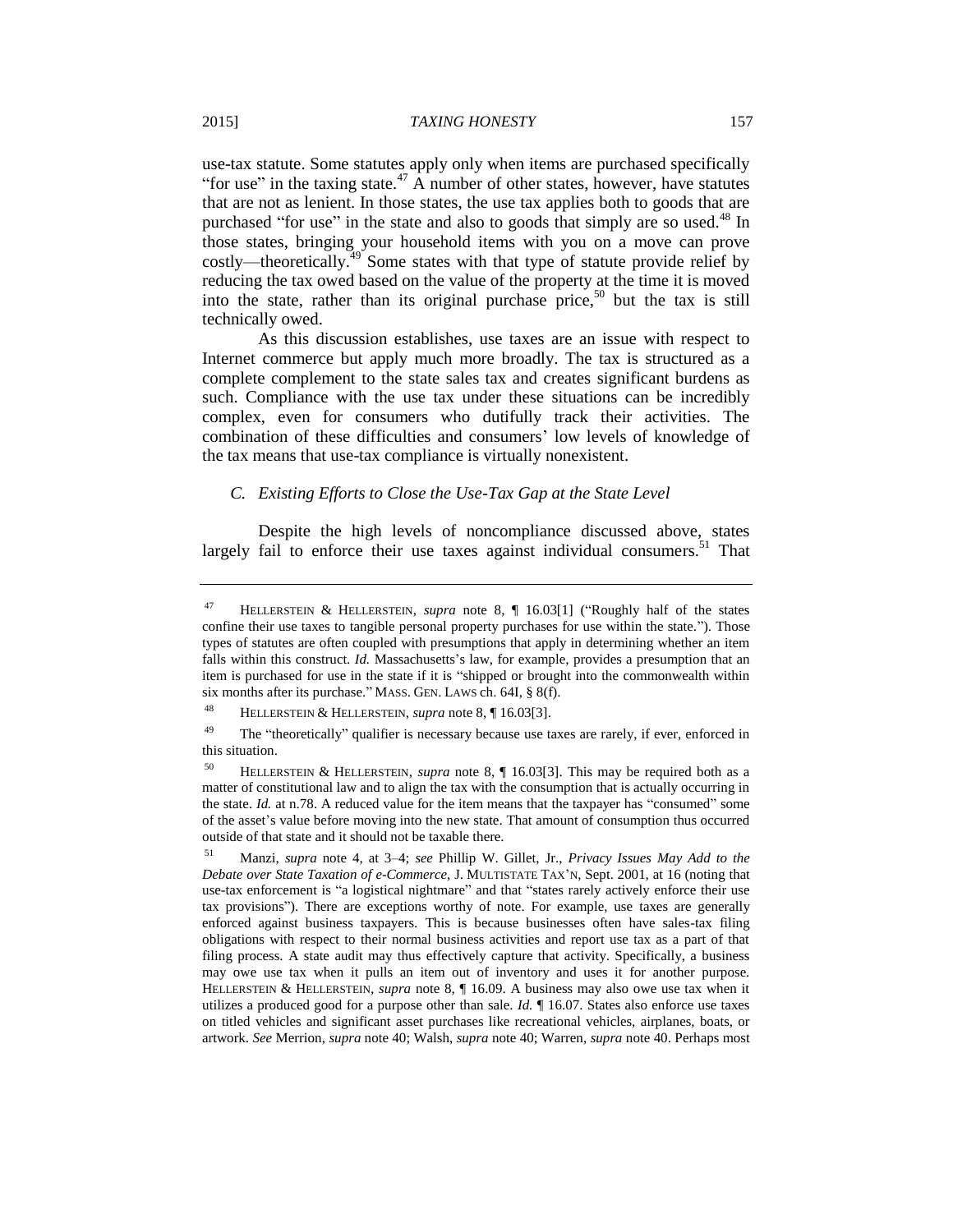use-tax statute. Some statutes apply only when items are purchased specifically "for use" in the taxing state.[47] A number of other states, however, have statutes that are not as lenient. In those states, the use tax applies both to goods that are purchased "for use" in the state and also to goods that simply are so used.[48] In those states, bringing your household items with you on a move can prove costly—theoretically.[49] Some states with that type of statute provide relief by reducing the tax owed based on the value of the property at the time it is moved into the state, rather than its original purchase price,[50] but the tax is still technically owed.

As this discussion establishes, use taxes are an issue with respect to Internet commerce but apply much more broadly. The tax is structured as a complete complement to the state sales tax and creates significant burdens as such. Compliance with the use tax under these situations can be incredibly complex, even for consumers who dutifully track their activities. The combination of these difficulties and consumers' low levels of knowledge of the tax means that use-tax compliance is virtually nonexistent.

### *C. Existing Efforts to Close the Use-Tax Gap at the State Level*

Despite the high levels of noncompliance discussed above, states largely fail to enforce their use taxes against individual consumers.[51] That

---

[47] HELLERSTEIN & HELLERSTEIN, *supra* note 8, ¶ 16.03[1] ("Roughly half of the states confine their use taxes to tangible personal property purchases for use within the state."). Those types of statutes are often coupled with presumptions that apply in determining whether an item falls within this construct. *Id.* Massachusetts's law, for example, provides a presumption that an item is purchased for use in the state if it is "shipped or brought into the commonwealth within six months after its purchase." MASS. GEN. LAWS ch. 64I, § 8(f).

[48] HELLERSTEIN & HELLERSTEIN, *supra* note 8, ¶ 16.03[3].

[49] The "theoretically" qualifier is necessary because use taxes are rarely, if ever, enforced in this situation.

[50] HELLERSTEIN & HELLERSTEIN, *supra* note 8, ¶ 16.03[3]. This may be required both as a matter of constitutional law and to align the tax with the consumption that is actually occurring in the state. *Id.* at n.78. A reduced value for the item means that the taxpayer has "consumed" some of the asset's value before moving into the new state. That amount of consumption thus occurred outside of that state and it should not be taxable there.

[51] Manzi, *supra* note 4, at 3–4; *see* Phillip W. Gillet, Jr., *Privacy Issues May Add to the Debate over State Taxation of e-Commerce*, J. MULTISTATE TAX'N, Sept. 2001, at 16 (noting that use-tax enforcement is "a logistical nightmare" and that "states rarely actively enforce their use tax provisions"). There are exceptions worthy of note. For example, use taxes are generally enforced against business taxpayers. This is because businesses often have sales-tax filing obligations with respect to their normal business activities and report use tax as a part of that filing process. A state audit may thus effectively capture that activity. Specifically, a business may owe use tax when it pulls an item out of inventory and uses it for another purpose. HELLERSTEIN & HELLERSTEIN, *supra* note 8, ¶ 16.09. A business may also owe use tax when it utilizes a produced good for a purpose other than sale. *Id.* ¶ 16.07. States also enforce use taxes on titled vehicles and significant asset purchases like recreational vehicles, airplanes, boats, or artwork. *See* Merrion, *supra* note 40; Walsh, *supra* note 40; Warren, *supra* note 40. Perhaps most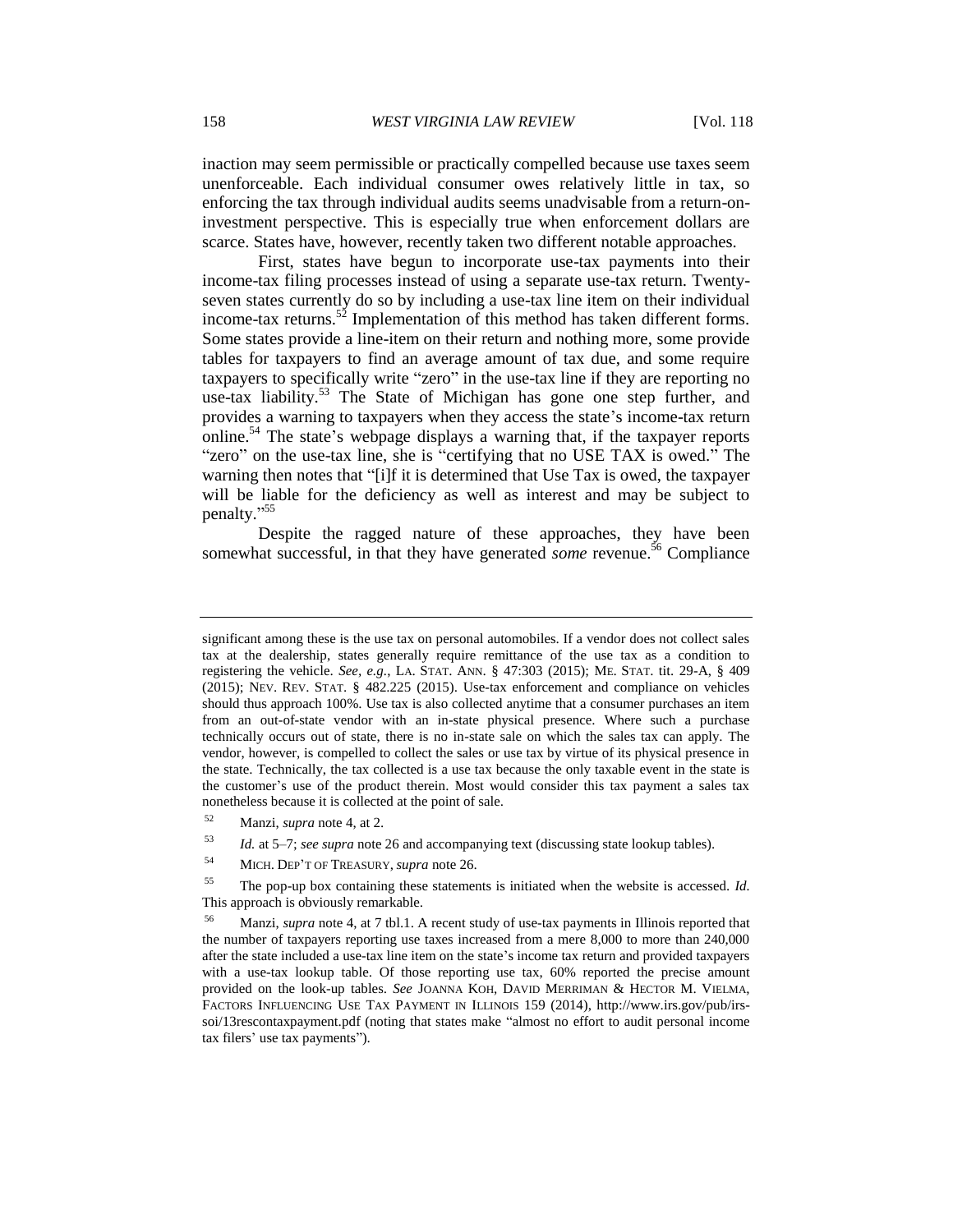inaction may seem permissible or practically compelled because use taxes seem unenforceable. Each individual consumer owes relatively little in tax, so enforcing the tax through individual audits seems unadvisable from a return-on-investment perspective. This is especially true when enforcement dollars are scarce. States have, however, recently taken two different notable approaches.

First, states have begun to incorporate use-tax payments into their income-tax filing processes instead of using a separate use-tax return. Twenty-seven states currently do so by including a use-tax line item on their individual income-tax returns.[52] Implementation of this method has taken different forms. Some states provide a line-item on their return and nothing more, some provide tables for taxpayers to find an average amount of tax due, and some require taxpayers to specifically write "zero" in the use-tax line if they are reporting no use-tax liability.[53] The State of Michigan has gone one step further, and provides a warning to taxpayers when they access the state's income-tax return online.[54] The state's webpage displays a warning that, if the taxpayer reports "zero" on the use-tax line, she is "certifying that no USE TAX is owed." The warning then notes that "[i]f it is determined that Use Tax is owed, the taxpayer will be liable for the deficiency as well as interest and may be subject to penalty."[55]

Despite the ragged nature of these approaches, they have been somewhat successful, in that they have generated *some* revenue.[56] Compliance

---

significant among these is the use tax on personal automobiles. If a vendor does not collect sales tax at the dealership, states generally require remittance of the use tax as a condition to registering the vehicle. *See, e.g.*, LA. STAT. ANN. § 47:303 (2015); ME. STAT. tit. 29-A, § 409 (2015); NEV. REV. STAT. § 482.225 (2015). Use-tax enforcement and compliance on vehicles should thus approach 100%. Use tax is also collected anytime that a consumer purchases an item from an out-of-state vendor with an in-state physical presence. Where such a purchase technically occurs out of state, there is no in-state sale on which the sales tax can apply. The vendor, however, is compelled to collect the sales or use tax by virtue of its physical presence in the state. Technically, the tax collected is a use tax because the only taxable event in the state is the customer's use of the product therein. Most would consider this tax payment a sales tax nonetheless because it is collected at the point of sale.

[52] Manzi, *supra* note 4, at 2.

[53] *Id.* at 5–7; *see supra* note 26 and accompanying text (discussing state lookup tables).

[54] MICH. DEP'T OF TREASURY, *supra* note 26.

[55] The pop-up box containing these statements is initiated when the website is accessed. *Id.* This approach is obviously remarkable.

[56] Manzi, *supra* note 4, at 7 tbl.1. A recent study of use-tax payments in Illinois reported that the number of taxpayers reporting use taxes increased from a mere 8,000 to more than 240,000 after the state included a use-tax line item on the state's income tax return and provided taxpayers with a use-tax lookup table. Of those reporting use tax, 60% reported the precise amount provided on the look-up tables. *See* JOANNA KOH, DAVID MERRIMAN & HECTOR M. VIELMA, FACTORS INFLUENCING USE TAX PAYMENT IN ILLINOIS 159 (2014), http://www.irs.gov/pub/irs-soi/13rescontaxpayment.pdf (noting that states make "almost no effort to audit personal income tax filers' use tax payments").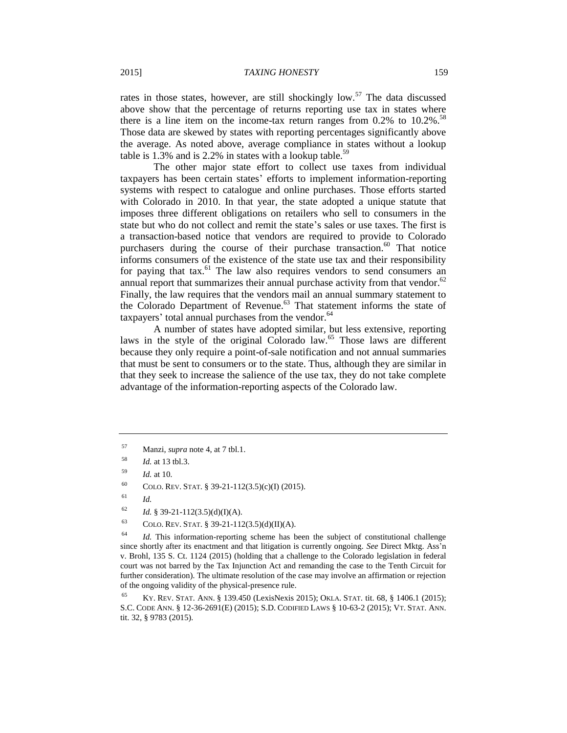rates in those states, however, are still shockingly low.[57] The data discussed above show that the percentage of returns reporting use tax in states where there is a line item on the income-tax return ranges from 0.2% to 10.2%.[58] Those data are skewed by states with reporting percentages significantly above the average. As noted above, average compliance in states without a lookup table is 1.3% and is 2.2% in states with a lookup table.[59]

The other major state effort to collect use taxes from individual taxpayers has been certain states' efforts to implement information-reporting systems with respect to catalogue and online purchases. Those efforts started with Colorado in 2010. In that year, the state adopted a unique statute that imposes three different obligations on retailers who sell to consumers in the state but who do not collect and remit the state's sales or use taxes. The first is a transaction-based notice that vendors are required to provide to Colorado purchasers during the course of their purchase transaction.[60] That notice informs consumers of the existence of the state use tax and their responsibility for paying that tax.[61] The law also requires vendors to send consumers an annual report that summarizes their annual purchase activity from that vendor.[62] Finally, the law requires that the vendors mail an annual summary statement to the Colorado Department of Revenue.[63] That statement informs the state of taxpayers' total annual purchases from the vendor.[64]

A number of states have adopted similar, but less extensive, reporting laws in the style of the original Colorado law.[65] Those laws are different because they only require a point-of-sale notification and not annual summaries that must be sent to consumers or to the state. Thus, although they are similar in that they seek to increase the salience of the use tax, they do not take complete advantage of the information-reporting aspects of the Colorado law.

---

[57] Manzi, *supra* note 4, at 7 tbl.1.

[58] *Id.* at 13 tbl.3.

[59] *Id.* at 10.

[60] COLO. REV. STAT. § 39-21-112(3.5)(c)(I) (2015).

[61] *Id.*

[62] *Id.* § 39-21-112(3.5)(d)(I)(A).

[63] COLO. REV. STAT. § 39-21-112(3.5)(d)(II)(A).

[64] *Id.* This information-reporting scheme has been the subject of constitutional challenge since shortly after its enactment and that litigation is currently ongoing. *See* Direct Mktg. Ass'n v. Brohl, 135 S. Ct. 1124 (2015) (holding that a challenge to the Colorado legislation in federal court was not barred by the Tax Injunction Act and remanding the case to the Tenth Circuit for further consideration). The ultimate resolution of the case may involve an affirmation or rejection of the ongoing validity of the physical-presence rule.

[65] KY. REV. STAT. ANN. § 139.450 (LexisNexis 2015); OKLA. STAT. tit. 68, § 1406.1 (2015); S.C. CODE ANN. § 12-36-2691(E) (2015); S.D. CODIFIED LAWS § 10-63-2 (2015); VT. STAT. ANN. tit. 32, § 9783 (2015).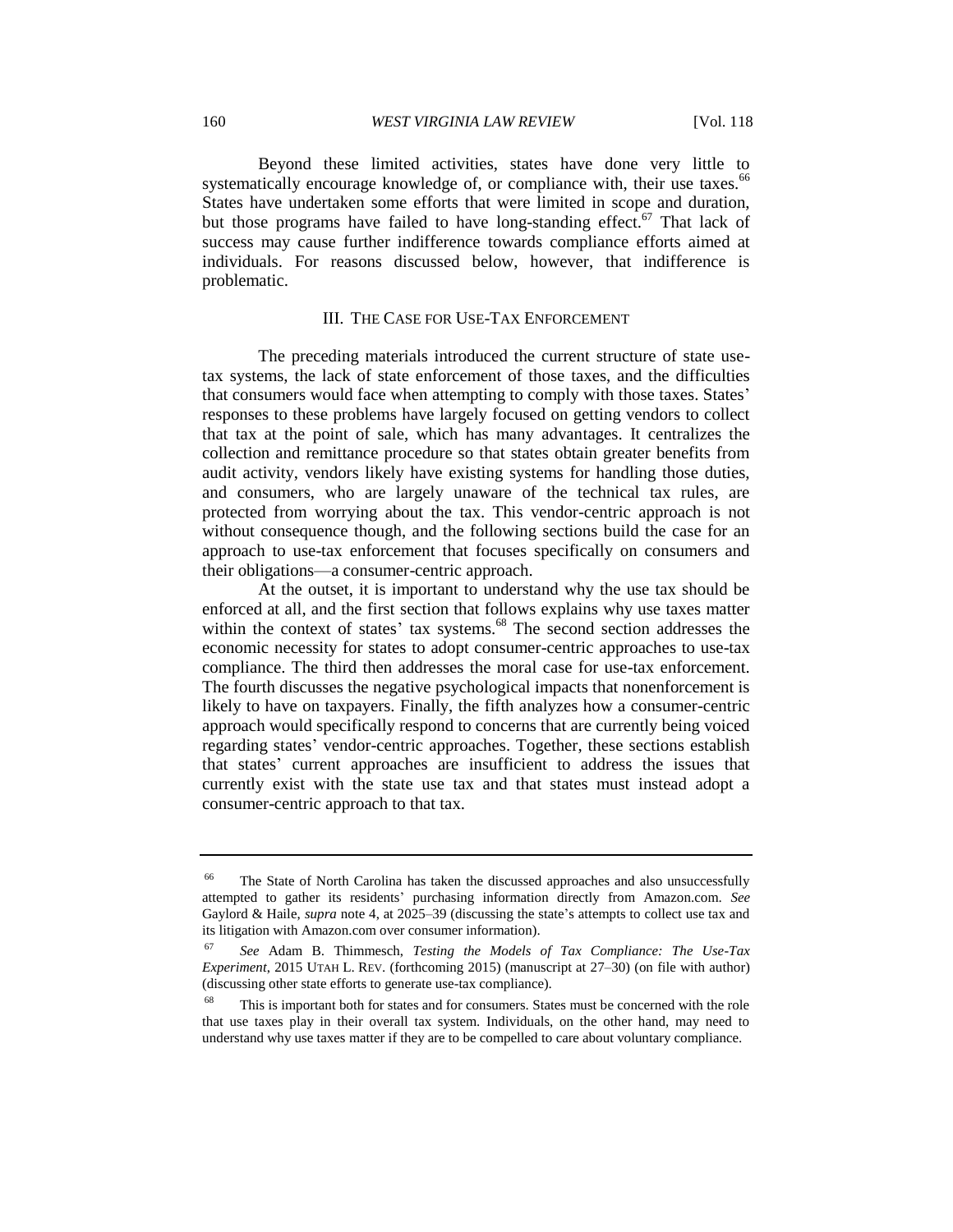Beyond these limited activities, states have done very little to systematically encourage knowledge of, or compliance with, their use taxes.[66] States have undertaken some efforts that were limited in scope and duration, but those programs have failed to have long-standing effect.[67] That lack of success may cause further indifference towards compliance efforts aimed at individuals. For reasons discussed below, however, that indifference is problematic.

## III. The Case for Use-Tax Enforcement

The preceding materials introduced the current structure of state use-tax systems, the lack of state enforcement of those taxes, and the difficulties that consumers would face when attempting to comply with those taxes. States' responses to these problems have largely focused on getting vendors to collect that tax at the point of sale, which has many advantages. It centralizes the collection and remittance procedure so that states obtain greater benefits from audit activity, vendors likely have existing systems for handling those duties, and consumers, who are largely unaware of the technical tax rules, are protected from worrying about the tax. This vendor-centric approach is not without consequence though, and the following sections build the case for an approach to use-tax enforcement that focuses specifically on consumers and their obligations—a consumer-centric approach.

At the outset, it is important to understand why the use tax should be enforced at all, and the first section that follows explains why use taxes matter within the context of states' tax systems.[68] The second section addresses the economic necessity for states to adopt consumer-centric approaches to use-tax compliance. The third then addresses the moral case for use-tax enforcement. The fourth discusses the negative psychological impacts that nonenforcement is likely to have on taxpayers. Finally, the fifth analyzes how a consumer-centric approach would specifically respond to concerns that are currently being voiced regarding states' vendor-centric approaches. Together, these sections establish that states' current approaches are insufficient to address the issues that currently exist with the state use tax and that states must instead adopt a consumer-centric approach to that tax.

---

[66] The State of North Carolina has taken the discussed approaches and also unsuccessfully attempted to gather its residents' purchasing information directly from Amazon.com. *See* Gaylord & Haile, *supra* note 4, at 2025–39 (discussing the state's attempts to collect use tax and its litigation with Amazon.com over consumer information).

[67] *See* Adam B. Thimmesch, *Testing the Models of Tax Compliance: The Use-Tax Experiment*, 2015 UTAH L. REV. (forthcoming 2015) (manuscript at 27–30) (on file with author) (discussing other state efforts to generate use-tax compliance).

[68] This is important both for states and for consumers. States must be concerned with the role that use taxes play in their overall tax system. Individuals, on the other hand, may need to understand why use taxes matter if they are to be compelled to care about voluntary compliance.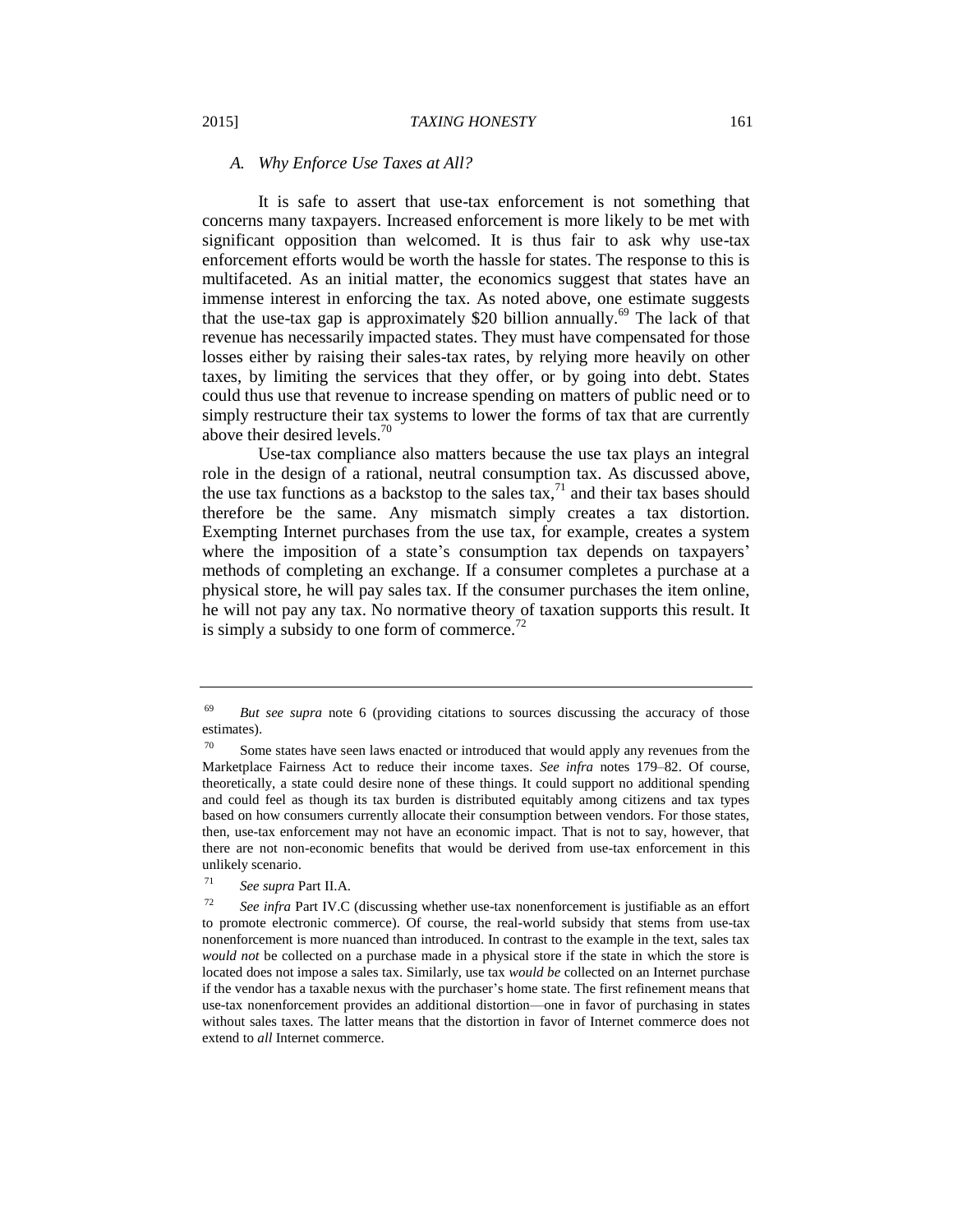### *A. Why Enforce Use Taxes at All?*

It is safe to assert that use-tax enforcement is not something that concerns many taxpayers. Increased enforcement is more likely to be met with significant opposition than welcomed. It is thus fair to ask why use-tax enforcement efforts would be worth the hassle for states. The response to this is multifaceted. As an initial matter, the economics suggest that states have an immense interest in enforcing the tax. As noted above, one estimate suggests that the use-tax gap is approximately $20 billion annually.[69] The lack of that revenue has necessarily impacted states. They must have compensated for those losses either by raising their sales-tax rates, by relying more heavily on other taxes, by limiting the services that they offer, or by going into debt. States could thus use that revenue to increase spending on matters of public need or to simply restructure their tax systems to lower the forms of tax that are currently above their desired levels.[70]

Use-tax compliance also matters because the use tax plays an integral role in the design of a rational, neutral consumption tax. As discussed above, the use tax functions as a backstop to the sales tax,[71] and their tax bases should therefore be the same. Any mismatch simply creates a tax distortion. Exempting Internet purchases from the use tax, for example, creates a system where the imposition of a state's consumption tax depends on taxpayers' methods of completing an exchange. If a consumer completes a purchase at a physical store, he will pay sales tax. If the consumer purchases the item online, he will not pay any tax. No normative theory of taxation supports this result. It is simply a subsidy to one form of commerce.[72]

---

[69] *But see supra* note 6 (providing citations to sources discussing the accuracy of those estimates).

[70] Some states have seen laws enacted or introduced that would apply any revenues from the Marketplace Fairness Act to reduce their income taxes. *See infra* notes 179–82. Of course, theoretically, a state could desire none of these things. It could support no additional spending and could feel as though its tax burden is distributed equitably among citizens and tax types based on how consumers currently allocate their consumption between vendors. For those states, then, use-tax enforcement may not have an economic impact. That is not to say, however, that there are not non-economic benefits that would be derived from use-tax enforcement in this unlikely scenario.

[71] *See supra* Part II.A.

[72] *See infra* Part IV.C (discussing whether use-tax nonenforcement is justifiable as an effort to promote electronic commerce). Of course, the real-world subsidy that stems from use-tax nonenforcement is more nuanced than introduced. In contrast to the example in the text, sales tax *would not* be collected on a purchase made in a physical store if the state in which the store is located does not impose a sales tax. Similarly, use tax *would be* collected on an Internet purchase if the vendor has a taxable nexus with the purchaser's home state. The first refinement means that use-tax nonenforcement provides an additional distortion—one in favor of purchasing in states without sales taxes. The latter means that the distortion in favor of Internet commerce does not extend to *all* Internet commerce.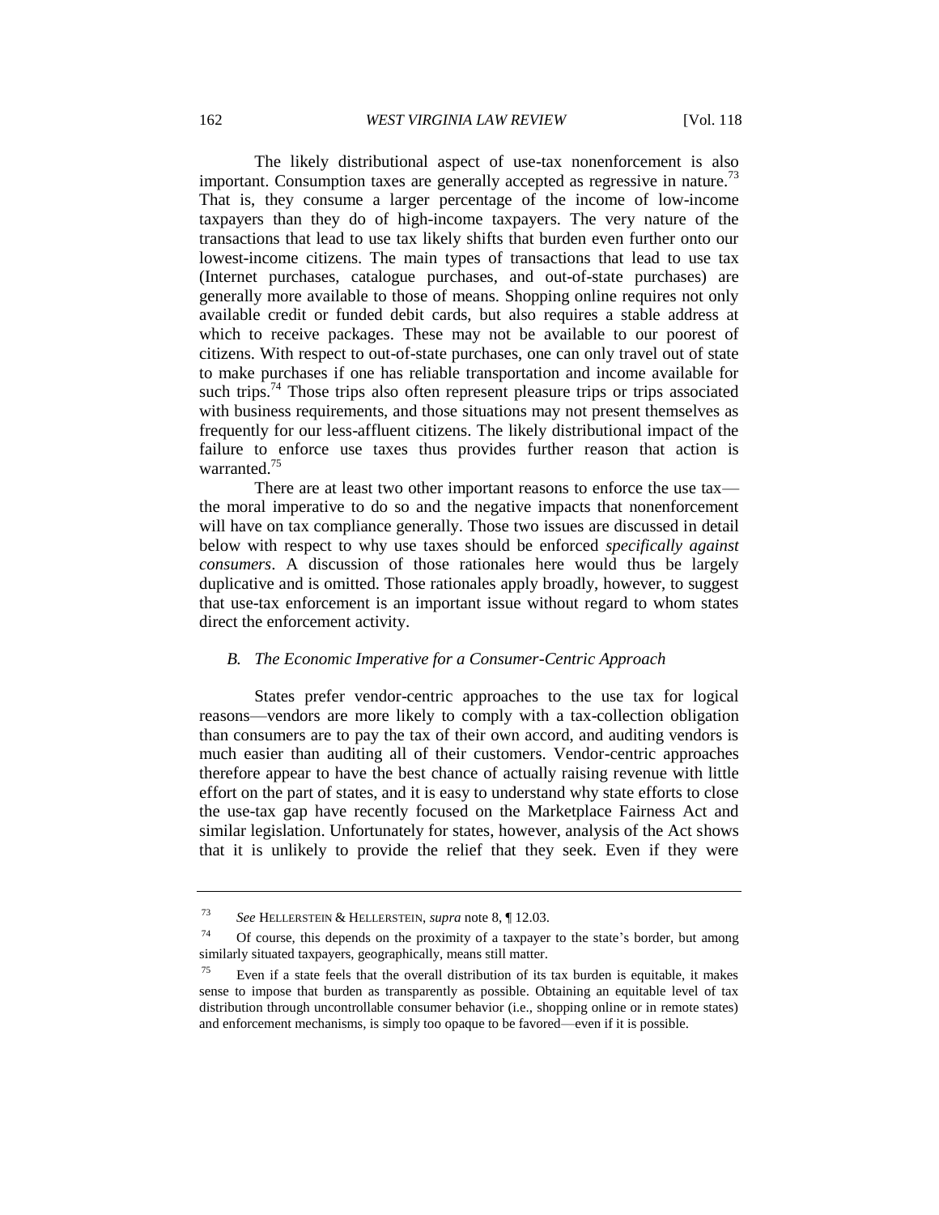The likely distributional aspect of use-tax nonenforcement is also important. Consumption taxes are generally accepted as regressive in nature.[73] That is, they consume a larger percentage of the income of low-income taxpayers than they do of high-income taxpayers. The very nature of the transactions that lead to use tax likely shifts that burden even further onto our lowest-income citizens. The main types of transactions that lead to use tax (Internet purchases, catalogue purchases, and out-of-state purchases) are generally more available to those of means. Shopping online requires not only available credit or funded debit cards, but also requires a stable address at which to receive packages. These may not be available to our poorest of citizens. With respect to out-of-state purchases, one can only travel out of state to make purchases if one has reliable transportation and income available for such trips.[74] Those trips also often represent pleasure trips or trips associated with business requirements, and those situations may not present themselves as frequently for our less-affluent citizens. The likely distributional impact of the failure to enforce use taxes thus provides further reason that action is warranted.[75]

There are at least two other important reasons to enforce the use tax—the moral imperative to do so and the negative impacts that nonenforcement will have on tax compliance generally. Those two issues are discussed in detail below with respect to why use taxes should be enforced *specifically against consumers*. A discussion of those rationales here would thus be largely duplicative and is omitted. Those rationales apply broadly, however, to suggest that use-tax enforcement is an important issue without regard to whom states direct the enforcement activity.

### *B. The Economic Imperative for a Consumer-Centric Approach*

States prefer vendor-centric approaches to the use tax for logical reasons—vendors are more likely to comply with a tax-collection obligation than consumers are to pay the tax of their own accord, and auditing vendors is much easier than auditing all of their customers. Vendor-centric approaches therefore appear to have the best chance of actually raising revenue with little effort on the part of states, and it is easy to understand why state efforts to close the use-tax gap have recently focused on the Marketplace Fairness Act and similar legislation. Unfortunately for states, however, analysis of the Act shows that it is unlikely to provide the relief that they seek. Even if they were

---

[73] *See* HELLERSTEIN & HELLERSTEIN, *supra* note 8, ¶ 12.03.

[74] Of course, this depends on the proximity of a taxpayer to the state's border, but among similarly situated taxpayers, geographically, means still matter.

[75] Even if a state feels that the overall distribution of its tax burden is equitable, it makes sense to impose that burden as transparently as possible. Obtaining an equitable level of tax distribution through uncontrollable consumer behavior (i.e., shopping online or in remote states) and enforcement mechanisms, is simply too opaque to be favored—even if it is possible.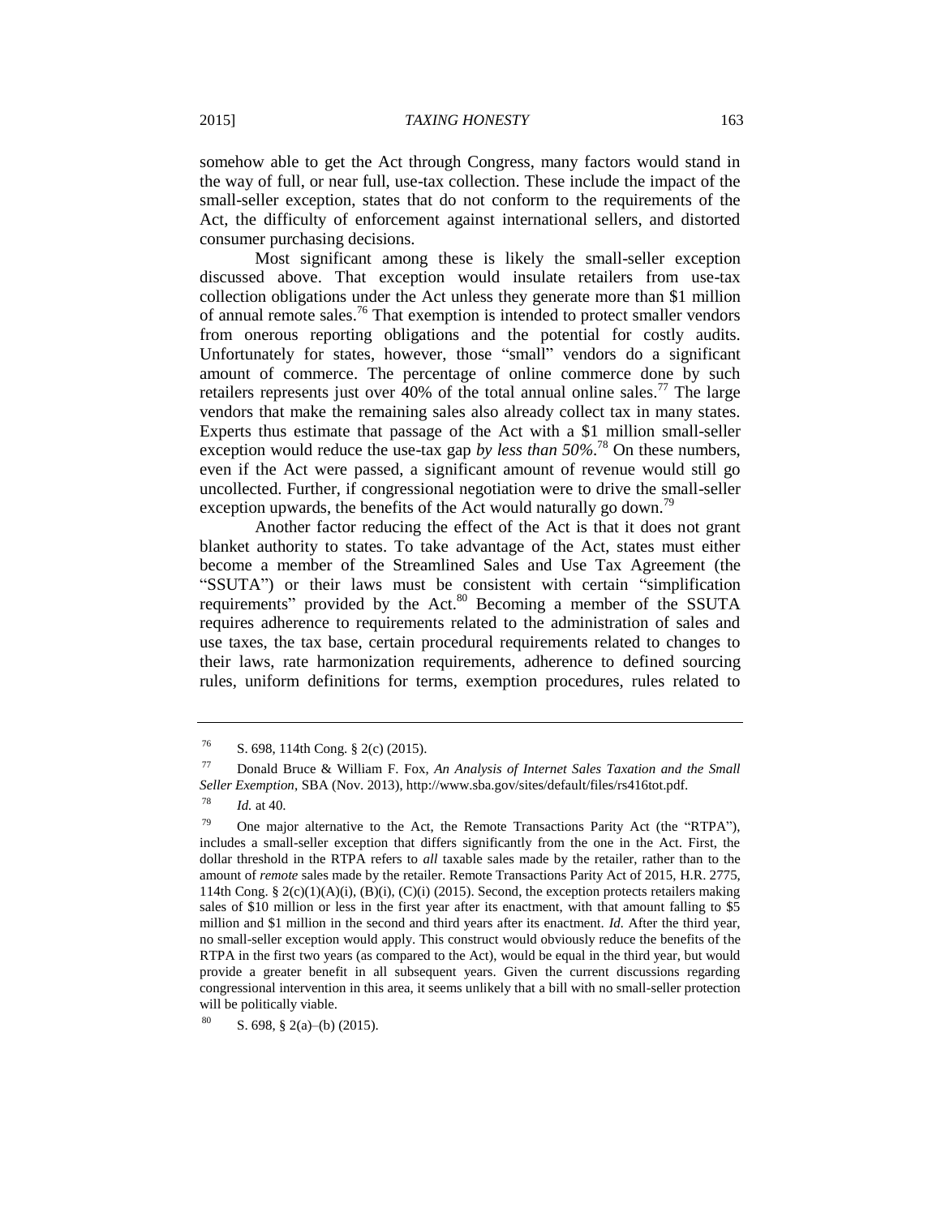somehow able to get the Act through Congress, many factors would stand in the way of full, or near full, use-tax collection. These include the impact of the small-seller exception, states that do not conform to the requirements of the Act, the difficulty of enforcement against international sellers, and distorted consumer purchasing decisions.

Most significant among these is likely the small-seller exception discussed above. That exception would insulate retailers from use-tax collection obligations under the Act unless they generate more than $1 million of annual remote sales.[76] That exemption is intended to protect smaller vendors from onerous reporting obligations and the potential for costly audits. Unfortunately for states, however, those "small" vendors do a significant amount of commerce. The percentage of online commerce done by such retailers represents just over 40% of the total annual online sales.[77] The large vendors that make the remaining sales also already collect tax in many states. Experts thus estimate that passage of the Act with a $1 million small-seller exception would reduce the use-tax gap *by less than 50%*.[78] On these numbers, even if the Act were passed, a significant amount of revenue would still go uncollected. Further, if congressional negotiation were to drive the small-seller exception upwards, the benefits of the Act would naturally go down.[79]

Another factor reducing the effect of the Act is that it does not grant blanket authority to states. To take advantage of the Act, states must either become a member of the Streamlined Sales and Use Tax Agreement (the "SSUTA") or their laws must be consistent with certain "simplification requirements" provided by the Act.[80] Becoming a member of the SSUTA requires adherence to requirements related to the administration of sales and use taxes, the tax base, certain procedural requirements related to changes to their laws, rate harmonization requirements, adherence to defined sourcing rules, uniform definitions for terms, exemption procedures, rules related to

---

[76] S. 698, 114th Cong. § 2(c) (2015).

[77] Donald Bruce & William F. Fox, *An Analysis of Internet Sales Taxation and the Small Seller Exemption*, SBA (Nov. 2013), http://www.sba.gov/sites/default/files/rs416tot.pdf.

[78] *Id.* at 40.

[79] One major alternative to the Act, the Remote Transactions Parity Act (the "RTPA"), includes a small-seller exception that differs significantly from the one in the Act. First, the dollar threshold in the RTPA refers to *all* taxable sales made by the retailer, rather than to the amount of *remote* sales made by the retailer. Remote Transactions Parity Act of 2015, H.R. 2775, 114th Cong. § 2(c)(1)(A)(i), (B)(i), (C)(i) (2015). Second, the exception protects retailers making sales of $10 million or less in the first year after its enactment, with that amount falling to $5 million and $1 million in the second and third years after its enactment. *Id.* After the third year, no small-seller exception would apply. This construct would obviously reduce the benefits of the RTPA in the first two years (as compared to the Act), would be equal in the third year, but would provide a greater benefit in all subsequent years. Given the current discussions regarding congressional intervention in this area, it seems unlikely that a bill with no small-seller protection will be politically viable.

[80] S. 698, § 2(a)–(b) (2015).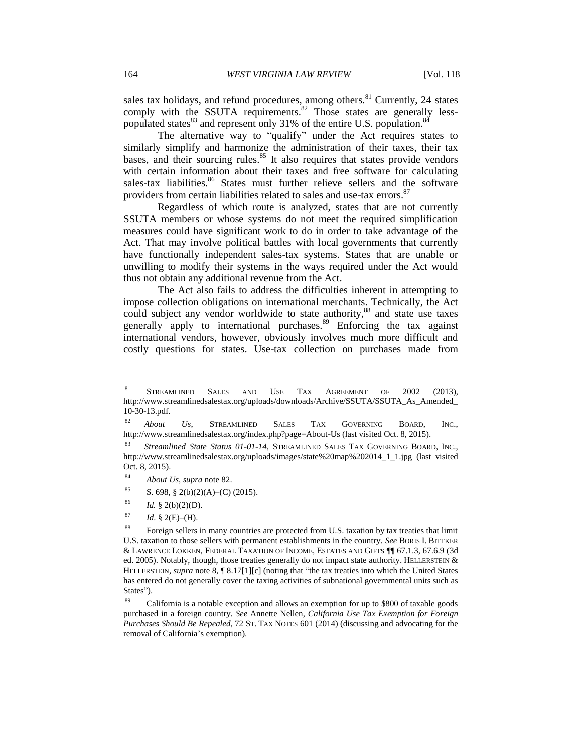sales tax holidays, and refund procedures, among others.[81] Currently, 24 states comply with the SSUTA requirements.[82] Those states are generally less-populated states[83] and represent only 31% of the entire U.S. population.[84]

The alternative way to "qualify" under the Act requires states to similarly simplify and harmonize the administration of their taxes, their tax bases, and their sourcing rules.[85] It also requires that states provide vendors with certain information about their taxes and free software for calculating sales-tax liabilities.[86] States must further relieve sellers and the software providers from certain liabilities related to sales and use-tax errors.[87]

Regardless of which route is analyzed, states that are not currently SSUTA members or whose systems do not meet the required simplification measures could have significant work to do in order to take advantage of the Act. That may involve political battles with local governments that currently have functionally independent sales-tax systems. States that are unable or unwilling to modify their systems in the ways required under the Act would thus not obtain any additional revenue from the Act.

The Act also fails to address the difficulties inherent in attempting to impose collection obligations on international merchants. Technically, the Act could subject any vendor worldwide to state authority,[88] and state use taxes generally apply to international purchases.[89] Enforcing the tax against international vendors, however, obviously involves much more difficult and costly questions for states. Use-tax collection on purchases made from

---

[81] STREAMLINED SALES AND USE TAX AGREEMENT OF 2002 (2013), http://www.streamlinedsalestax.org/uploads/downloads/Archive/SSUTA/SSUTA_As_Amended_10-30-13.pdf.

[82] *About Us*, STREAMLINED SALES TAX GOVERNING BOARD, INC., http://www.streamlinedsalestax.org/index.php?page=About-Us (last visited Oct. 8, 2015).

[83] *Streamlined State Status 01-01-14*, STREAMLINED SALES TAX GOVERNING BOARD, INC., http://www.streamlinedsalestax.org/uploads/images/state%20map%202014_1_1.jpg (last visited Oct. 8, 2015).

[84] *About Us*, *supra* note 82.

[85] S. 698, § 2(b)(2)(A)–(C) (2015).

[86] *Id.* § 2(b)(2)(D).

[87] *Id*. § 2(E)–(H).

[88] Foreign sellers in many countries are protected from U.S. taxation by tax treaties that limit U.S. taxation to those sellers with permanent establishments in the country. *See* BORIS I. BITTKER & LAWRENCE LOKKEN, FEDERAL TAXATION OF INCOME, ESTATES AND GIFTS ¶¶ 67.1.3, 67.6.9 (3d ed. 2005). Notably, though, those treaties generally do not impact state authority. HELLERSTEIN & HELLERSTEIN, *supra* note 8, ¶ 8.17[1][c] (noting that "the tax treaties into which the United States has entered do not generally cover the taxing activities of subnational governmental units such as States").

[89] California is a notable exception and allows an exemption for up to $800 of taxable goods purchased in a foreign country. *See* Annette Nellen, *California Use Tax Exemption for Foreign Purchases Should Be Repealed*, 72 ST. TAX NOTES 601 (2014) (discussing and advocating for the removal of California's exemption).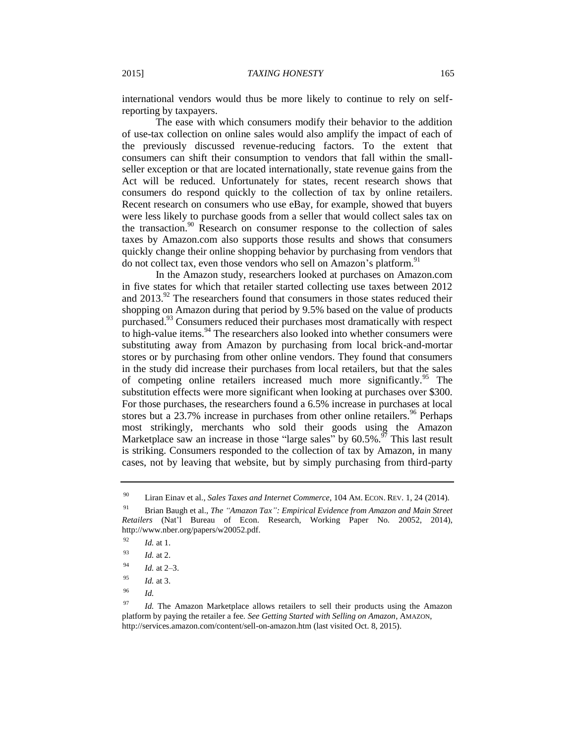international vendors would thus be more likely to continue to rely on self-reporting by taxpayers.

The ease with which consumers modify their behavior to the addition of use-tax collection on online sales would also amplify the impact of each of the previously discussed revenue-reducing factors. To the extent that consumers can shift their consumption to vendors that fall within the small-seller exception or that are located internationally, state revenue gains from the Act will be reduced. Unfortunately for states, recent research shows that consumers do respond quickly to the collection of tax by online retailers. Recent research on consumers who use eBay, for example, showed that buyers were less likely to purchase goods from a seller that would collect sales tax on the transaction.[90] Research on consumer response to the collection of sales taxes by Amazon.com also supports those results and shows that consumers quickly change their online shopping behavior by purchasing from vendors that do not collect tax, even those vendors who sell on Amazon's platform.[91]

In the Amazon study, researchers looked at purchases on Amazon.com in five states for which that retailer started collecting use taxes between 2012 and 2013.[92] The researchers found that consumers in those states reduced their shopping on Amazon during that period by 9.5% based on the value of products purchased.[93] Consumers reduced their purchases most dramatically with respect to high-value items.[94] The researchers also looked into whether consumers were substituting away from Amazon by purchasing from local brick-and-mortar stores or by purchasing from other online vendors. They found that consumers in the study did increase their purchases from local retailers, but that the sales of competing online retailers increased much more significantly.[95] The substitution effects were more significant when looking at purchases over $300. For those purchases, the researchers found a 6.5% increase in purchases at local stores but a 23.7% increase in purchases from other online retailers.[96] Perhaps most strikingly, merchants who sold their goods using the Amazon Marketplace saw an increase in those "large sales" by 60.5%.[97] This last result is striking. Consumers responded to the collection of tax by Amazon, in many cases, not by leaving that website, but by simply purchasing from third-party

---

[90] Liran Einav et al., *Sales Taxes and Internet Commerce*, 104 AM. ECON. REV. 1, 24 (2014).

[91] Brian Baugh et al., *The "Amazon Tax": Empirical Evidence from Amazon and Main Street Retailers* (Nat'l Bureau of Econ. Research, Working Paper No. 20052, 2014), http://www.nber.org/papers/w20052.pdf.

[92] *Id.* at 1.

[93] *Id.* at 2.

[94] *Id.* at 2–3.

[95] *Id.* at 3.

[96] *Id.*

[97] *Id.* The Amazon Marketplace allows retailers to sell their products using the Amazon platform by paying the retailer a fee. *See Getting Started with Selling on Amazon*, AMAZON, http://services.amazon.com/content/sell-on-amazon.htm (last visited Oct. 8, 2015).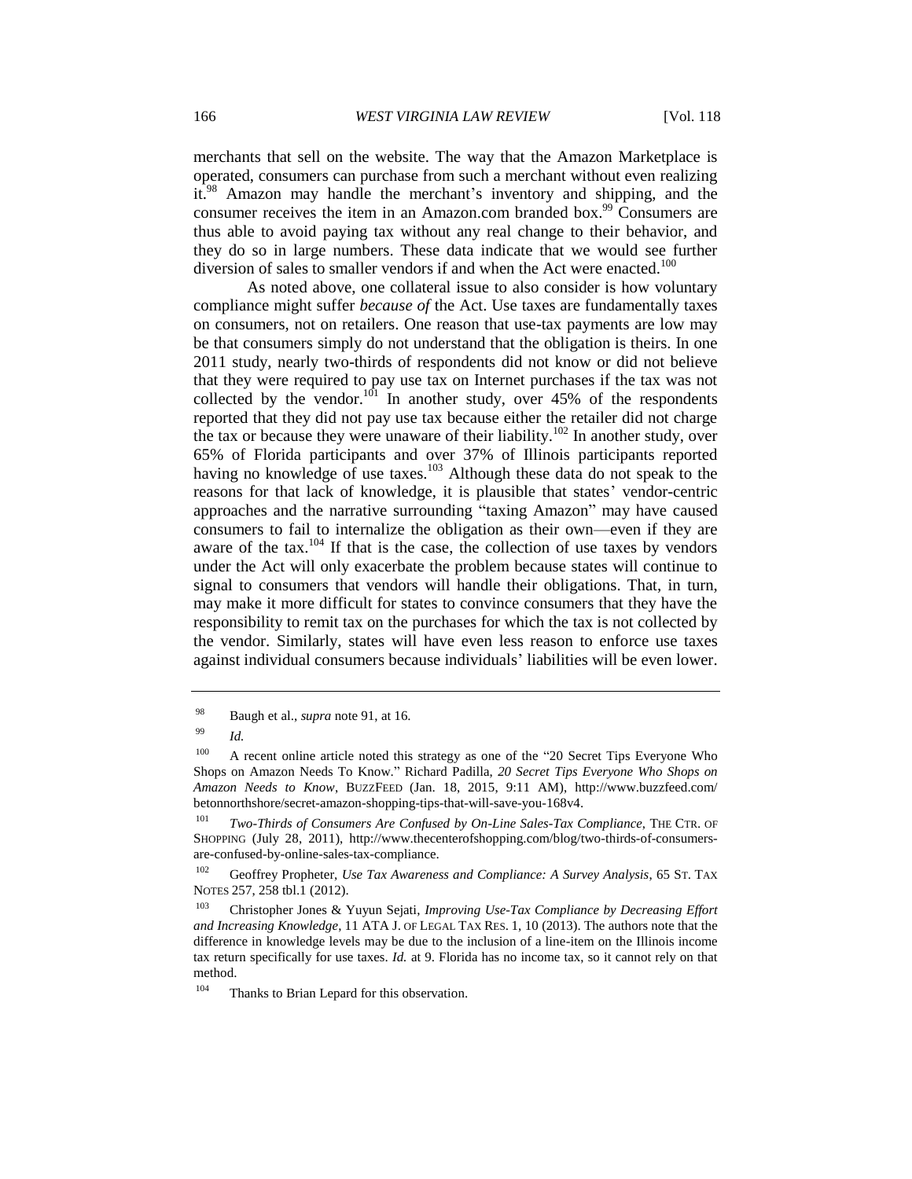merchants that sell on the website. The way that the Amazon Marketplace is operated, consumers can purchase from such a merchant without even realizing it.[98] Amazon may handle the merchant's inventory and shipping, and the consumer receives the item in an Amazon.com branded box.[99] Consumers are thus able to avoid paying tax without any real change to their behavior, and they do so in large numbers. These data indicate that we would see further diversion of sales to smaller vendors if and when the Act were enacted.[100]

As noted above, one collateral issue to also consider is how voluntary compliance might suffer *because of* the Act. Use taxes are fundamentally taxes on consumers, not on retailers. One reason that use-tax payments are low may be that consumers simply do not understand that the obligation is theirs. In one 2011 study, nearly two-thirds of respondents did not know or did not believe that they were required to pay use tax on Internet purchases if the tax was not collected by the vendor.[101] In another study, over 45% of the respondents reported that they did not pay use tax because either the retailer did not charge the tax or because they were unaware of their liability.[102] In another study, over 65% of Florida participants and over 37% of Illinois participants reported having no knowledge of use taxes.[103] Although these data do not speak to the reasons for that lack of knowledge, it is plausible that states' vendor-centric approaches and the narrative surrounding "taxing Amazon" may have caused consumers to fail to internalize the obligation as their own—even if they are aware of the tax.[104] If that is the case, the collection of use taxes by vendors under the Act will only exacerbate the problem because states will continue to signal to consumers that vendors will handle their obligations. That, in turn, may make it more difficult for states to convince consumers that they have the responsibility to remit tax on the purchases for which the tax is not collected by the vendor. Similarly, states will have even less reason to enforce use taxes against individual consumers because individuals' liabilities will be even lower.

---

[98] Baugh et al., *supra* note 91, at 16.

[99] *Id.*

[100] A recent online article noted this strategy as one of the "20 Secret Tips Everyone Who Shops on Amazon Needs To Know." Richard Padilla, *20 Secret Tips Everyone Who Shops on Amazon Needs to Know*, BUZZFEED (Jan. 18, 2015, 9:11 AM), http://www.buzzfeed.com/betonnorthshore/secret-amazon-shopping-tips-that-will-save-you-168v4.

[101] *Two-Thirds of Consumers Are Confused by On-Line Sales-Tax Compliance*, THE CTR. OF SHOPPING (July 28, 2011), http://www.thecenterofshopping.com/blog/two-thirds-of-consumers-are-confused-by-online-sales-tax-compliance.

[102] Geoffrey Propheter, *Use Tax Awareness and Compliance: A Survey Analysis*, 65 ST. TAX NOTES 257, 258 tbl.1 (2012).

[103] Christopher Jones & Yuyun Sejati, *Improving Use-Tax Compliance by Decreasing Effort and Increasing Knowledge*, 11 ATA J. OF LEGAL TAX RES. 1, 10 (2013). The authors note that the difference in knowledge levels may be due to the inclusion of a line-item on the Illinois income tax return specifically for use taxes. *Id.* at 9. Florida has no income tax, so it cannot rely on that method.

[104] Thanks to Brian Lepard for this observation.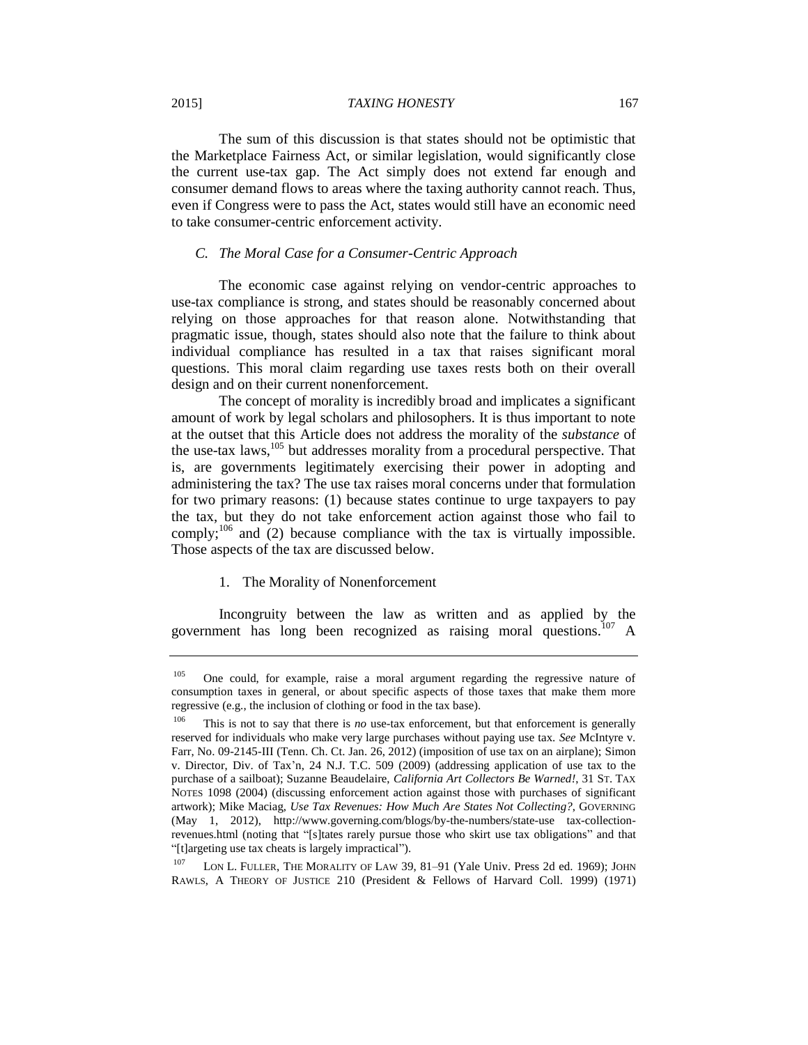The sum of this discussion is that states should not be optimistic that the Marketplace Fairness Act, or similar legislation, would significantly close the current use-tax gap. The Act simply does not extend far enough and consumer demand flows to areas where the taxing authority cannot reach. Thus, even if Congress were to pass the Act, states would still have an economic need to take consumer-centric enforcement activity.

### *C. The Moral Case for a Consumer-Centric Approach*

The economic case against relying on vendor-centric approaches to use-tax compliance is strong, and states should be reasonably concerned about relying on those approaches for that reason alone. Notwithstanding that pragmatic issue, though, states should also note that the failure to think about individual compliance has resulted in a tax that raises significant moral questions. This moral claim regarding use taxes rests both on their overall design and on their current nonenforcement.

The concept of morality is incredibly broad and implicates a significant amount of work by legal scholars and philosophers. It is thus important to note at the outset that this Article does not address the morality of the *substance* of the use-tax laws,[105] but addresses morality from a procedural perspective. That is, are governments legitimately exercising their power in adopting and administering the tax? The use tax raises moral concerns under that formulation for two primary reasons: (1) because states continue to urge taxpayers to pay the tax, but they do not take enforcement action against those who fail to comply;[106] and (2) because compliance with the tax is virtually impossible. Those aspects of the tax are discussed below.

#### 1. The Morality of Nonenforcement

Incongruity between the law as written and as applied by the government has long been recognized as raising moral questions.[107] A

---

[105] One could, for example, raise a moral argument regarding the regressive nature of consumption taxes in general, or about specific aspects of those taxes that make them more regressive (e.g., the inclusion of clothing or food in the tax base).

[106] This is not to say that there is *no* use-tax enforcement, but that enforcement is generally reserved for individuals who make very large purchases without paying use tax. *See* McIntyre v. Farr, No. 09-2145-III (Tenn. Ch. Ct. Jan. 26, 2012) (imposition of use tax on an airplane); Simon v. Director, Div. of Tax'n, 24 N.J. T.C. 509 (2009) (addressing application of use tax to the purchase of a sailboat); Suzanne Beaudelaire, *California Art Collectors Be Warned!*, 31 ST. TAX NOTES 1098 (2004) (discussing enforcement action against those with purchases of significant artwork); Mike Maciag, *Use Tax Revenues: How Much Are States Not Collecting?*, GOVERNING (May 1, 2012), http://www.governing.com/blogs/by-the-numbers/state-use tax-collection-revenues.html (noting that "[s]tates rarely pursue those who skirt use tax obligations" and that "[t]argeting use tax cheats is largely impractical").

[107] LON L. FULLER, THE MORALITY OF LAW 39, 81–91 (Yale Univ. Press 2d ed. 1969); JOHN RAWLS, A THEORY OF JUSTICE 210 (President & Fellows of Harvard Coll. 1999) (1971)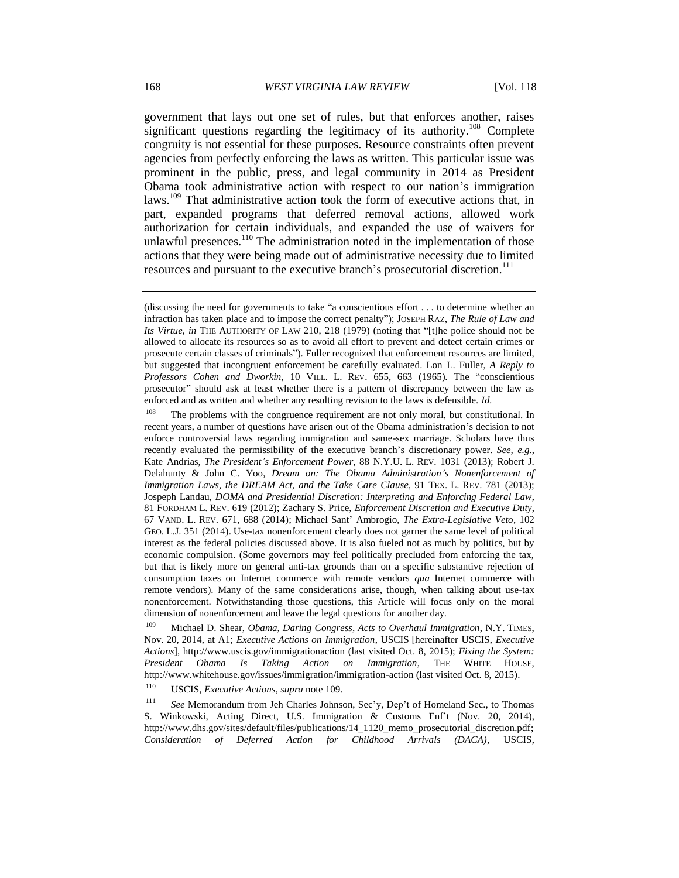government that lays out one set of rules, but that enforces another, raises significant questions regarding the legitimacy of its authority.[108] Complete congruity is not essential for these purposes. Resource constraints often prevent agencies from perfectly enforcing the laws as written. This particular issue was prominent in the public, press, and legal community in 2014 as President Obama took administrative action with respect to our nation's immigration laws.[109] That administrative action took the form of executive actions that, in part, expanded programs that deferred removal actions, allowed work authorization for certain individuals, and expanded the use of waivers for unlawful presences.[110] The administration noted in the implementation of those actions that they were being made out of administrative necessity due to limited resources and pursuant to the executive branch's prosecutorial discretion.[111]

---

(discussing the need for governments to take "a conscientious effort . . . to determine whether an infraction has taken place and to impose the correct penalty"); JOSEPH RAZ, *The Rule of Law and Its Virtue*, *in* THE AUTHORITY OF LAW 210, 218 (1979) (noting that "[t]he police should not be allowed to allocate its resources so as to avoid all effort to prevent and detect certain crimes or prosecute certain classes of criminals"). Fuller recognized that enforcement resources are limited, but suggested that incongruent enforcement be carefully evaluated. Lon L. Fuller, *A Reply to Professors Cohen and Dworkin*, 10 VILL. L. REV. 655, 663 (1965). The "conscientious prosecutor" should ask at least whether there is a pattern of discrepancy between the law as enforced and as written and whether any resulting revision to the laws is defensible. *Id.*

[108] The problems with the congruence requirement are not only moral, but constitutional. In recent years, a number of questions have arisen out of the Obama administration's decision to not enforce controversial laws regarding immigration and same-sex marriage. Scholars have thus recently evaluated the permissibility of the executive branch's discretionary power. *See, e.g.*, Kate Andrias, *The President's Enforcement Power*, 88 N.Y.U. L. REV. 1031 (2013); Robert J. Delahunty & John C. Yoo, *Dream on: The Obama Administration's Nonenforcement of Immigration Laws, the DREAM Act, and the Take Care Clause*, 91 TEX. L. REV. 781 (2013); Jospeph Landau, *DOMA and Presidential Discretion: Interpreting and Enforcing Federal Law*, 81 FORDHAM L. REV. 619 (2012); Zachary S. Price, *Enforcement Discretion and Executive Duty*, 67 VAND. L. REV. 671, 688 (2014); Michael Sant' Ambrogio, *The Extra-Legislative Veto*, 102 GEO. L.J. 351 (2014). Use-tax nonenforcement clearly does not garner the same level of political interest as the federal policies discussed above. It is also fueled not as much by politics, but by economic compulsion. (Some governors may feel politically precluded from enforcing the tax, but that is likely more on general anti-tax grounds than on a specific substantive rejection of consumption taxes on Internet commerce with remote vendors *qua* Internet commerce with remote vendors). Many of the same considerations arise, though, when talking about use-tax nonenforcement. Notwithstanding those questions, this Article will focus only on the moral dimension of nonenforcement and leave the legal questions for another day.

[109] Michael D. Shear, *Obama, Daring Congress, Acts to Overhaul Immigration*, N.Y. TIMES, Nov. 20, 2014, at A1; *Executive Actions on Immigration*, USCIS [hereinafter USCIS, *Executive Actions*], http://www.uscis.gov/immigrationaction (last visited Oct. 8, 2015); *Fixing the System: President Obama Is Taking Action on Immigration*, THE WHITE HOUSE, http://www.whitehouse.gov/issues/immigration/immigration-action (last visited Oct. 8, 2015).

[110] USCIS, *Executive Actions*, *supra* note 109.

[111] *See* Memorandum from Jeh Charles Johnson, Sec'y, Dep't of Homeland Sec., to Thomas S. Winkowski, Acting Direct, U.S. Immigration & Customs Enf't (Nov. 20, 2014), http://www.dhs.gov/sites/default/files/publications/14_1120_memo_prosecutorial_discretion.pdf; *Consideration of Deferred Action for Childhood Arrivals (DACA)*, USCIS,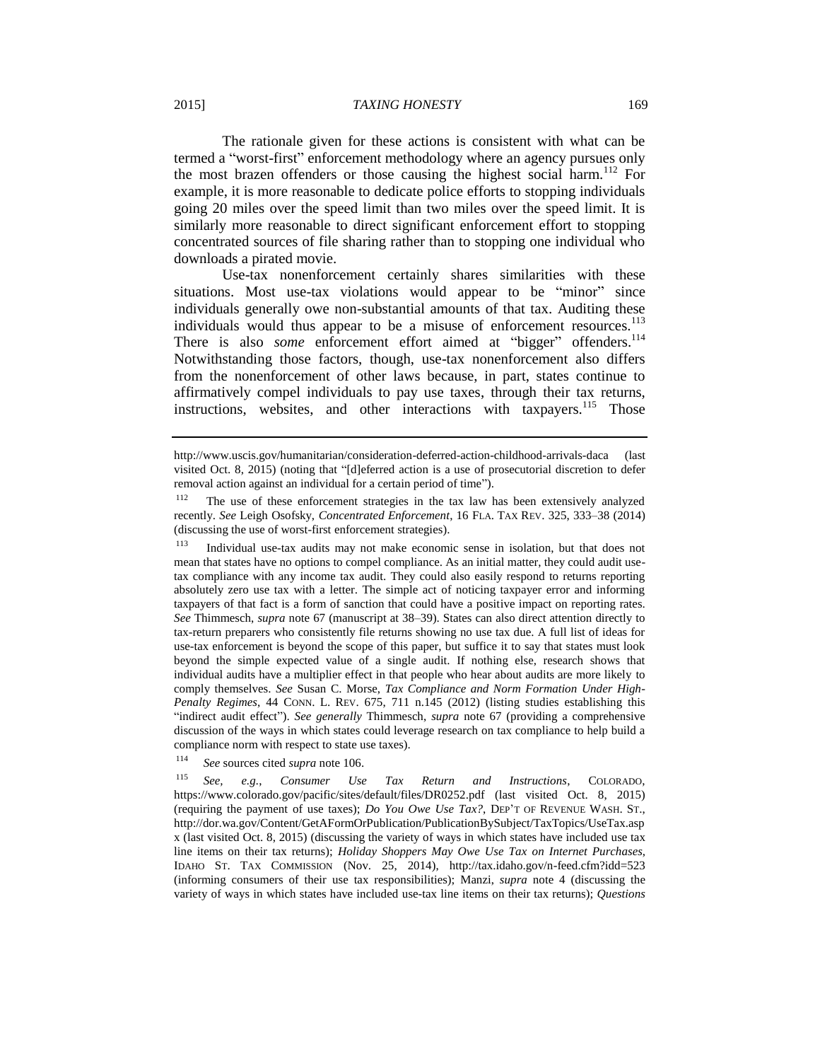The rationale given for these actions is consistent with what can be termed a "worst-first" enforcement methodology where an agency pursues only the most brazen offenders or those causing the highest social harm.[112] For example, it is more reasonable to dedicate police efforts to stopping individuals going 20 miles over the speed limit than two miles over the speed limit. It is similarly more reasonable to direct significant enforcement effort to stopping concentrated sources of file sharing rather than to stopping one individual who downloads a pirated movie.

Use-tax nonenforcement certainly shares similarities with these situations. Most use-tax violations would appear to be "minor" since individuals generally owe non-substantial amounts of that tax. Auditing these individuals would thus appear to be a misuse of enforcement resources.[113] There is also *some* enforcement effort aimed at "bigger" offenders.[114] Notwithstanding those factors, though, use-tax nonenforcement also differs from the nonenforcement of other laws because, in part, states continue to affirmatively compel individuals to pay use taxes, through their tax returns, instructions, websites, and other interactions with taxpayers.[115] Those

---

http://www.uscis.gov/humanitarian/consideration-deferred-action-childhood-arrivals-daca (last visited Oct. 8, 2015) (noting that "[d]eferred action is a use of prosecutorial discretion to defer removal action against an individual for a certain period of time").

[112] The use of these enforcement strategies in the tax law has been extensively analyzed recently. *See* Leigh Osofsky, *Concentrated Enforcement*, 16 FLA. TAX REV. 325, 333–38 (2014) (discussing the use of worst-first enforcement strategies).

[113] Individual use-tax audits may not make economic sense in isolation, but that does not mean that states have no options to compel compliance. As an initial matter, they could audit use-tax compliance with any income tax audit. They could also easily respond to returns reporting absolutely zero use tax with a letter. The simple act of noticing taxpayer error and informing taxpayers of that fact is a form of sanction that could have a positive impact on reporting rates. *See* Thimmesch, *supra* note 67 (manuscript at 38–39). States can also direct attention directly to tax-return preparers who consistently file returns showing no use tax due. A full list of ideas for use-tax enforcement is beyond the scope of this paper, but suffice it to say that states must look beyond the simple expected value of a single audit. If nothing else, research shows that individual audits have a multiplier effect in that people who hear about audits are more likely to comply themselves. *See* Susan C. Morse, *Tax Compliance and Norm Formation Under High-Penalty Regimes*, 44 CONN. L. REV. 675, 711 n.145 (2012) (listing studies establishing this "indirect audit effect"). *See generally* Thimmesch, *supra* note 67 (providing a comprehensive discussion of the ways in which states could leverage research on tax compliance to help build a compliance norm with respect to state use taxes).

[114] *See* sources cited *supra* note 106.

[115] *See, e.g.*, *Consumer Use Tax Return and Instructions*, COLORADO, https://www.colorado.gov/pacific/sites/default/files/DR0252.pdf (last visited Oct. 8, 2015) (requiring the payment of use taxes); *Do You Owe Use Tax?*, DEP'T OF REVENUE WASH. ST., http://dor.wa.gov/Content/GetAFormOrPublication/PublicationBySubject/TaxTopics/UseTax.aspx (last visited Oct. 8, 2015) (discussing the variety of ways in which states have included use tax line items on their tax returns); *Holiday Shoppers May Owe Use Tax on Internet Purchases*, IDAHO ST. TAX COMMISSION (Nov. 25, 2014), http://tax.idaho.gov/n-feed.cfm?idd=523 (informing consumers of their use tax responsibilities); Manzi, *supra* note 4 (discussing the variety of ways in which states have included use-tax line items on their tax returns); *Questions*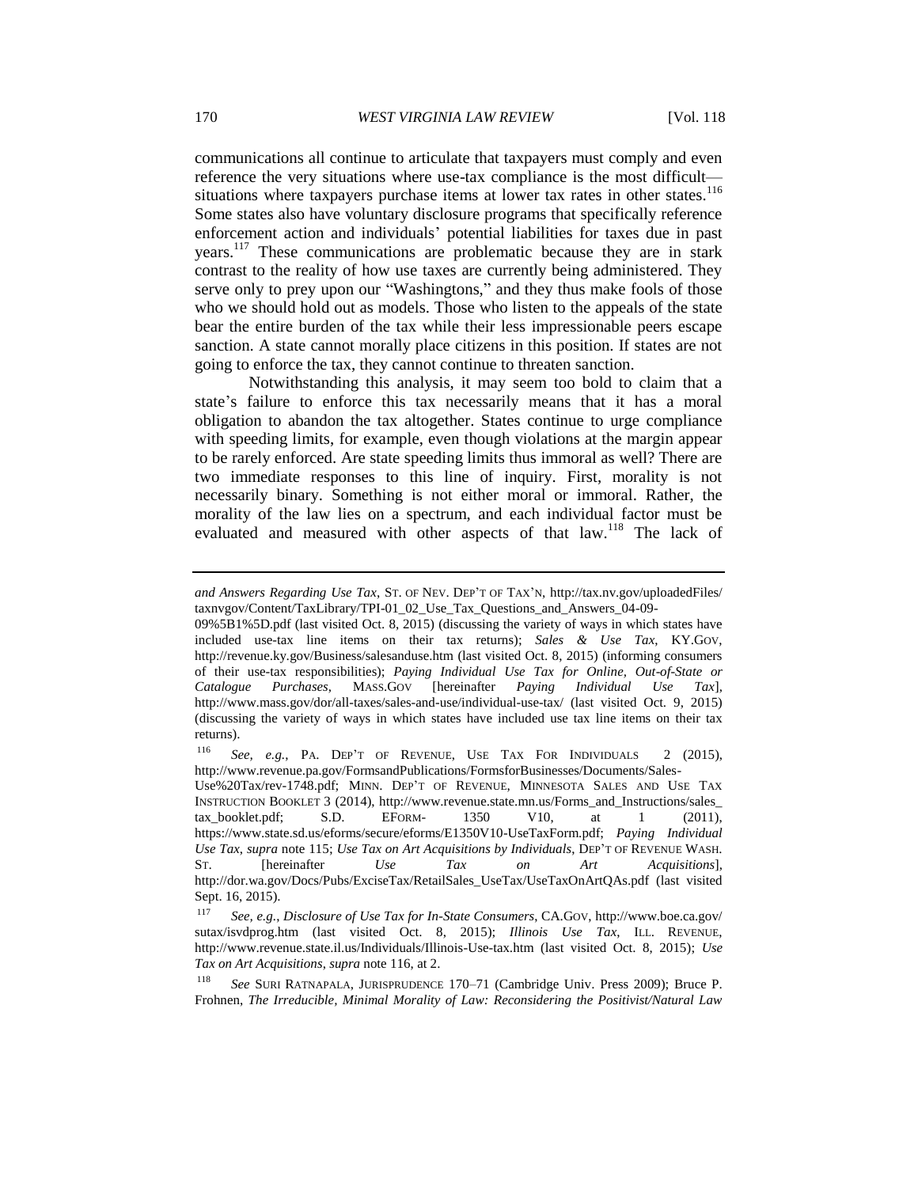communications all continue to articulate that taxpayers must comply and even reference the very situations where use-tax compliance is the most difficult—situations where taxpayers purchase items at lower tax rates in other states.[116] Some states also have voluntary disclosure programs that specifically reference enforcement action and individuals' potential liabilities for taxes due in past years.[117] These communications are problematic because they are in stark contrast to the reality of how use taxes are currently being administered. They serve only to prey upon our "Washingtons," and they thus make fools of those who we should hold out as models. Those who listen to the appeals of the state bear the entire burden of the tax while their less impressionable peers escape sanction. A state cannot morally place citizens in this position. If states are not going to enforce the tax, they cannot continue to threaten sanction.

Notwithstanding this analysis, it may seem too bold to claim that a state's failure to enforce this tax necessarily means that it has a moral obligation to abandon the tax altogether. States continue to urge compliance with speeding limits, for example, even though violations at the margin appear to be rarely enforced. Are state speeding limits thus immoral as well? There are two immediate responses to this line of inquiry. First, morality is not necessarily binary. Something is not either moral or immoral. Rather, the morality of the law lies on a spectrum, and each individual factor must be evaluated and measured with other aspects of that law.[118] The lack of

---

*and Answers Regarding Use Tax*, ST. OF NEV. DEP'T OF TAX'N, http://tax.nv.gov/uploadedFiles/taxnvgov/Content/TaxLibrary/TPI-01_02_Use_Tax_Questions_and_Answers_04-09-09%5B1%5D.pdf (last visited Oct. 8, 2015) (discussing the variety of ways in which states have included use-tax line items on their tax returns); *Sales & Use Tax*, KY.GOV, http://revenue.ky.gov/Business/salesanduse.htm (last visited Oct. 8, 2015) (informing consumers of their use-tax responsibilities); *Paying Individual Use Tax for Online, Out-of-State or Catalogue Purchases*, MASS.GOV [hereinafter *Paying Individual Use Tax*], http://www.mass.gov/dor/all-taxes/sales-and-use/individual-use-tax/ (last visited Oct. 9, 2015) (discussing the variety of ways in which states have included use tax line items on their tax returns).

[116] *See, e.g.*, PA. DEP'T OF REVENUE, USE TAX FOR INDIVIDUALS 2 (2015), http://www.revenue.pa.gov/FormsandPublications/FormsforBusinesses/Documents/Sales-Use%20Tax/rev-1748.pdf; MINN. DEP'T OF REVENUE, MINNESOTA SALES AND USE TAX INSTRUCTION BOOKLET 3 (2014), http://www.revenue.state.mn.us/Forms_and_Instructions/sales_tax_booklet.pdf; S.D. EFORM- 1350 V10, at 1 (2011), https://www.state.sd.us/eforms/secure/eforms/E1350V10-UseTaxForm.pdf; *Paying Individual Use Tax*, *supra* note 115; *Use Tax on Art Acquisitions by Individuals*, DEP'T OF REVENUE WASH. ST. [hereinafter *Use Tax on Art Acquisitions*], http://dor.wa.gov/Docs/Pubs/ExciseTax/RetailSales_UseTax/UseTaxOnArtQAs.pdf (last visited Sept. 16, 2015).

[117] *See, e.g.*, *Disclosure of Use Tax for In-State Consumers*, CA.GOV, http://www.boe.ca.gov/sutax/isvdprog.htm (last visited Oct. 8, 2015); *Illinois Use Tax*, ILL. REVENUE, http://www.revenue.state.il.us/Individuals/Illinois-Use-tax.htm (last visited Oct. 8, 2015); *Use Tax on Art Acquisitions*, *supra* note 116, at 2.

[118] *See* SURI RATNAPALA, JURISPRUDENCE 170–71 (Cambridge Univ. Press 2009); Bruce P. Frohnen, *The Irreducible, Minimal Morality of Law: Reconsidering the Positivist/Natural Law*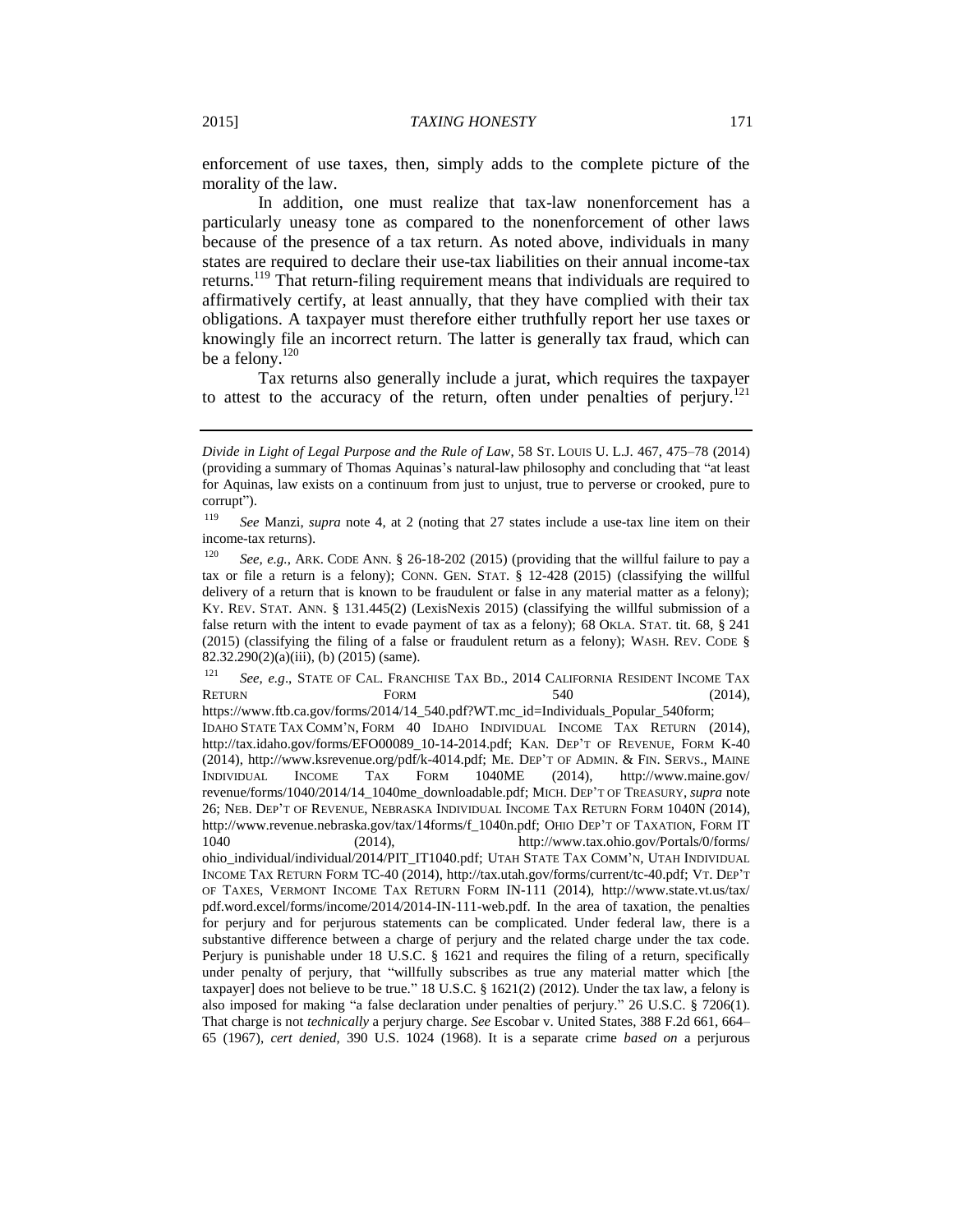enforcement of use taxes, then, simply adds to the complete picture of the morality of the law.

In addition, one must realize that tax-law nonenforcement has a particularly uneasy tone as compared to the nonenforcement of other laws because of the presence of a tax return. As noted above, individuals in many states are required to declare their use-tax liabilities on their annual income-tax returns.[119] That return-filing requirement means that individuals are required to affirmatively certify, at least annually, that they have complied with their tax obligations. A taxpayer must therefore either truthfully report her use taxes or knowingly file an incorrect return. The latter is generally tax fraud, which can be a felony.[120]

Tax returns also generally include a jurat, which requires the taxpayer to attest to the accuracy of the return, often under penalties of perjury.[121]

---

*Divide in Light of Legal Purpose and the Rule of Law*, 58 ST. LOUIS U. L.J. 467, 475–78 (2014) (providing a summary of Thomas Aquinas's natural-law philosophy and concluding that "at least for Aquinas, law exists on a continuum from just to unjust, true to perverse or crooked, pure to corrupt").

[119] *See* Manzi, *supra* note 4, at 2 (noting that 27 states include a use-tax line item on their income-tax returns).

[120] *See, e.g.*, ARK. CODE ANN. § 26-18-202 (2015) (providing that the willful failure to pay a tax or file a return is a felony); CONN. GEN. STAT. § 12-428 (2015) (classifying the willful delivery of a return that is known to be fraudulent or false in any material matter as a felony); KY. REV. STAT. ANN. § 131.445(2) (LexisNexis 2015) (classifying the willful submission of a false return with the intent to evade payment of tax as a felony); 68 OKLA. STAT. tit. 68, § 241 (2015) (classifying the filing of a false or fraudulent return as a felony); WASH. REV. CODE § 82.32.290(2)(a)(iii), (b) (2015) (same).

[121] *See, e.g*., STATE OF CAL. FRANCHISE TAX BD., 2014 CALIFORNIA RESIDENT INCOME TAX RETURN FORM 540 (2014), https://www.ftb.ca.gov/forms/2014/14_540.pdf?WT.mc_id=Individuals_Popular_540form; IDAHO STATE TAX COMM'N, FORM 40 IDAHO INDIVIDUAL INCOME TAX RETURN (2014), http://tax.idaho.gov/forms/EFO00089_10-14-2014.pdf; KAN. DEP'T OF REVENUE, FORM K-40 (2014), http://www.ksrevenue.org/pdf/k-4014.pdf; ME. DEP'T OF ADMIN. & FIN. SERVS., MAINE INDIVIDUAL INCOME TAX FORM 1040ME (2014), http://www.maine.gov/ revenue/forms/1040/2014/14_1040me_downloadable.pdf; MICH. DEP'T OF TREASURY, *supra* note 26; NEB. DEP'T OF REVENUE, NEBRASKA INDIVIDUAL INCOME TAX RETURN FORM 1040N (2014), http://www.revenue.nebraska.gov/tax/14forms/f_1040n.pdf; OHIO DEP'T OF TAXATION, FORM IT 1040 (2014), http://www.tax.ohio.gov/Portals/0/forms/ ohio_individual/individual/2014/PIT_IT1040.pdf; UTAH STATE TAX COMM'N, UTAH INDIVIDUAL INCOME TAX RETURN FORM TC-40 (2014), http://tax.utah.gov/forms/current/tc-40.pdf; VT. DEP'T OF TAXES, VERMONT INCOME TAX RETURN FORM IN-111 (2014), http://www.state.vt.us/tax/ pdf.word.excel/forms/income/2014/2014-IN-111-web.pdf. In the area of taxation, the penalties for perjury and for perjurous statements can be complicated. Under federal law, there is a substantive difference between a charge of perjury and the related charge under the tax code. Perjury is punishable under 18 U.S.C. § 1621 and requires the filing of a return, specifically under penalty of perjury, that "willfully subscribes as true any material matter which [the taxpayer] does not believe to be true." 18 U.S.C. § 1621(2) (2012). Under the tax law, a felony is also imposed for making "a false declaration under penalties of perjury." 26 U.S.C. § 7206(1). That charge is not *technically* a perjury charge. *See* Escobar v. United States, 388 F.2d 661, 664–65 (1967), *cert denied*, 390 U.S. 1024 (1968). It is a separate crime *based on* a perjurous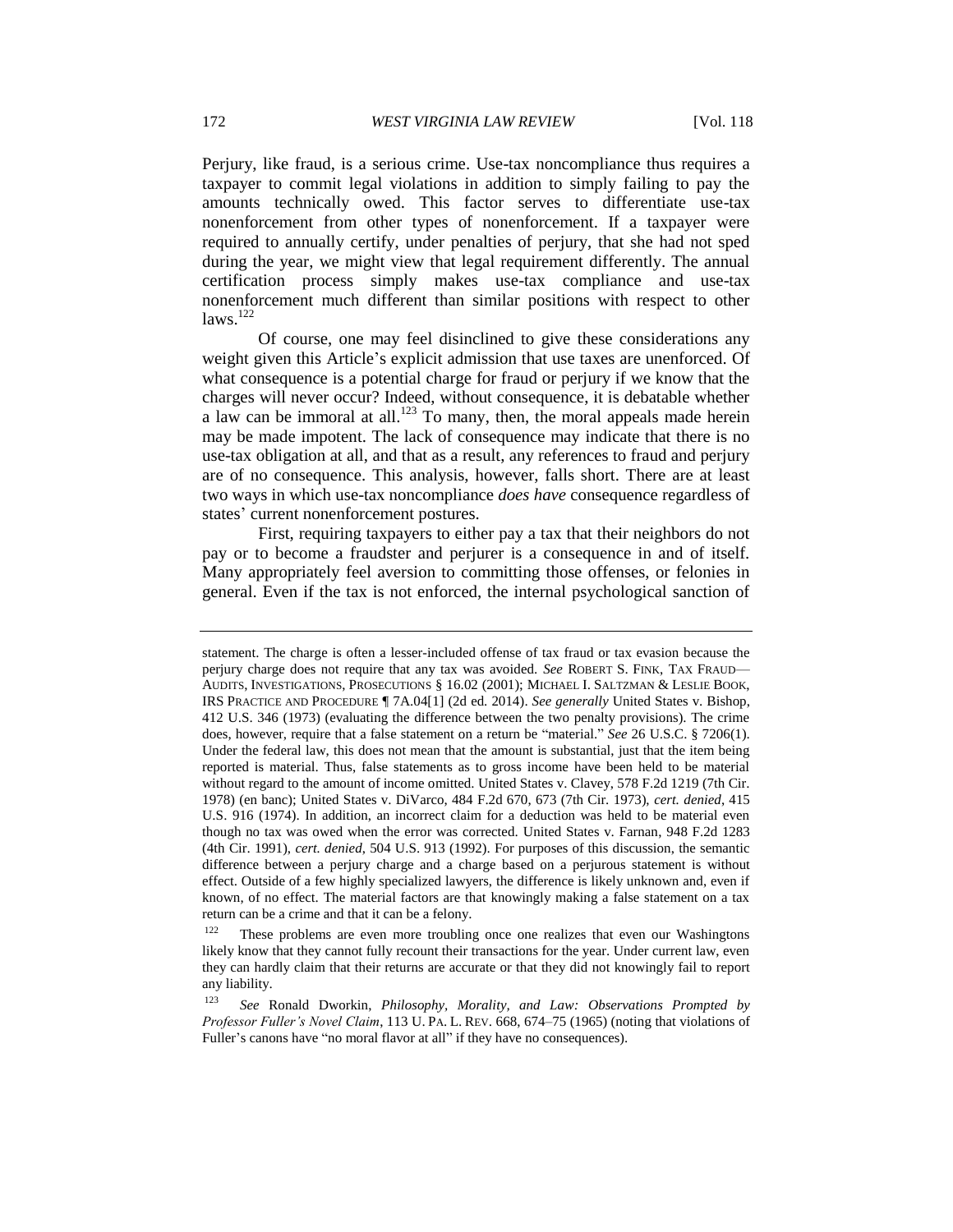Perjury, like fraud, is a serious crime. Use-tax noncompliance thus requires a taxpayer to commit legal violations in addition to simply failing to pay the amounts technically owed. This factor serves to differentiate use-tax nonenforcement from other types of nonenforcement. If a taxpayer were required to annually certify, under penalties of perjury, that she had not sped during the year, we might view that legal requirement differently. The annual certification process simply makes use-tax compliance and use-tax nonenforcement much different than similar positions with respect to other laws.[122]

Of course, one may feel disinclined to give these considerations any weight given this Article's explicit admission that use taxes are unenforced. Of what consequence is a potential charge for fraud or perjury if we know that the charges will never occur? Indeed, without consequence, it is debatable whether a law can be immoral at all.[123] To many, then, the moral appeals made herein may be made impotent. The lack of consequence may indicate that there is no use-tax obligation at all, and that as a result, any references to fraud and perjury are of no consequence. This analysis, however, falls short. There are at least two ways in which use-tax noncompliance *does have* consequence regardless of states' current nonenforcement postures.

First, requiring taxpayers to either pay a tax that their neighbors do not pay or to become a fraudster and perjurer is a consequence in and of itself. Many appropriately feel aversion to committing those offenses, or felonies in general. Even if the tax is not enforced, the internal psychological sanction of

---

statement. The charge is often a lesser-included offense of tax fraud or tax evasion because the perjury charge does not require that any tax was avoided. *See* ROBERT S. FINK, TAX FRAUD—AUDITS, INVESTIGATIONS, PROSECUTIONS § 16.02 (2001); MICHAEL I. SALTZMAN & LESLIE BOOK, IRS PRACTICE AND PROCEDURE ¶ 7A.04[1] (2d ed. 2014). *See generally* United States v. Bishop, 412 U.S. 346 (1973) (evaluating the difference between the two penalty provisions). The crime does, however, require that a false statement on a return be "material." *See* 26 U.S.C. § 7206(1). Under the federal law, this does not mean that the amount is substantial, just that the item being reported is material. Thus, false statements as to gross income have been held to be material without regard to the amount of income omitted. United States v. Clavey, 578 F.2d 1219 (7th Cir. 1978) (en banc); United States v. DiVarco, 484 F.2d 670, 673 (7th Cir. 1973), *cert. denied*, 415 U.S. 916 (1974). In addition, an incorrect claim for a deduction was held to be material even though no tax was owed when the error was corrected. United States v. Farnan, 948 F.2d 1283 (4th Cir. 1991), *cert. denied*, 504 U.S. 913 (1992). For purposes of this discussion, the semantic difference between a perjury charge and a charge based on a perjurous statement is without effect. Outside of a few highly specialized lawyers, the difference is likely unknown and, even if known, of no effect. The material factors are that knowingly making a false statement on a tax return can be a crime and that it can be a felony.

[122] These problems are even more troubling once one realizes that even our Washingtons likely know that they cannot fully recount their transactions for the year. Under current law, even they can hardly claim that their returns are accurate or that they did not knowingly fail to report any liability.

[123] *See* Ronald Dworkin, *Philosophy, Morality, and Law: Observations Prompted by Professor Fuller's Novel Claim*, 113 U. PA. L. REV. 668, 674–75 (1965) (noting that violations of Fuller's canons have "no moral flavor at all" if they have no consequences).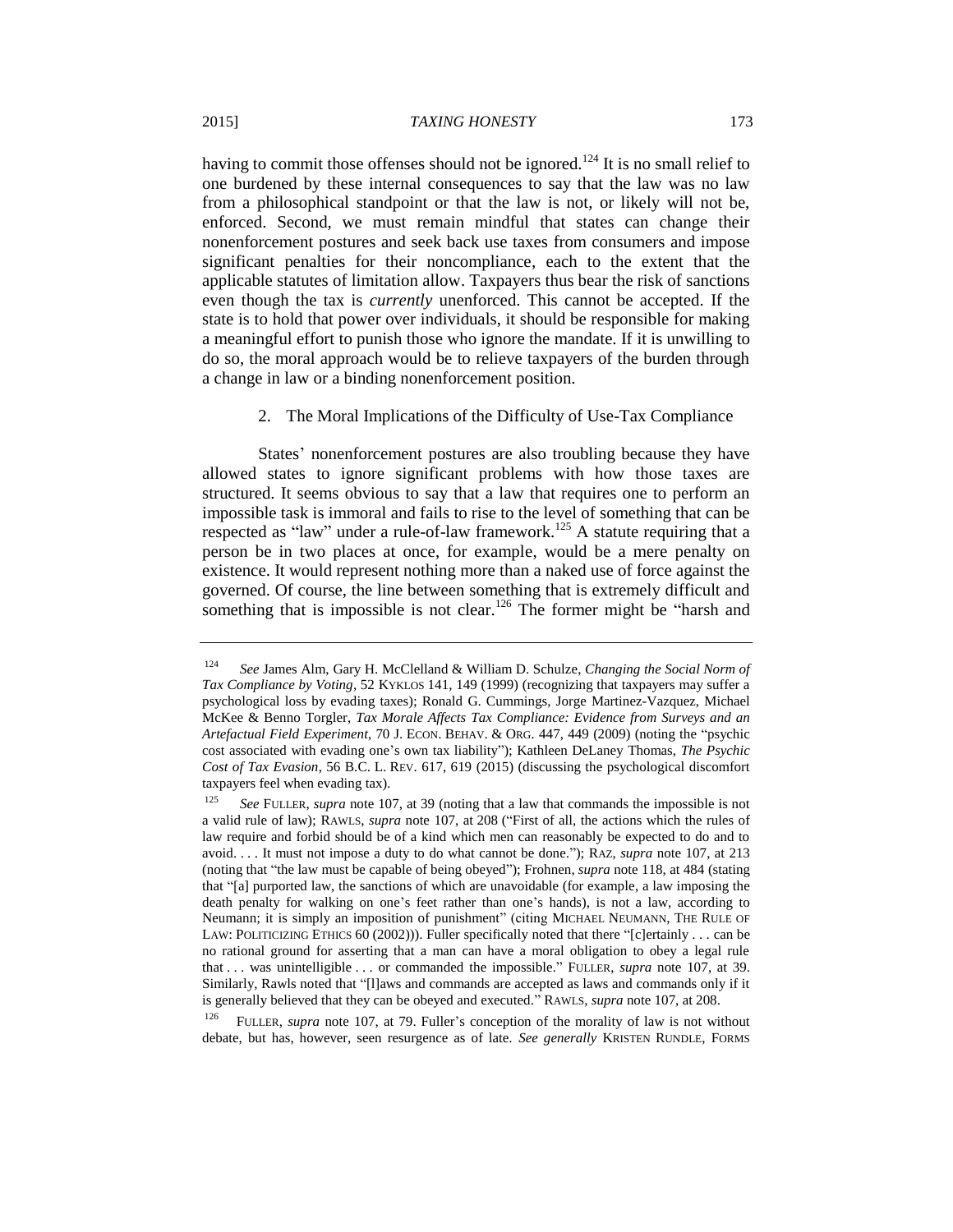having to commit those offenses should not be ignored.[124] It is no small relief to one burdened by these internal consequences to say that the law was no law from a philosophical standpoint or that the law is not, or likely will not be, enforced. Second, we must remain mindful that states can change their nonenforcement postures and seek back use taxes from consumers and impose significant penalties for their noncompliance, each to the extent that the applicable statutes of limitation allow. Taxpayers thus bear the risk of sanctions even though the tax is *currently* unenforced. This cannot be accepted. If the state is to hold that power over individuals, it should be responsible for making a meaningful effort to punish those who ignore the mandate. If it is unwilling to do so, the moral approach would be to relieve taxpayers of the burden through a change in law or a binding nonenforcement position.

### 2. The Moral Implications of the Difficulty of Use-Tax Compliance

States' nonenforcement postures are also troubling because they have allowed states to ignore significant problems with how those taxes are structured. It seems obvious to say that a law that requires one to perform an impossible task is immoral and fails to rise to the level of something that can be respected as "law" under a rule-of-law framework.[125] A statute requiring that a person be in two places at once, for example, would be a mere penalty on existence. It would represent nothing more than a naked use of force against the governed. Of course, the line between something that is extremely difficult and something that is impossible is not clear.[126] The former might be "harsh and

---

[124] *See* James Alm, Gary H. McClelland & William D. Schulze, *Changing the Social Norm of Tax Compliance by Voting*, 52 KYKLOS 141, 149 (1999) (recognizing that taxpayers may suffer a psychological loss by evading taxes); Ronald G. Cummings, Jorge Martinez-Vazquez, Michael McKee & Benno Torgler, *Tax Morale Affects Tax Compliance: Evidence from Surveys and an Artefactual Field Experiment*, 70 J. ECON. BEHAV. & ORG. 447, 449 (2009) (noting the "psychic cost associated with evading one's own tax liability"); Kathleen DeLaney Thomas, *The Psychic Cost of Tax Evasion*, 56 B.C. L. REV. 617, 619 (2015) (discussing the psychological discomfort taxpayers feel when evading tax).

[125] *See* FULLER, *supra* note 107, at 39 (noting that a law that commands the impossible is not a valid rule of law); RAWLS, *supra* note 107, at 208 ("First of all, the actions which the rules of law require and forbid should be of a kind which men can reasonably be expected to do and to avoid. . . . It must not impose a duty to do what cannot be done."); RAZ, *supra* note 107, at 213 (noting that "the law must be capable of being obeyed"); Frohnen, *supra* note 118, at 484 (stating that "[a] purported law, the sanctions of which are unavoidable (for example, a law imposing the death penalty for walking on one's feet rather than one's hands), is not a law, according to Neumann; it is simply an imposition of punishment" (citing MICHAEL NEUMANN, THE RULE OF LAW: POLITICIZING ETHICS 60 (2002))). Fuller specifically noted that there "[c]ertainly . . . can be no rational ground for asserting that a man can have a moral obligation to obey a legal rule that . . . was unintelligible . . . or commanded the impossible." FULLER, *supra* note 107, at 39. Similarly, Rawls noted that "[l]aws and commands are accepted as laws and commands only if it is generally believed that they can be obeyed and executed." RAWLS, *supra* note 107, at 208.

[126] FULLER, *supra* note 107, at 79. Fuller's conception of the morality of law is not without debate, but has, however, seen resurgence as of late. *See generally* KRISTEN RUNDLE, FORMS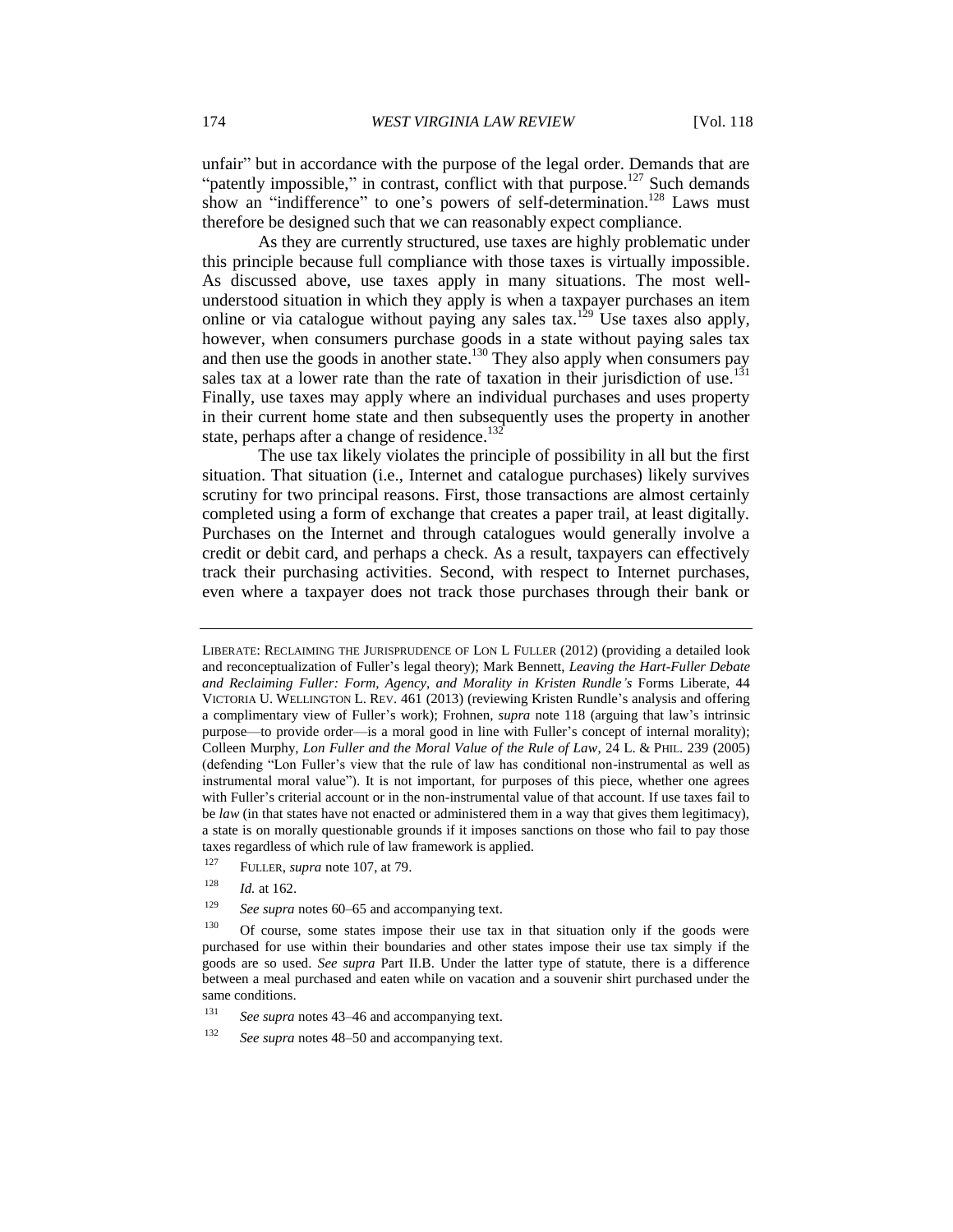unfair" but in accordance with the purpose of the legal order. Demands that are "patently impossible," in contrast, conflict with that purpose.[127] Such demands show an "indifference" to one's powers of self-determination.[128] Laws must therefore be designed such that we can reasonably expect compliance.

As they are currently structured, use taxes are highly problematic under this principle because full compliance with those taxes is virtually impossible. As discussed above, use taxes apply in many situations. The most well-understood situation in which they apply is when a taxpayer purchases an item online or via catalogue without paying any sales tax.[129] Use taxes also apply, however, when consumers purchase goods in a state without paying sales tax and then use the goods in another state.[130] They also apply when consumers pay sales tax at a lower rate than the rate of taxation in their jurisdiction of use.[131] Finally, use taxes may apply where an individual purchases and uses property in their current home state and then subsequently uses the property in another state, perhaps after a change of residence.[132]

The use tax likely violates the principle of possibility in all but the first situation. That situation (i.e., Internet and catalogue purchases) likely survives scrutiny for two principal reasons. First, those transactions are almost certainly completed using a form of exchange that creates a paper trail, at least digitally. Purchases on the Internet and through catalogues would generally involve a credit or debit card, and perhaps a check. As a result, taxpayers can effectively track their purchasing activities. Second, with respect to Internet purchases, even where a taxpayer does not track those purchases through their bank or

---

LIBERATE: RECLAIMING THE JURISPRUDENCE OF LON L FULLER (2012) (providing a detailed look and reconceptualization of Fuller's legal theory); Mark Bennett, *Leaving the Hart-Fuller Debate and Reclaiming Fuller: Form, Agency, and Morality in Kristen Rundle's* Forms Liberate, 44 VICTORIA U. WELLINGTON L. REV. 461 (2013) (reviewing Kristen Rundle's analysis and offering a complimentary view of Fuller's work); Frohnen, *supra* note 118 (arguing that law's intrinsic purpose—to provide order—is a moral good in line with Fuller's concept of internal morality); Colleen Murphy, *Lon Fuller and the Moral Value of the Rule of Law*, 24 L. & PHIL. 239 (2005) (defending "Lon Fuller's view that the rule of law has conditional non-instrumental as well as instrumental moral value"). It is not important, for purposes of this piece, whether one agrees with Fuller's criterial account or in the non-instrumental value of that account. If use taxes fail to be *law* (in that states have not enacted or administered them in a way that gives them legitimacy), a state is on morally questionable grounds if it imposes sanctions on those who fail to pay those taxes regardless of which rule of law framework is applied.

[127] FULLER, *supra* note 107, at 79.

[128] *Id.* at 162.

[129] *See supra* notes 60–65 and accompanying text.

[130] Of course, some states impose their use tax in that situation only if the goods were purchased for use within their boundaries and other states impose their use tax simply if the goods are so used. *See supra* Part II.B. Under the latter type of statute, there is a difference between a meal purchased and eaten while on vacation and a souvenir shirt purchased under the same conditions.

[131] *See supra* notes 43–46 and accompanying text.

[132] *See supra* notes 48–50 and accompanying text.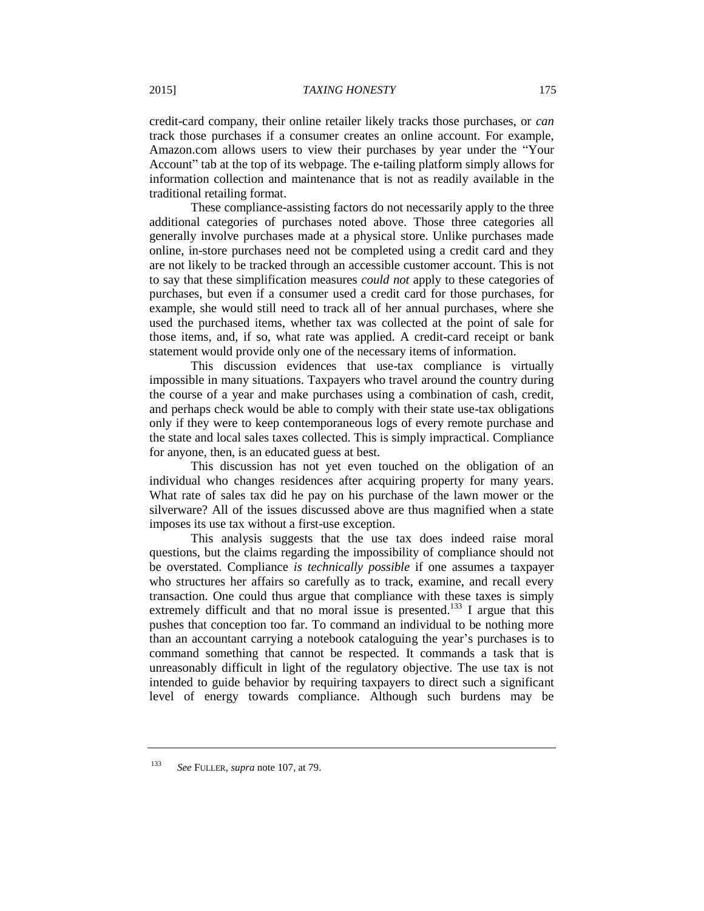credit-card company, their online retailer likely tracks those purchases, or *can* track those purchases if a consumer creates an online account. For example, Amazon.com allows users to view their purchases by year under the "Your Account" tab at the top of its webpage. The e-tailing platform simply allows for information collection and maintenance that is not as readily available in the traditional retailing format.

These compliance-assisting factors do not necessarily apply to the three additional categories of purchases noted above. Those three categories all generally involve purchases made at a physical store. Unlike purchases made online, in-store purchases need not be completed using a credit card and they are not likely to be tracked through an accessible customer account. This is not to say that these simplification measures *could not* apply to these categories of purchases, but even if a consumer used a credit card for those purchases, for example, she would still need to track all of her annual purchases, where she used the purchased items, whether tax was collected at the point of sale for those items, and, if so, what rate was applied. A credit-card receipt or bank statement would provide only one of the necessary items of information.

This discussion evidences that use-tax compliance is virtually impossible in many situations. Taxpayers who travel around the country during the course of a year and make purchases using a combination of cash, credit, and perhaps check would be able to comply with their state use-tax obligations only if they were to keep contemporaneous logs of every remote purchase and the state and local sales taxes collected. This is simply impractical. Compliance for anyone, then, is an educated guess at best.

This discussion has not yet even touched on the obligation of an individual who changes residences after acquiring property for many years. What rate of sales tax did he pay on his purchase of the lawn mower or the silverware? All of the issues discussed above are thus magnified when a state imposes its use tax without a first-use exception.

This analysis suggests that the use tax does indeed raise moral questions, but the claims regarding the impossibility of compliance should not be overstated. Compliance *is technically possible* if one assumes a taxpayer who structures her affairs so carefully as to track, examine, and recall every transaction. One could thus argue that compliance with these taxes is simply extremely difficult and that no moral issue is presented.[133] I argue that this pushes that conception too far. To command an individual to be nothing more than an accountant carrying a notebook cataloguing the year's purchases is to command something that cannot be respected. It commands a task that is unreasonably difficult in light of the regulatory objective. The use tax is not intended to guide behavior by requiring taxpayers to direct such a significant level of energy towards compliance. Although such burdens may be

---

[133] *See* FULLER, *supra* note 107, at 79.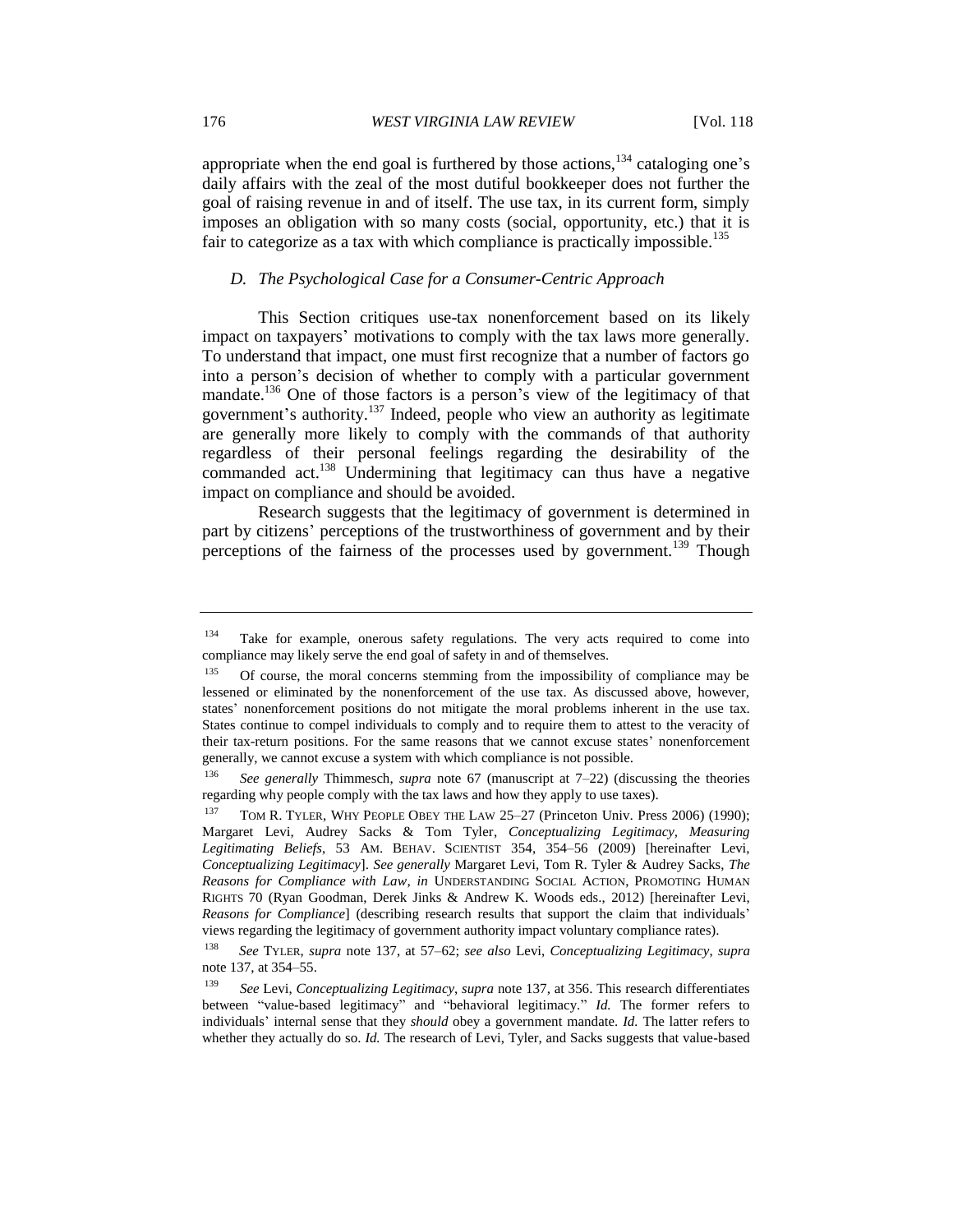appropriate when the end goal is furthered by those actions,[134] cataloging one's daily affairs with the zeal of the most dutiful bookkeeper does not further the goal of raising revenue in and of itself. The use tax, in its current form, simply imposes an obligation with so many costs (social, opportunity, etc.) that it is fair to categorize as a tax with which compliance is practically impossible.[135]

### *D. The Psychological Case for a Consumer-Centric Approach*

This Section critiques use-tax nonenforcement based on its likely impact on taxpayers' motivations to comply with the tax laws more generally. To understand that impact, one must first recognize that a number of factors go into a person's decision of whether to comply with a particular government mandate.[136] One of those factors is a person's view of the legitimacy of that government's authority.[137] Indeed, people who view an authority as legitimate are generally more likely to comply with the commands of that authority regardless of their personal feelings regarding the desirability of the commanded act.[138] Undermining that legitimacy can thus have a negative impact on compliance and should be avoided.

Research suggests that the legitimacy of government is determined in part by citizens' perceptions of the trustworthiness of government and by their perceptions of the fairness of the processes used by government.[139] Though

---

[134] Take for example, onerous safety regulations. The very acts required to come into compliance may likely serve the end goal of safety in and of themselves.

[135] Of course, the moral concerns stemming from the impossibility of compliance may be lessened or eliminated by the nonenforcement of the use tax. As discussed above, however, states' nonenforcement positions do not mitigate the moral problems inherent in the use tax. States continue to compel individuals to comply and to require them to attest to the veracity of their tax-return positions. For the same reasons that we cannot excuse states' nonenforcement generally, we cannot excuse a system with which compliance is not possible.

[136] *See generally* Thimmesch, *supra* note 67 (manuscript at 7–22) (discussing the theories regarding why people comply with the tax laws and how they apply to use taxes).

[137] TOM R. TYLER, WHY PEOPLE OBEY THE LAW 25–27 (Princeton Univ. Press 2006) (1990); Margaret Levi, Audrey Sacks & Tom Tyler, *Conceptualizing Legitimacy, Measuring Legitimating Beliefs*, 53 AM. BEHAV. SCIENTIST 354, 354–56 (2009) [hereinafter Levi, *Conceptualizing Legitimacy*]. *See generally* Margaret Levi, Tom R. Tyler & Audrey Sacks, *The Reasons for Compliance with Law*, *in* UNDERSTANDING SOCIAL ACTION, PROMOTING HUMAN RIGHTS 70 (Ryan Goodman, Derek Jinks & Andrew K. Woods eds., 2012) [hereinafter Levi, *Reasons for Compliance*] (describing research results that support the claim that individuals' views regarding the legitimacy of government authority impact voluntary compliance rates).

[138] *See* TYLER, *supra* note 137, at 57–62; *see also* Levi, *Conceptualizing Legitimacy*, *supra* note 137, at 354–55.

[139] *See* Levi, *Conceptualizing Legitimacy*, *supra* note 137, at 356. This research differentiates between "value-based legitimacy" and "behavioral legitimacy." *Id.* The former refers to individuals' internal sense that they *should* obey a government mandate. *Id.* The latter refers to whether they actually do so. *Id.* The research of Levi, Tyler, and Sacks suggests that value-based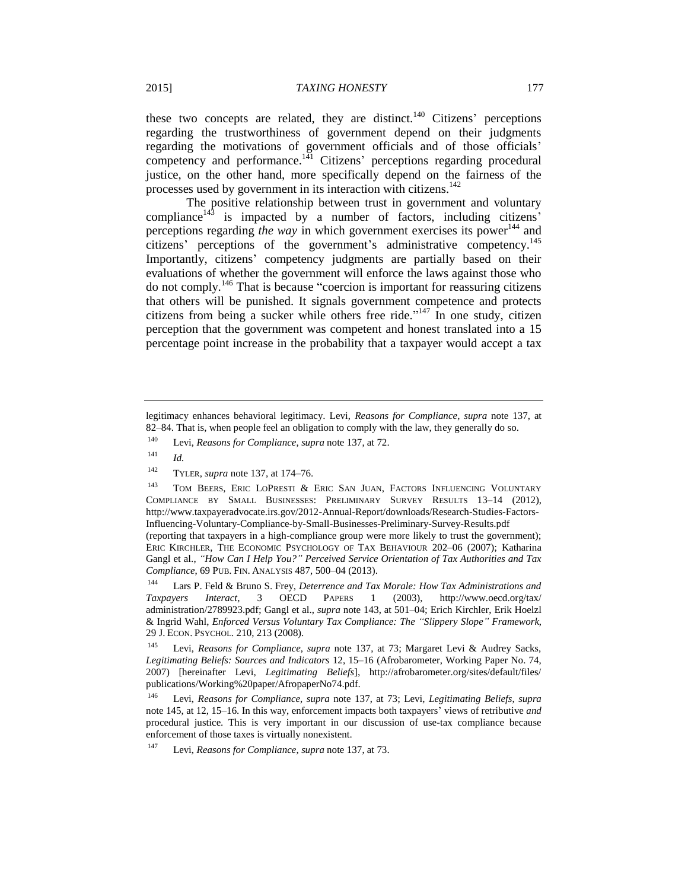these two concepts are related, they are distinct.[140] Citizens' perceptions regarding the trustworthiness of government depend on their judgments regarding the motivations of government officials and of those officials' competency and performance.[141] Citizens' perceptions regarding procedural justice, on the other hand, more specifically depend on the fairness of the processes used by government in its interaction with citizens.[142]

The positive relationship between trust in government and voluntary compliance[143] is impacted by a number of factors, including citizens' perceptions regarding *the way* in which government exercises its power[144] and citizens' perceptions of the government's administrative competency.[145] Importantly, citizens' competency judgments are partially based on their evaluations of whether the government will enforce the laws against those who do not comply.[146] That is because "coercion is important for reassuring citizens that others will be punished. It signals government competence and protects citizens from being a sucker while others free ride."[147] In one study, citizen perception that the government was competent and honest translated into a 15 percentage point increase in the probability that a taxpayer would accept a tax

---

legitimacy enhances behavioral legitimacy. Levi, *Reasons for Compliance*, *supra* note 137, at 82–84. That is, when people feel an obligation to comply with the law, they generally do so.

[140] Levi, *Reasons for Compliance*, *supra* note 137, at 72.

[141] *Id.*

[142] TYLER, *supra* note 137, at 174–76.

[143] TOM BEERS, ERIC LOPRESTI & ERIC SAN JUAN, FACTORS INFLUENCING VOLUNTARY COMPLIANCE BY SMALL BUSINESSES: PRELIMINARY SURVEY RESULTS 13–14 (2012), http://www.taxpayeradvocate.irs.gov/2012-Annual-Report/downloads/Research-Studies-Factors-Influencing-Voluntary-Compliance-by-Small-Businesses-Preliminary-Survey-Results.pdf (reporting that taxpayers in a high-compliance group were more likely to trust the government); ERIC KIRCHLER, THE ECONOMIC PSYCHOLOGY OF TAX BEHAVIOUR 202–06 (2007); Katharina Gangl et al., *"How Can I Help You?" Perceived Service Orientation of Tax Authorities and Tax Compliance*, 69 PUB. FIN. ANALYSIS 487, 500–04 (2013).

[144] Lars P. Feld & Bruno S. Frey, *Deterrence and Tax Morale: How Tax Administrations and Taxpayers Interact*, 3 OECD PAPERS 1 (2003), http://www.oecd.org/tax/administration/2789923.pdf; Gangl et al., *supra* note 143, at 501–04; Erich Kirchler, Erik Hoelzl & Ingrid Wahl, *Enforced Versus Voluntary Tax Compliance: The "Slippery Slope" Framework*, 29 J. ECON. PSYCHOL. 210, 213 (2008).

[145] Levi, *Reasons for Compliance*, *supra* note 137, at 73; Margaret Levi & Audrey Sacks, *Legitimating Beliefs: Sources and Indicators* 12, 15–16 (Afrobarometer, Working Paper No. 74, 2007) [hereinafter Levi, *Legitimating Beliefs*], http://afrobarometer.org/sites/default/files/publications/Working%20paper/AfropaperNo74.pdf.

[146] Levi, *Reasons for Compliance*, *supra* note 137, at 73; Levi, *Legitimating Beliefs*, *supra* note 145, at 12, 15–16. In this way, enforcement impacts both taxpayers' views of retributive *and* procedural justice. This is very important in our discussion of use-tax compliance because enforcement of those taxes is virtually nonexistent.

[147] Levi, *Reasons for Compliance*, *supra* note 137, at 73.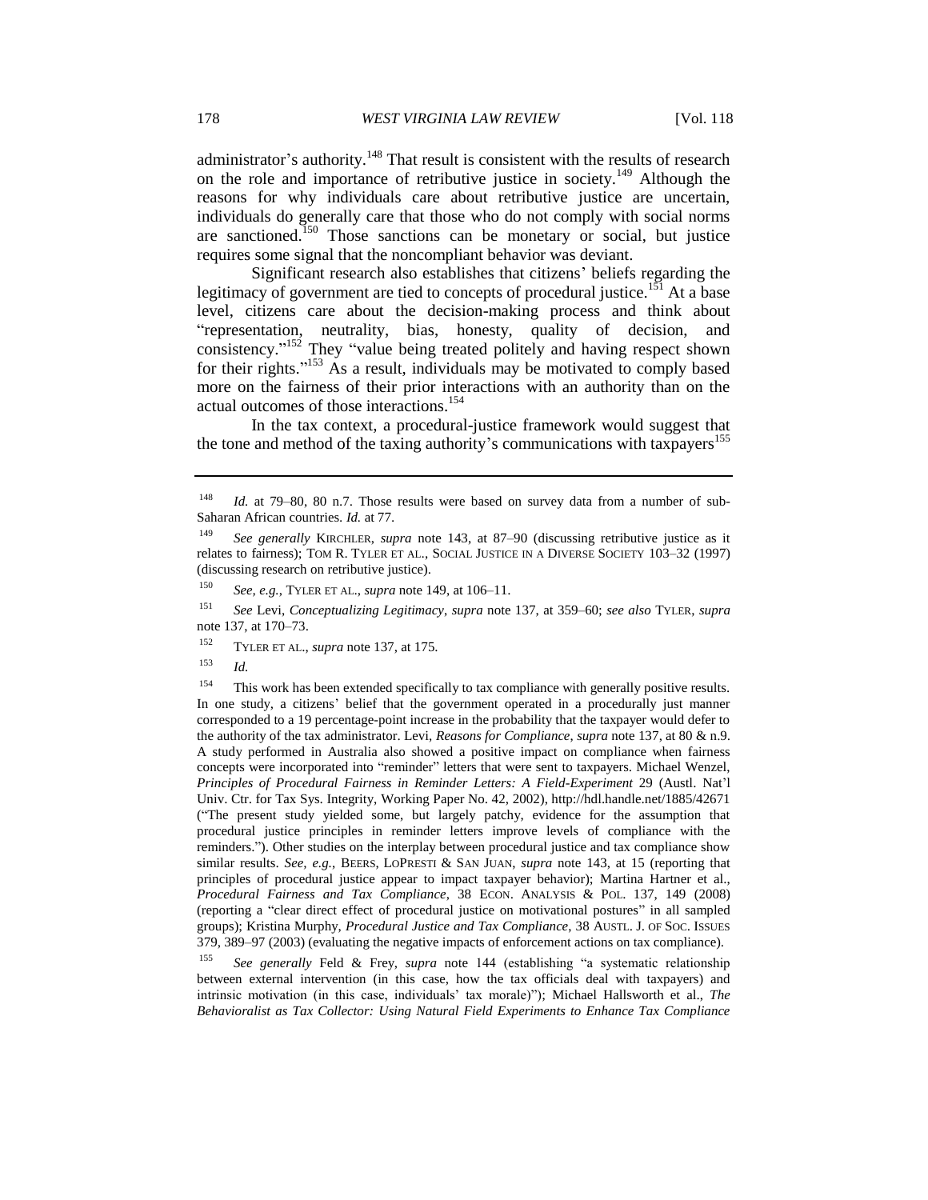administrator's authority.[148] That result is consistent with the results of research on the role and importance of retributive justice in society.[149] Although the reasons for why individuals care about retributive justice are uncertain, individuals do generally care that those who do not comply with social norms are sanctioned.[150] Those sanctions can be monetary or social, but justice requires some signal that the noncompliant behavior was deviant.

Significant research also establishes that citizens' beliefs regarding the legitimacy of government are tied to concepts of procedural justice.[151] At a base level, citizens care about the decision-making process and think about "representation, neutrality, bias, honesty, quality of decision, and consistency."[152] They "value being treated politely and having respect shown for their rights."[153] As a result, individuals may be motivated to comply based more on the fairness of their prior interactions with an authority than on the actual outcomes of those interactions.[154]

In the tax context, a procedural-justice framework would suggest that the tone and method of the taxing authority's communications with taxpayers[155]

---

[148] *Id.* at 79–80, 80 n.7. Those results were based on survey data from a number of sub-Saharan African countries. *Id.* at 77.

[149] *See generally* KIRCHLER, *supra* note 143, at 87–90 (discussing retributive justice as it relates to fairness); TOM R. TYLER ET AL., SOCIAL JUSTICE IN A DIVERSE SOCIETY 103–32 (1997) (discussing research on retributive justice).

[150] *See, e.g.*, TYLER ET AL., *supra* note 149, at 106–11.

[151] *See* Levi, *Conceptualizing Legitimacy*, *supra* note 137, at 359–60; *see also* TYLER, *supra* note 137, at 170–73.

[152] TYLER ET AL., *supra* note 137, at 175.

[153] *Id.*

[154] This work has been extended specifically to tax compliance with generally positive results. In one study, a citizens' belief that the government operated in a procedurally just manner corresponded to a 19 percentage-point increase in the probability that the taxpayer would defer to the authority of the tax administrator. Levi, *Reasons for Compliance*, *supra* note 137, at 80 & n.9. A study performed in Australia also showed a positive impact on compliance when fairness concepts were incorporated into "reminder" letters that were sent to taxpayers. Michael Wenzel, *Principles of Procedural Fairness in Reminder Letters: A Field-Experiment* 29 (Austl. Nat'l Univ. Ctr. for Tax Sys. Integrity, Working Paper No. 42, 2002), http://hdl.handle.net/1885/42671 ("The present study yielded some, but largely patchy, evidence for the assumption that procedural justice principles in reminder letters improve levels of compliance with the reminders."). Other studies on the interplay between procedural justice and tax compliance show similar results. *See, e.g.*, BEERS, LOPRESTI & SAN JUAN, *supra* note 143, at 15 (reporting that principles of procedural justice appear to impact taxpayer behavior); Martina Hartner et al., *Procedural Fairness and Tax Compliance*, 38 ECON. ANALYSIS & POL. 137, 149 (2008) (reporting a "clear direct effect of procedural justice on motivational postures" in all sampled groups); Kristina Murphy, *Procedural Justice and Tax Compliance*, 38 AUSTL. J. OF SOC. ISSUES 379, 389–97 (2003) (evaluating the negative impacts of enforcement actions on tax compliance).

[155] *See generally* Feld & Frey, *supra* note 144 (establishing "a systematic relationship between external intervention (in this case, how the tax officials deal with taxpayers) and intrinsic motivation (in this case, individuals' tax morale)"); Michael Hallsworth et al., *The Behavioralist as Tax Collector: Using Natural Field Experiments to Enhance Tax Compliance*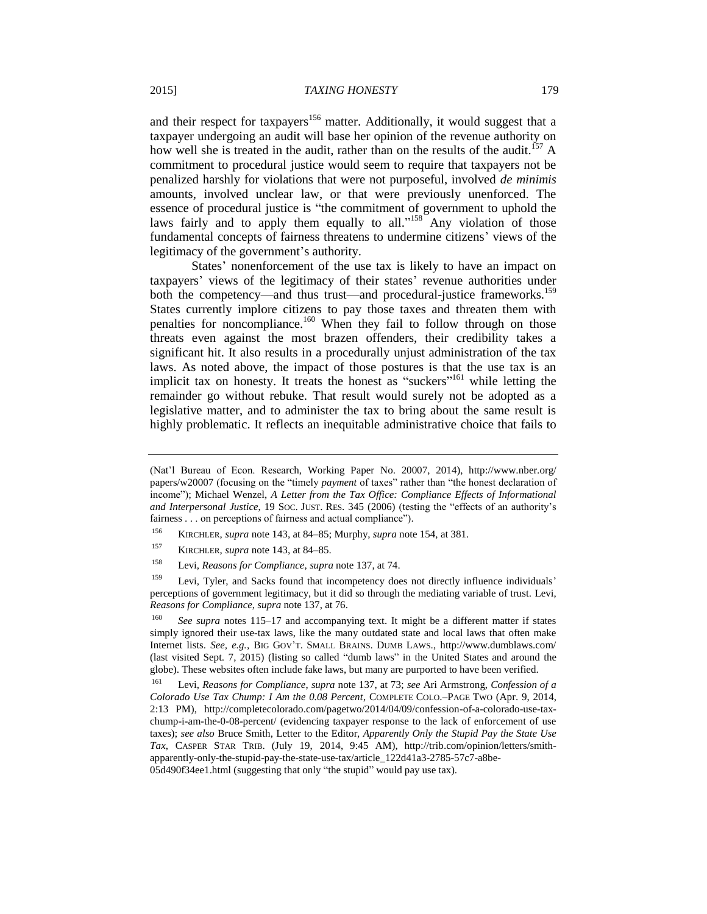and their respect for taxpayers[156] matter. Additionally, it would suggest that a taxpayer undergoing an audit will base her opinion of the revenue authority on how well she is treated in the audit, rather than on the results of the audit.[157] A commitment to procedural justice would seem to require that taxpayers not be penalized harshly for violations that were not purposeful, involved *de minimis* amounts, involved unclear law, or that were previously unenforced. The essence of procedural justice is "the commitment of government to uphold the laws fairly and to apply them equally to all."[158] Any violation of those fundamental concepts of fairness threatens to undermine citizens' views of the legitimacy of the government's authority.

States' nonenforcement of the use tax is likely to have an impact on taxpayers' views of the legitimacy of their states' revenue authorities under both the competency—and thus trust—and procedural-justice frameworks.[159] States currently implore citizens to pay those taxes and threaten them with penalties for noncompliance.[160] When they fail to follow through on those threats even against the most brazen offenders, their credibility takes a significant hit. It also results in a procedurally unjust administration of the tax laws. As noted above, the impact of those postures is that the use tax is an implicit tax on honesty. It treats the honest as "suckers"[161] while letting the remainder go without rebuke. That result would surely not be adopted as a legislative matter, and to administer the tax to bring about the same result is highly problematic. It reflects an inequitable administrative choice that fails to

---

(Nat'l Bureau of Econ. Research, Working Paper No. 20007, 2014), http://www.nber.org/papers/w20007 (focusing on the "timely *payment* of taxes" rather than "the honest declaration of income"); Michael Wenzel, *A Letter from the Tax Office: Compliance Effects of Informational and Interpersonal Justice*, 19 SOC. JUST. RES. 345 (2006) (testing the "effects of an authority's fairness . . . on perceptions of fairness and actual compliance").

[156] KIRCHLER, *supra* note 143, at 84–85; Murphy, *supra* note 154, at 381.

[157] KIRCHLER, *supra* note 143, at 84–85.

[158] Levi, *Reasons for Compliance*, *supra* note 137, at 74.

[159] Levi, Tyler, and Sacks found that incompetency does not directly influence individuals' perceptions of government legitimacy, but it did so through the mediating variable of trust. Levi, *Reasons for Compliance*, *supra* note 137, at 76.

[160] *See supra* notes 115–17 and accompanying text. It might be a different matter if states simply ignored their use-tax laws, like the many outdated state and local laws that often make Internet lists. *See, e.g.*, BIG GOV'T. SMALL BRAINS. DUMB LAWS., http://www.dumblaws.com/ (last visited Sept. 7, 2015) (listing so called "dumb laws" in the United States and around the globe). These websites often include fake laws, but many are purported to have been verified.

[161] Levi, *Reasons for Compliance*, *supra* note 137, at 73; *see* Ari Armstrong, *Confession of a Colorado Use Tax Chump: I Am the 0.08 Percent*, COMPLETE COLO.–PAGE TWO (Apr. 9, 2014, 2:13 PM), http://completecolorado.com/pagetwo/2014/04/09/confession-of-a-colorado-use-tax-chump-i-am-the-0-08-percent/ (evidencing taxpayer response to the lack of enforcement of use taxes); *see also* Bruce Smith, Letter to the Editor, *Apparently Only the Stupid Pay the State Use Tax*, CASPER STAR TRIB. (July 19, 2014, 9:45 AM), http://trib.com/opinion/letters/smith-apparently-only-the-stupid-pay-the-state-use-tax/article_122d41a3-2785-57c7-a8be-05d490f34ee1.html (suggesting that only "the stupid" would pay use tax).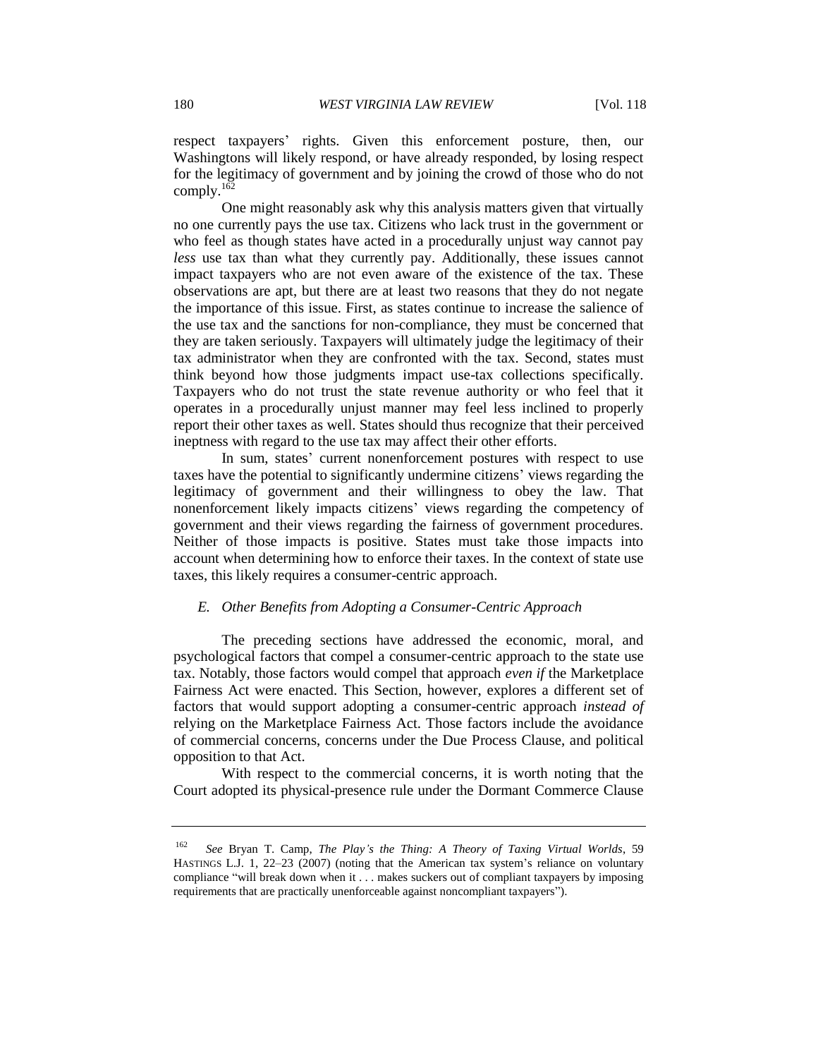respect taxpayers' rights. Given this enforcement posture, then, our Washingtons will likely respond, or have already responded, by losing respect for the legitimacy of government and by joining the crowd of those who do not comply.[162]

One might reasonably ask why this analysis matters given that virtually no one currently pays the use tax. Citizens who lack trust in the government or who feel as though states have acted in a procedurally unjust way cannot pay *less* use tax than what they currently pay. Additionally, these issues cannot impact taxpayers who are not even aware of the existence of the tax. These observations are apt, but there are at least two reasons that they do not negate the importance of this issue. First, as states continue to increase the salience of the use tax and the sanctions for non-compliance, they must be concerned that they are taken seriously. Taxpayers will ultimately judge the legitimacy of their tax administrator when they are confronted with the tax. Second, states must think beyond how those judgments impact use-tax collections specifically. Taxpayers who do not trust the state revenue authority or who feel that it operates in a procedurally unjust manner may feel less inclined to properly report their other taxes as well. States should thus recognize that their perceived ineptness with regard to the use tax may affect their other efforts.

In sum, states' current nonenforcement postures with respect to use taxes have the potential to significantly undermine citizens' views regarding the legitimacy of government and their willingness to obey the law. That nonenforcement likely impacts citizens' views regarding the competency of government and their views regarding the fairness of government procedures. Neither of those impacts is positive. States must take those impacts into account when determining how to enforce their taxes. In the context of state use taxes, this likely requires a consumer-centric approach.

### *E. Other Benefits from Adopting a Consumer-Centric Approach*

The preceding sections have addressed the economic, moral, and psychological factors that compel a consumer-centric approach to the state use tax. Notably, those factors would compel that approach *even if* the Marketplace Fairness Act were enacted. This Section, however, explores a different set of factors that would support adopting a consumer-centric approach *instead of* relying on the Marketplace Fairness Act. Those factors include the avoidance of commercial concerns, concerns under the Due Process Clause, and political opposition to that Act.

With respect to the commercial concerns, it is worth noting that the Court adopted its physical-presence rule under the Dormant Commerce Clause

---

[162] *See* Bryan T. Camp, *The Play's the Thing: A Theory of Taxing Virtual Worlds*, 59 HASTINGS L.J. 1, 22–23 (2007) (noting that the American tax system's reliance on voluntary compliance "will break down when it . . . makes suckers out of compliant taxpayers by imposing requirements that are practically unenforceable against noncompliant taxpayers").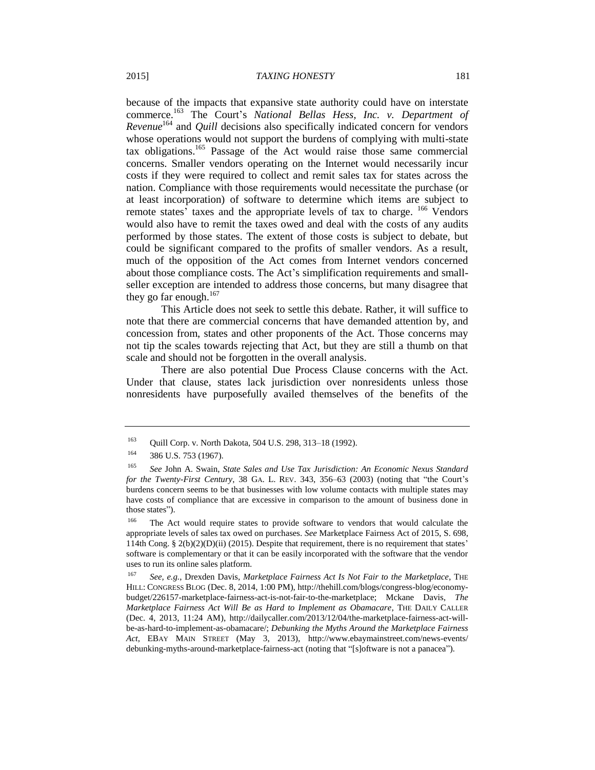because of the impacts that expansive state authority could have on interstate commerce.[163] The Court's *National Bellas Hess, Inc. v. Department of Revenue*[164] and *Quill* decisions also specifically indicated concern for vendors whose operations would not support the burdens of complying with multi-state tax obligations.[165] Passage of the Act would raise those same commercial concerns. Smaller vendors operating on the Internet would necessarily incur costs if they were required to collect and remit sales tax for states across the nation. Compliance with those requirements would necessitate the purchase (or at least incorporation) of software to determine which items are subject to remote states' taxes and the appropriate levels of tax to charge. [166] Vendors would also have to remit the taxes owed and deal with the costs of any audits performed by those states. The extent of those costs is subject to debate, but could be significant compared to the profits of smaller vendors. As a result, much of the opposition of the Act comes from Internet vendors concerned about those compliance costs. The Act's simplification requirements and small-seller exception are intended to address those concerns, but many disagree that they go far enough.[167]

This Article does not seek to settle this debate. Rather, it will suffice to note that there are commercial concerns that have demanded attention by, and concession from, states and other proponents of the Act. Those concerns may not tip the scales towards rejecting that Act, but they are still a thumb on that scale and should not be forgotten in the overall analysis.

There are also potential Due Process Clause concerns with the Act. Under that clause, states lack jurisdiction over nonresidents unless those nonresidents have purposefully availed themselves of the benefits of the

---

[163] Quill Corp. v. North Dakota, 504 U.S. 298, 313–18 (1992).

[164] 386 U.S. 753 (1967).

[165] *See* John A. Swain, *State Sales and Use Tax Jurisdiction: An Economic Nexus Standard for the Twenty-First Century*, 38 GA. L. REV. 343, 356–63 (2003) (noting that "the Court's burdens concern seems to be that businesses with low volume contacts with multiple states may have costs of compliance that are excessive in comparison to the amount of business done in those states").

[166] The Act would require states to provide software to vendors that would calculate the appropriate levels of sales tax owed on purchases. *See* Marketplace Fairness Act of 2015, S. 698, 114th Cong. § 2(b)(2)(D)(ii) (2015). Despite that requirement, there is no requirement that states' software is complementary or that it can be easily incorporated with the software that the vendor uses to run its online sales platform.

[167] *See, e.g.*, Drexden Davis, *Marketplace Fairness Act Is Not Fair to the Marketplace*, THE HILL: CONGRESS BLOG (Dec. 8, 2014, 1:00 PM), http://thehill.com/blogs/congress-blog/economy-budget/226157-marketplace-fairness-act-is-not-fair-to-the-marketplace; Mckane Davis, *The Marketplace Fairness Act Will Be as Hard to Implement as Obamacare*, THE DAILY CALLER (Dec. 4, 2013, 11:24 AM), http://dailycaller.com/2013/12/04/the-marketplace-fairness-act-will-be-as-hard-to-implement-as-obamacare/; *Debunking the Myths Around the Marketplace Fairness Act*, EBAY MAIN STREET (May 3, 2013), http://www.ebaymainstreet.com/news-events/debunking-myths-around-marketplace-fairness-act (noting that "[s]oftware is not a panacea").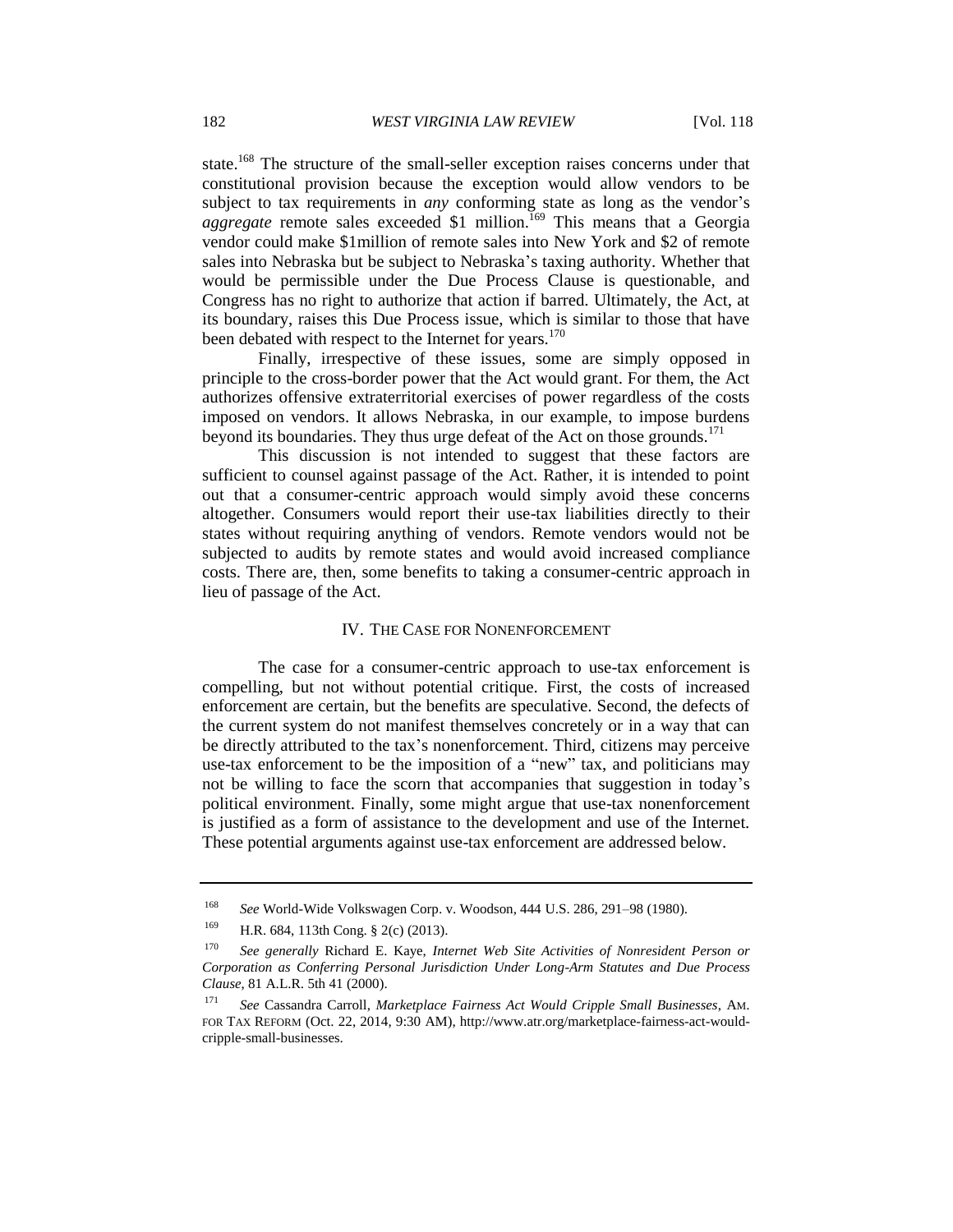state.[168] The structure of the small-seller exception raises concerns under that constitutional provision because the exception would allow vendors to be subject to tax requirements in *any* conforming state as long as the vendor's *aggregate* remote sales exceeded $1 million.[169] This means that a Georgia vendor could make $1million of remote sales into New York and $2 of remote sales into Nebraska but be subject to Nebraska's taxing authority. Whether that would be permissible under the Due Process Clause is questionable, and Congress has no right to authorize that action if barred. Ultimately, the Act, at its boundary, raises this Due Process issue, which is similar to those that have been debated with respect to the Internet for years.[170]

Finally, irrespective of these issues, some are simply opposed in principle to the cross-border power that the Act would grant. For them, the Act authorizes offensive extraterritorial exercises of power regardless of the costs imposed on vendors. It allows Nebraska, in our example, to impose burdens beyond its boundaries. They thus urge defeat of the Act on those grounds.[171]

This discussion is not intended to suggest that these factors are sufficient to counsel against passage of the Act. Rather, it is intended to point out that a consumer-centric approach would simply avoid these concerns altogether. Consumers would report their use-tax liabilities directly to their states without requiring anything of vendors. Remote vendors would not be subjected to audits by remote states and would avoid increased compliance costs. There are, then, some benefits to taking a consumer-centric approach in lieu of passage of the Act.

## IV. The Case for Nonenforcement

The case for a consumer-centric approach to use-tax enforcement is compelling, but not without potential critique. First, the costs of increased enforcement are certain, but the benefits are speculative. Second, the defects of the current system do not manifest themselves concretely or in a way that can be directly attributed to the tax's nonenforcement. Third, citizens may perceive use-tax enforcement to be the imposition of a "new" tax, and politicians may not be willing to face the scorn that accompanies that suggestion in today's political environment. Finally, some might argue that use-tax nonenforcement is justified as a form of assistance to the development and use of the Internet. These potential arguments against use-tax enforcement are addressed below.

---

[168] *See* World-Wide Volkswagen Corp. v. Woodson, 444 U.S. 286, 291–98 (1980).

[169] H.R. 684, 113th Cong. § 2(c) (2013).

[170] *See generally* Richard E. Kaye, *Internet Web Site Activities of Nonresident Person or Corporation as Conferring Personal Jurisdiction Under Long-Arm Statutes and Due Process Clause*, 81 A.L.R. 5th 41 (2000).

[171] *See* Cassandra Carroll, *Marketplace Fairness Act Would Cripple Small Businesses*, AM. FOR TAX REFORM (Oct. 22, 2014, 9:30 AM), http://www.atr.org/marketplace-fairness-act-would-cripple-small-businesses.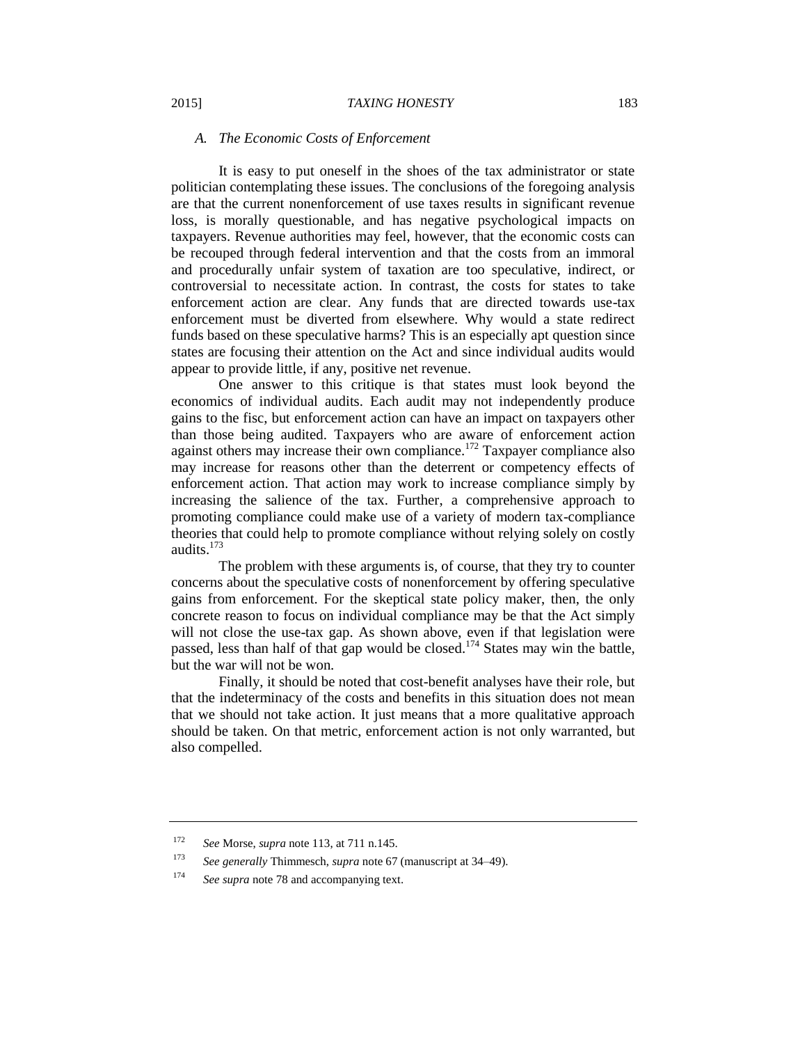### *A. The Economic Costs of Enforcement*

It is easy to put oneself in the shoes of the tax administrator or state politician contemplating these issues. The conclusions of the foregoing analysis are that the current nonenforcement of use taxes results in significant revenue loss, is morally questionable, and has negative psychological impacts on taxpayers. Revenue authorities may feel, however, that the economic costs can be recouped through federal intervention and that the costs from an immoral and procedurally unfair system of taxation are too speculative, indirect, or controversial to necessitate action. In contrast, the costs for states to take enforcement action are clear. Any funds that are directed towards use-tax enforcement must be diverted from elsewhere. Why would a state redirect funds based on these speculative harms? This is an especially apt question since states are focusing their attention on the Act and since individual audits would appear to provide little, if any, positive net revenue.

One answer to this critique is that states must look beyond the economics of individual audits. Each audit may not independently produce gains to the fisc, but enforcement action can have an impact on taxpayers other than those being audited. Taxpayers who are aware of enforcement action against others may increase their own compliance.[172] Taxpayer compliance also may increase for reasons other than the deterrent or competency effects of enforcement action. That action may work to increase compliance simply by increasing the salience of the tax. Further, a comprehensive approach to promoting compliance could make use of a variety of modern tax-compliance theories that could help to promote compliance without relying solely on costly audits.[173]

The problem with these arguments is, of course, that they try to counter concerns about the speculative costs of nonenforcement by offering speculative gains from enforcement. For the skeptical state policy maker, then, the only concrete reason to focus on individual compliance may be that the Act simply will not close the use-tax gap. As shown above, even if that legislation were passed, less than half of that gap would be closed.[174] States may win the battle, but the war will not be won.

Finally, it should be noted that cost-benefit analyses have their role, but that the indeterminacy of the costs and benefits in this situation does not mean that we should not take action. It just means that a more qualitative approach should be taken. On that metric, enforcement action is not only warranted, but also compelled.

---

[172] *See* Morse, *supra* note 113, at 711 n.145.

[173] *See generally* Thimmesch, *supra* note 67 (manuscript at 34–49).

[174] *See supra* note 78 and accompanying text.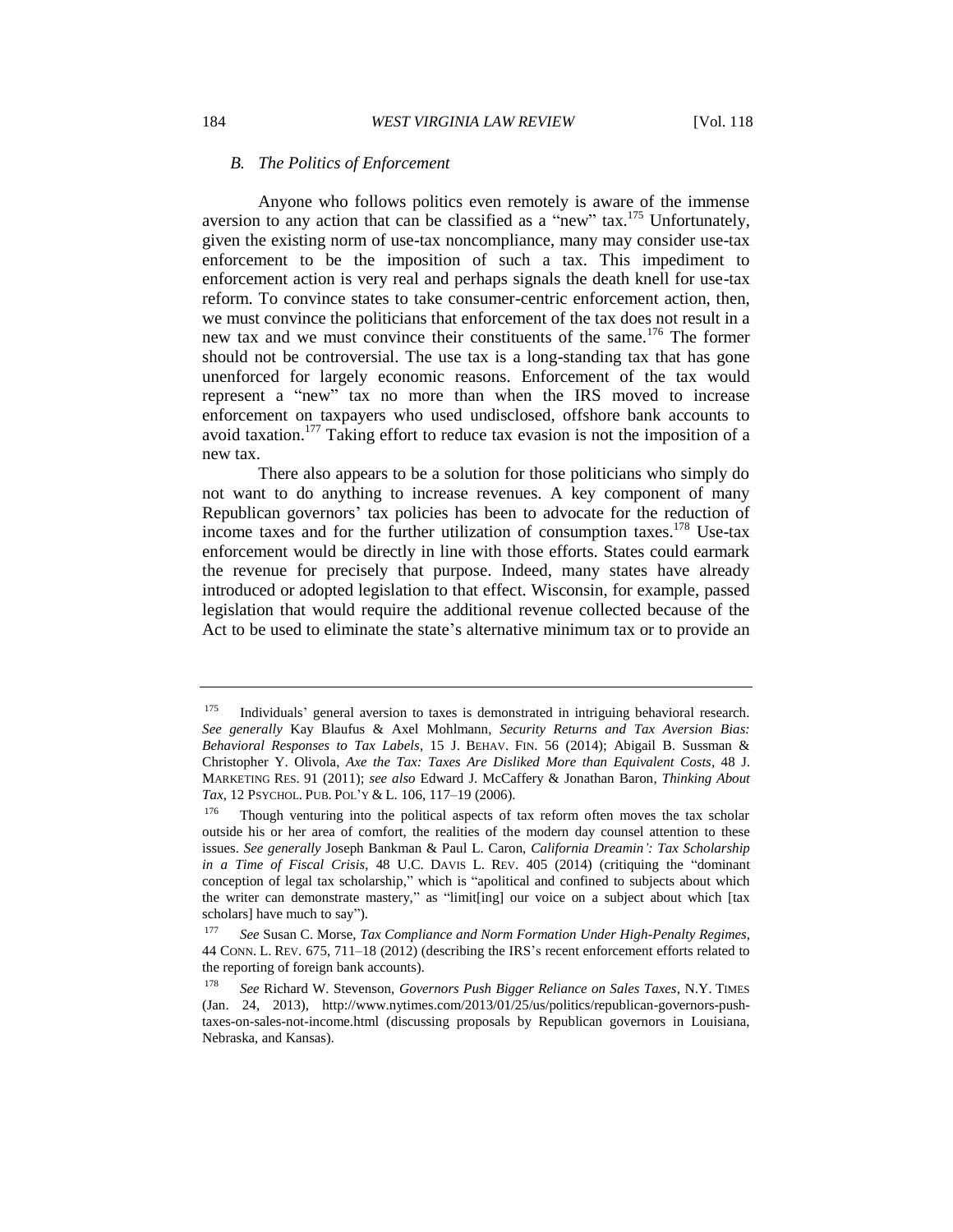### *B. The Politics of Enforcement*

Anyone who follows politics even remotely is aware of the immense aversion to any action that can be classified as a "new" tax.[175] Unfortunately, given the existing norm of use-tax noncompliance, many may consider use-tax enforcement to be the imposition of such a tax. This impediment to enforcement action is very real and perhaps signals the death knell for use-tax reform. To convince states to take consumer-centric enforcement action, then, we must convince the politicians that enforcement of the tax does not result in a new tax and we must convince their constituents of the same.[176] The former should not be controversial. The use tax is a long-standing tax that has gone unenforced for largely economic reasons. Enforcement of the tax would represent a "new" tax no more than when the IRS moved to increase enforcement on taxpayers who used undisclosed, offshore bank accounts to avoid taxation.[177] Taking effort to reduce tax evasion is not the imposition of a new tax.

There also appears to be a solution for those politicians who simply do not want to do anything to increase revenues. A key component of many Republican governors' tax policies has been to advocate for the reduction of income taxes and for the further utilization of consumption taxes.[178] Use-tax enforcement would be directly in line with those efforts. States could earmark the revenue for precisely that purpose. Indeed, many states have already introduced or adopted legislation to that effect. Wisconsin, for example, passed legislation that would require the additional revenue collected because of the Act to be used to eliminate the state's alternative minimum tax or to provide an

---

[175] Individuals' general aversion to taxes is demonstrated in intriguing behavioral research. *See generally* Kay Blaufus & Axel Mohlmann, *Security Returns and Tax Aversion Bias: Behavioral Responses to Tax Labels*, 15 J. BEHAV. FIN. 56 (2014); Abigail B. Sussman & Christopher Y. Olivola, *Axe the Tax: Taxes Are Disliked More than Equivalent Costs*, 48 J. MARKETING RES. 91 (2011); *see also* Edward J. McCaffery & Jonathan Baron, *Thinking About Tax*, 12 PSYCHOL. PUB. POL'Y & L. 106, 117–19 (2006).

[176] Though venturing into the political aspects of tax reform often moves the tax scholar outside his or her area of comfort, the realities of the modern day counsel attention to these issues. *See generally* Joseph Bankman & Paul L. Caron, *California Dreamin': Tax Scholarship in a Time of Fiscal Crisis*, 48 U.C. DAVIS L. REV. 405 (2014) (critiquing the "dominant conception of legal tax scholarship," which is "apolitical and confined to subjects about which the writer can demonstrate mastery," as "limit[ing] our voice on a subject about which [tax scholars] have much to say").

[177] *See* Susan C. Morse, *Tax Compliance and Norm Formation Under High-Penalty Regimes*, 44 CONN. L. REV. 675, 711–18 (2012) (describing the IRS's recent enforcement efforts related to the reporting of foreign bank accounts).

[178] *See* Richard W. Stevenson, *Governors Push Bigger Reliance on Sales Taxes*, N.Y. TIMES (Jan. 24, 2013), http://www.nytimes.com/2013/01/25/us/politics/republican-governors-push-taxes-on-sales-not-income.html (discussing proposals by Republican governors in Louisiana, Nebraska, and Kansas).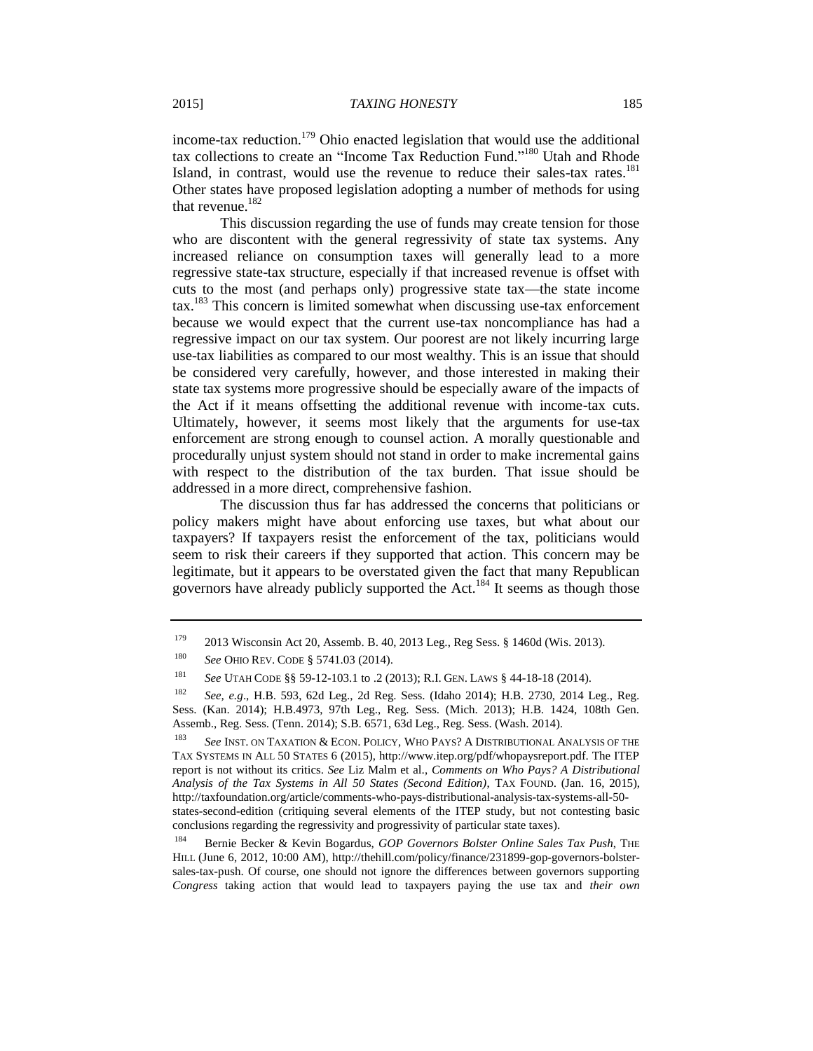income-tax reduction.[179] Ohio enacted legislation that would use the additional tax collections to create an "Income Tax Reduction Fund."[180] Utah and Rhode Island, in contrast, would use the revenue to reduce their sales-tax rates.[181] Other states have proposed legislation adopting a number of methods for using that revenue.[182]

This discussion regarding the use of funds may create tension for those who are discontent with the general regressivity of state tax systems. Any increased reliance on consumption taxes will generally lead to a more regressive state-tax structure, especially if that increased revenue is offset with cuts to the most (and perhaps only) progressive state tax—the state income tax.[183] This concern is limited somewhat when discussing use-tax enforcement because we would expect that the current use-tax noncompliance has had a regressive impact on our tax system. Our poorest are not likely incurring large use-tax liabilities as compared to our most wealthy. This is an issue that should be considered very carefully, however, and those interested in making their state tax systems more progressive should be especially aware of the impacts of the Act if it means offsetting the additional revenue with income-tax cuts. Ultimately, however, it seems most likely that the arguments for use-tax enforcement are strong enough to counsel action. A morally questionable and procedurally unjust system should not stand in order to make incremental gains with respect to the distribution of the tax burden. That issue should be addressed in a more direct, comprehensive fashion.

The discussion thus far has addressed the concerns that politicians or policy makers might have about enforcing use taxes, but what about our taxpayers? If taxpayers resist the enforcement of the tax, politicians would seem to risk their careers if they supported that action. This concern may be legitimate, but it appears to be overstated given the fact that many Republican governors have already publicly supported the Act.[184] It seems as though those

---

[179] 2013 Wisconsin Act 20, Assemb. B. 40, 2013 Leg., Reg Sess. § 1460d (Wis. 2013).

[180] *See* OHIO REV. CODE § 5741.03 (2014).

[181] *See* UTAH CODE §§ 59-12-103.1 to .2 (2013); R.I. GEN. LAWS § 44-18-18 (2014).

[182] *See, e.g*., H.B. 593, 62d Leg., 2d Reg. Sess. (Idaho 2014); H.B. 2730, 2014 Leg., Reg. Sess. (Kan. 2014); H.B.4973, 97th Leg., Reg. Sess. (Mich. 2013); H.B. 1424, 108th Gen. Assemb., Reg. Sess. (Tenn. 2014); S.B. 6571, 63d Leg., Reg. Sess. (Wash. 2014).

[183] *See* INST. ON TAXATION & ECON. POLICY, WHO PAYS? A DISTRIBUTIONAL ANALYSIS OF THE TAX SYSTEMS IN ALL 50 STATES 6 (2015), http://www.itep.org/pdf/whopaysreport.pdf. The ITEP report is not without its critics. *See* Liz Malm et al., *Comments on Who Pays? A Distributional Analysis of the Tax Systems in All 50 States (Second Edition)*, TAX FOUND. (Jan. 16, 2015), http://taxfoundation.org/article/comments-who-pays-distributional-analysis-tax-systems-all-50-states-second-edition (critiquing several elements of the ITEP study, but not contesting basic conclusions regarding the regressivity and progressivity of particular state taxes).

[184] Bernie Becker & Kevin Bogardus, *GOP Governors Bolster Online Sales Tax Push*, THE HILL (June 6, 2012, 10:00 AM), http://thehill.com/policy/finance/231899-gop-governors-bolster-sales-tax-push. Of course, one should not ignore the differences between governors supporting *Congress* taking action that would lead to taxpayers paying the use tax and *their own*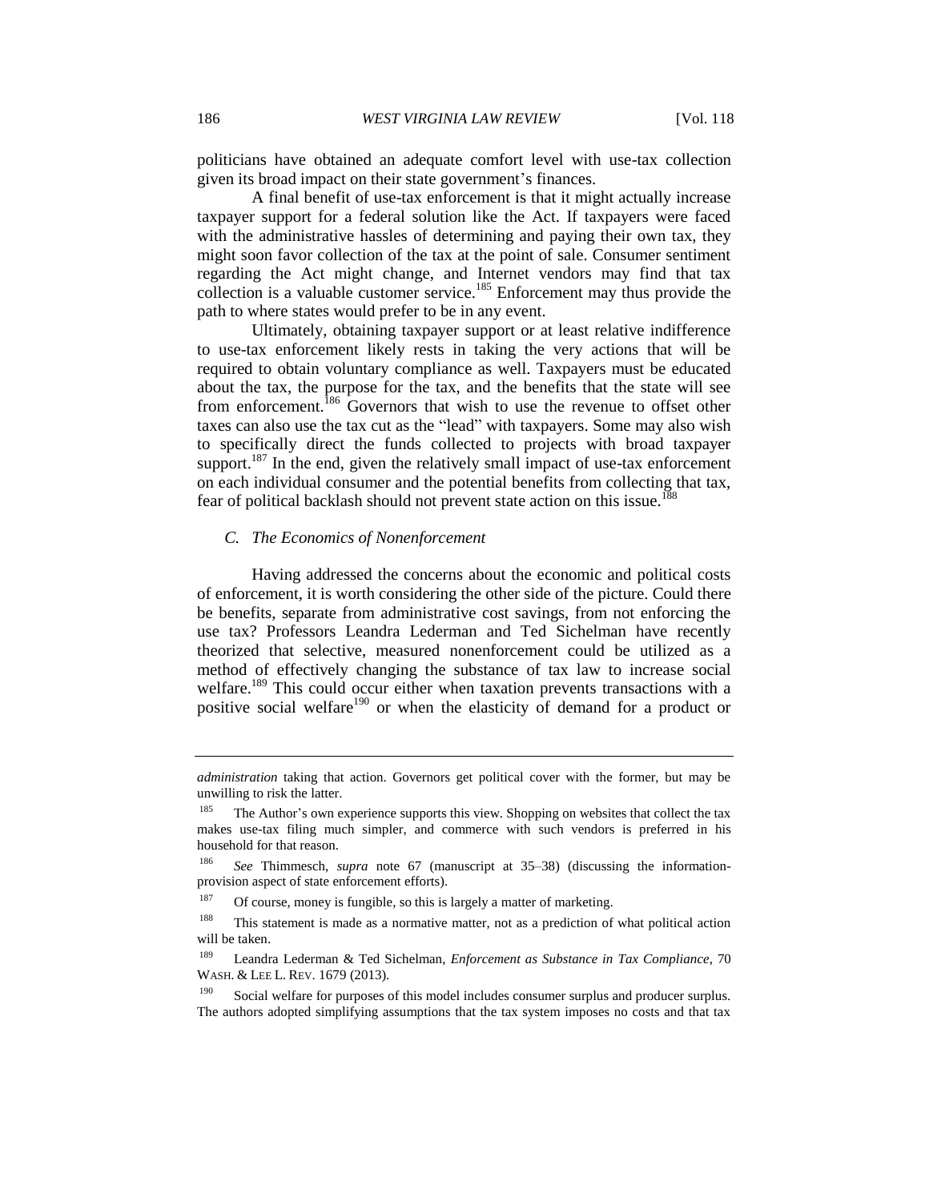politicians have obtained an adequate comfort level with use-tax collection given its broad impact on their state government's finances.

A final benefit of use-tax enforcement is that it might actually increase taxpayer support for a federal solution like the Act. If taxpayers were faced with the administrative hassles of determining and paying their own tax, they might soon favor collection of the tax at the point of sale. Consumer sentiment regarding the Act might change, and Internet vendors may find that tax collection is a valuable customer service.[185] Enforcement may thus provide the path to where states would prefer to be in any event.

Ultimately, obtaining taxpayer support or at least relative indifference to use-tax enforcement likely rests in taking the very actions that will be required to obtain voluntary compliance as well. Taxpayers must be educated about the tax, the purpose for the tax, and the benefits that the state will see from enforcement.[186] Governors that wish to use the revenue to offset other taxes can also use the tax cut as the "lead" with taxpayers. Some may also wish to specifically direct the funds collected to projects with broad taxpayer support.[187] In the end, given the relatively small impact of use-tax enforcement on each individual consumer and the potential benefits from collecting that tax, fear of political backlash should not prevent state action on this issue.[188]

### *C. The Economics of Nonenforcement*

Having addressed the concerns about the economic and political costs of enforcement, it is worth considering the other side of the picture. Could there be benefits, separate from administrative cost savings, from not enforcing the use tax? Professors Leandra Lederman and Ted Sichelman have recently theorized that selective, measured nonenforcement could be utilized as a method of effectively changing the substance of tax law to increase social welfare.[189] This could occur either when taxation prevents transactions with a positive social welfare[190] or when the elasticity of demand for a product or

---

*administration* taking that action. Governors get political cover with the former, but may be unwilling to risk the latter.

[185] The Author's own experience supports this view. Shopping on websites that collect the tax makes use-tax filing much simpler, and commerce with such vendors is preferred in his household for that reason.

[186] *See* Thimmesch, *supra* note 67 (manuscript at 35–38) (discussing the information-provision aspect of state enforcement efforts).

[187] Of course, money is fungible, so this is largely a matter of marketing.

[188] This statement is made as a normative matter, not as a prediction of what political action will be taken.

[189] Leandra Lederman & Ted Sichelman, *Enforcement as Substance in Tax Compliance*, 70 WASH. & LEE L. REV. 1679 (2013).

[190] Social welfare for purposes of this model includes consumer surplus and producer surplus. The authors adopted simplifying assumptions that the tax system imposes no costs and that tax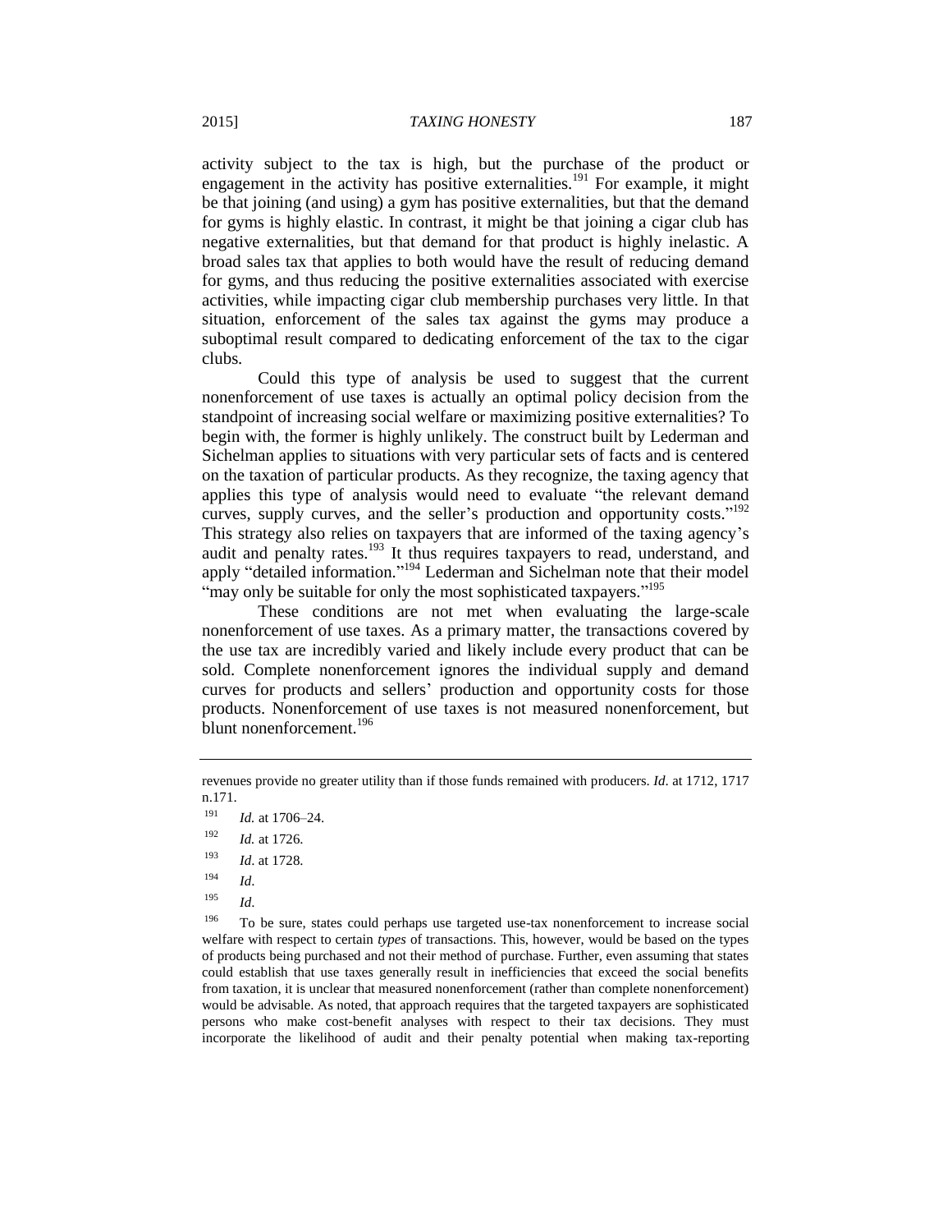activity subject to the tax is high, but the purchase of the product or engagement in the activity has positive externalities.[191] For example, it might be that joining (and using) a gym has positive externalities, but that the demand for gyms is highly elastic. In contrast, it might be that joining a cigar club has negative externalities, but that demand for that product is highly inelastic. A broad sales tax that applies to both would have the result of reducing demand for gyms, and thus reducing the positive externalities associated with exercise activities, while impacting cigar club membership purchases very little. In that situation, enforcement of the sales tax against the gyms may produce a suboptimal result compared to dedicating enforcement of the tax to the cigar clubs.

Could this type of analysis be used to suggest that the current nonenforcement of use taxes is actually an optimal policy decision from the standpoint of increasing social welfare or maximizing positive externalities? To begin with, the former is highly unlikely. The construct built by Lederman and Sichelman applies to situations with very particular sets of facts and is centered on the taxation of particular products. As they recognize, the taxing agency that applies this type of analysis would need to evaluate "the relevant demand curves, supply curves, and the seller's production and opportunity costs."[192] This strategy also relies on taxpayers that are informed of the taxing agency's audit and penalty rates.[193] It thus requires taxpayers to read, understand, and apply "detailed information."[194] Lederman and Sichelman note that their model "may only be suitable for only the most sophisticated taxpayers."[195]

These conditions are not met when evaluating the large-scale nonenforcement of use taxes. As a primary matter, the transactions covered by the use tax are incredibly varied and likely include every product that can be sold. Complete nonenforcement ignores the individual supply and demand curves for products and sellers' production and opportunity costs for those products. Nonenforcement of use taxes is not measured nonenforcement, but blunt nonenforcement.[196]

---

revenues provide no greater utility than if those funds remained with producers. *Id*. at 1712, 1717 n.171.

[191] *Id.* at 1706–24.

[192] *Id.* at 1726.

[193] *Id*. at 1728.

[194] *Id*.

[195] *Id*.

[196] To be sure, states could perhaps use targeted use-tax nonenforcement to increase social welfare with respect to certain *types* of transactions. This, however, would be based on the types of products being purchased and not their method of purchase. Further, even assuming that states could establish that use taxes generally result in inefficiencies that exceed the social benefits from taxation, it is unclear that measured nonenforcement (rather than complete nonenforcement) would be advisable. As noted, that approach requires that the targeted taxpayers are sophisticated persons who make cost-benefit analyses with respect to their tax decisions. They must incorporate the likelihood of audit and their penalty potential when making tax-reporting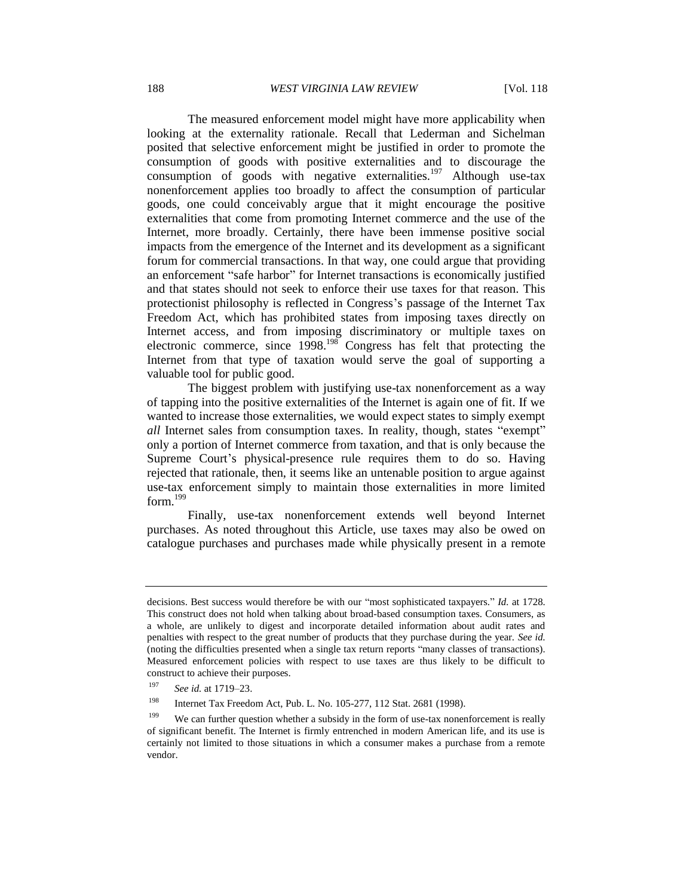The measured enforcement model might have more applicability when looking at the externality rationale. Recall that Lederman and Sichelman posited that selective enforcement might be justified in order to promote the consumption of goods with positive externalities and to discourage the consumption of goods with negative externalities.[197] Although use-tax nonenforcement applies too broadly to affect the consumption of particular goods, one could conceivably argue that it might encourage the positive externalities that come from promoting Internet commerce and the use of the Internet, more broadly. Certainly, there have been immense positive social impacts from the emergence of the Internet and its development as a significant forum for commercial transactions. In that way, one could argue that providing an enforcement "safe harbor" for Internet transactions is economically justified and that states should not seek to enforce their use taxes for that reason. This protectionist philosophy is reflected in Congress's passage of the Internet Tax Freedom Act, which has prohibited states from imposing taxes directly on Internet access, and from imposing discriminatory or multiple taxes on electronic commerce, since 1998.[198] Congress has felt that protecting the Internet from that type of taxation would serve the goal of supporting a valuable tool for public good.

The biggest problem with justifying use-tax nonenforcement as a way of tapping into the positive externalities of the Internet is again one of fit. If we wanted to increase those externalities, we would expect states to simply exempt *all* Internet sales from consumption taxes. In reality, though, states "exempt" only a portion of Internet commerce from taxation, and that is only because the Supreme Court's physical-presence rule requires them to do so. Having rejected that rationale, then, it seems like an untenable position to argue against use-tax enforcement simply to maintain those externalities in more limited form.[199]

Finally, use-tax nonenforcement extends well beyond Internet purchases. As noted throughout this Article, use taxes may also be owed on catalogue purchases and purchases made while physically present in a remote

---

decisions. Best success would therefore be with our "most sophisticated taxpayers." *Id.* at 1728. This construct does not hold when talking about broad-based consumption taxes. Consumers, as a whole, are unlikely to digest and incorporate detailed information about audit rates and penalties with respect to the great number of products that they purchase during the year. *See id.* (noting the difficulties presented when a single tax return reports "many classes of transactions). Measured enforcement policies with respect to use taxes are thus likely to be difficult to construct to achieve their purposes.

[197] *See id.* at 1719–23.

[198] Internet Tax Freedom Act, Pub. L. No. 105-277, 112 Stat. 2681 (1998).

[199] We can further question whether a subsidy in the form of use-tax nonenforcement is really of significant benefit. The Internet is firmly entrenched in modern American life, and its use is certainly not limited to those situations in which a consumer makes a purchase from a remote vendor.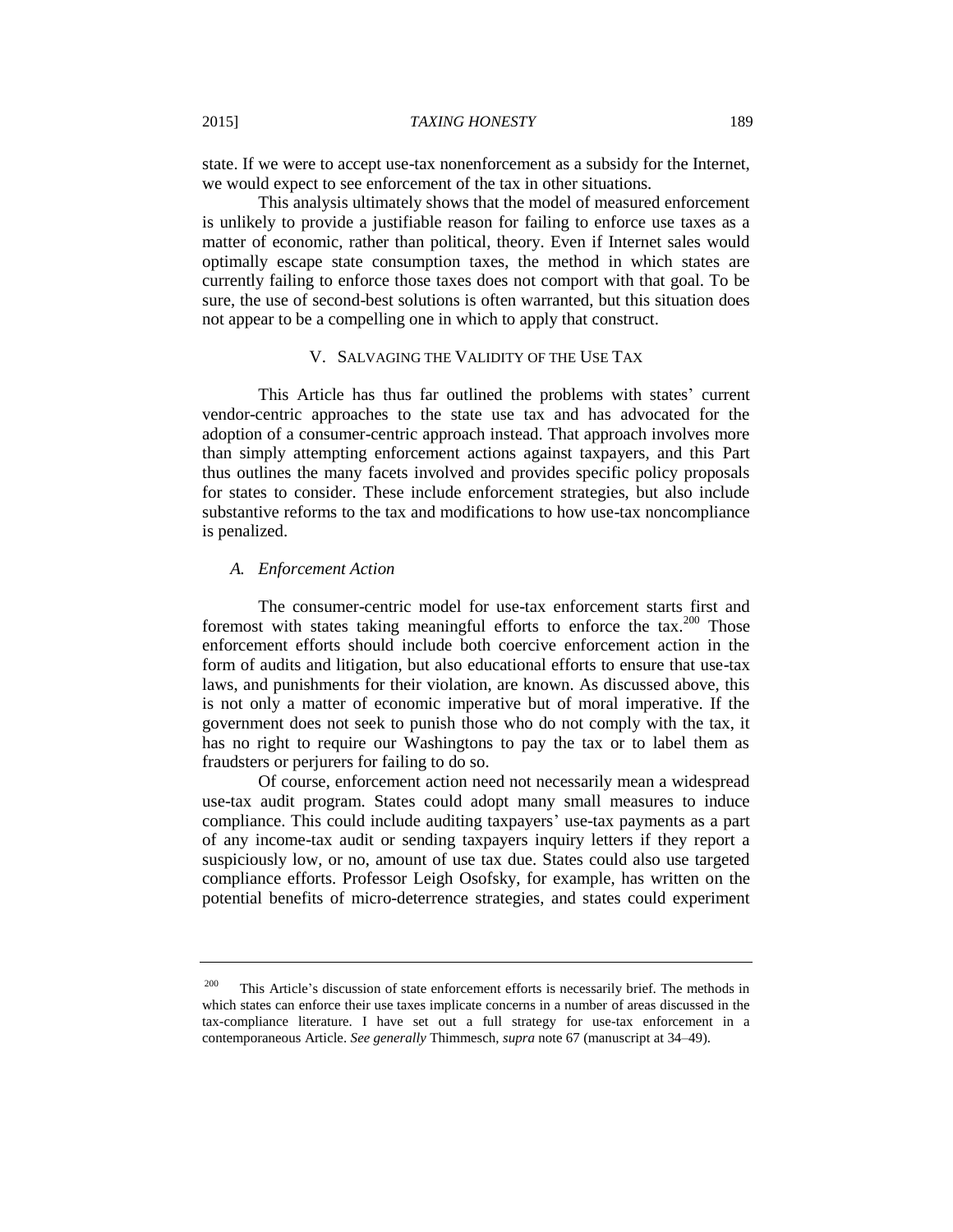state. If we were to accept use-tax nonenforcement as a subsidy for the Internet, we would expect to see enforcement of the tax in other situations.

This analysis ultimately shows that the model of measured enforcement is unlikely to provide a justifiable reason for failing to enforce use taxes as a matter of economic, rather than political, theory. Even if Internet sales would optimally escape state consumption taxes, the method in which states are currently failing to enforce those taxes does not comport with that goal. To be sure, the use of second-best solutions is often warranted, but this situation does not appear to be a compelling one in which to apply that construct.

## V. SALVAGING THE VALIDITY OF THE USE TAX

This Article has thus far outlined the problems with states' current vendor-centric approaches to the state use tax and has advocated for the adoption of a consumer-centric approach instead. That approach involves more than simply attempting enforcement actions against taxpayers, and this Part thus outlines the many facets involved and provides specific policy proposals for states to consider. These include enforcement strategies, but also include substantive reforms to the tax and modifications to how use-tax noncompliance is penalized.

### *A. Enforcement Action*

The consumer-centric model for use-tax enforcement starts first and foremost with states taking meaningful efforts to enforce the tax.[200] Those enforcement efforts should include both coercive enforcement action in the form of audits and litigation, but also educational efforts to ensure that use-tax laws, and punishments for their violation, are known. As discussed above, this is not only a matter of economic imperative but of moral imperative. If the government does not seek to punish those who do not comply with the tax, it has no right to require our Washingtons to pay the tax or to label them as fraudsters or perjurers for failing to do so.

Of course, enforcement action need not necessarily mean a widespread use-tax audit program. States could adopt many small measures to induce compliance. This could include auditing taxpayers' use-tax payments as a part of any income-tax audit or sending taxpayers inquiry letters if they report a suspiciously low, or no, amount of use tax due. States could also use targeted compliance efforts. Professor Leigh Osofsky, for example, has written on the potential benefits of micro-deterrence strategies, and states could experiment

---

[200] This Article's discussion of state enforcement efforts is necessarily brief. The methods in which states can enforce their use taxes implicate concerns in a number of areas discussed in the tax-compliance literature. I have set out a full strategy for use-tax enforcement in a contemporaneous Article. *See generally* Thimmesch, *supra* note 67 (manuscript at 34–49).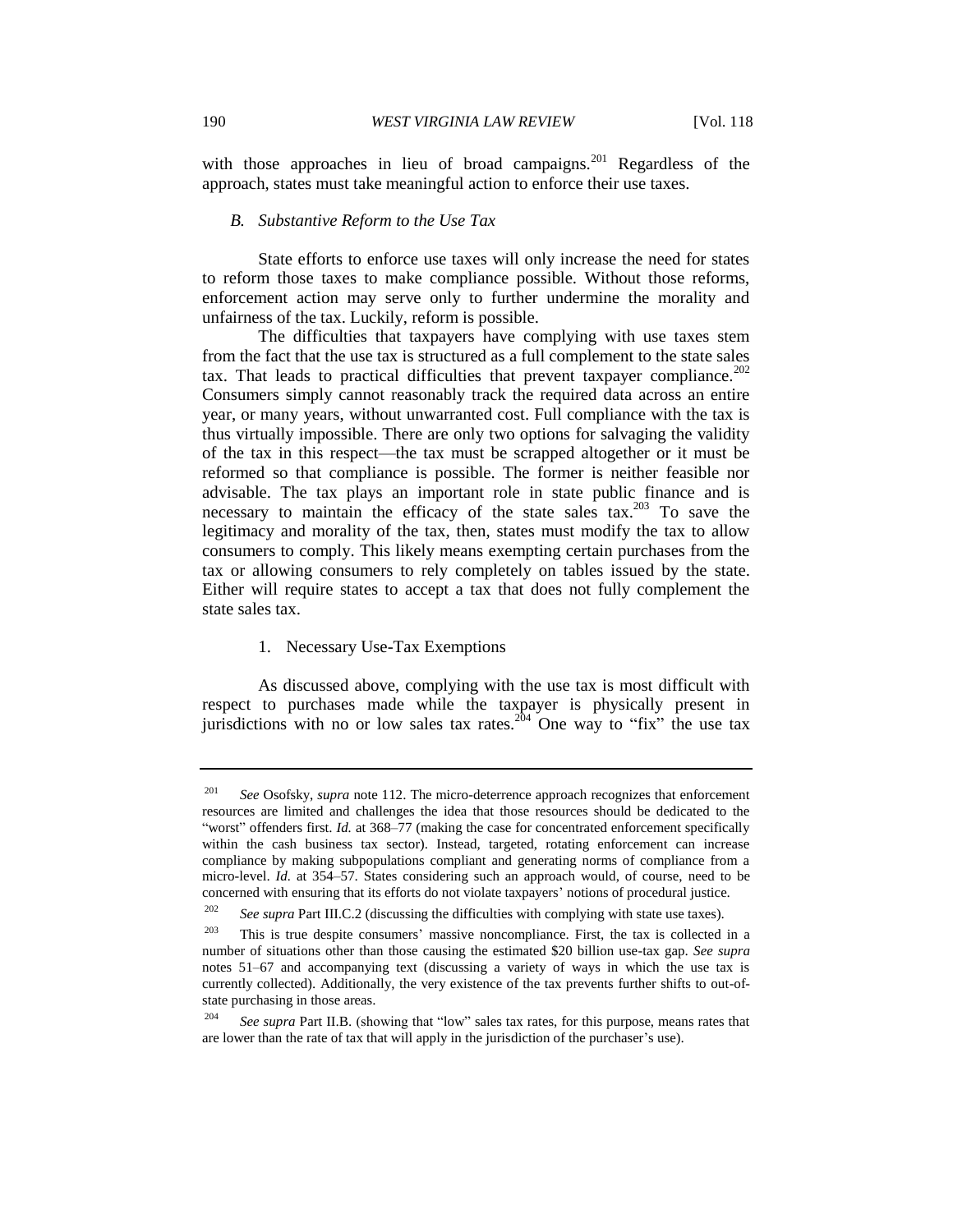with those approaches in lieu of broad campaigns.[201] Regardless of the approach, states must take meaningful action to enforce their use taxes.

### *B. Substantive Reform to the Use Tax*

State efforts to enforce use taxes will only increase the need for states to reform those taxes to make compliance possible. Without those reforms, enforcement action may serve only to further undermine the morality and unfairness of the tax. Luckily, reform is possible.

The difficulties that taxpayers have complying with use taxes stem from the fact that the use tax is structured as a full complement to the state sales tax. That leads to practical difficulties that prevent taxpayer compliance.[202] Consumers simply cannot reasonably track the required data across an entire year, or many years, without unwarranted cost. Full compliance with the tax is thus virtually impossible. There are only two options for salvaging the validity of the tax in this respect—the tax must be scrapped altogether or it must be reformed so that compliance is possible. The former is neither feasible nor advisable. The tax plays an important role in state public finance and is necessary to maintain the efficacy of the state sales tax.[203] To save the legitimacy and morality of the tax, then, states must modify the tax to allow consumers to comply. This likely means exempting certain purchases from the tax or allowing consumers to rely completely on tables issued by the state. Either will require states to accept a tax that does not fully complement the state sales tax.

#### 1. Necessary Use-Tax Exemptions

As discussed above, complying with the use tax is most difficult with respect to purchases made while the taxpayer is physically present in jurisdictions with no or low sales tax rates.[204] One way to "fix" the use tax

---

[201] *See* Osofsky, *supra* note 112. The micro-deterrence approach recognizes that enforcement resources are limited and challenges the idea that those resources should be dedicated to the "worst" offenders first. *Id.* at 368–77 (making the case for concentrated enforcement specifically within the cash business tax sector). Instead, targeted, rotating enforcement can increase compliance by making subpopulations compliant and generating norms of compliance from a micro-level. *Id.* at 354–57. States considering such an approach would, of course, need to be concerned with ensuring that its efforts do not violate taxpayers' notions of procedural justice.

[202] *See supra* Part III.C.2 (discussing the difficulties with complying with state use taxes).

[203] This is true despite consumers' massive noncompliance. First, the tax is collected in a number of situations other than those causing the estimated $20 billion use-tax gap. *See supra* notes 51–67 and accompanying text (discussing a variety of ways in which the use tax is currently collected). Additionally, the very existence of the tax prevents further shifts to out-of-state purchasing in those areas.

[204] *See supra* Part II.B. (showing that "low" sales tax rates, for this purpose, means rates that are lower than the rate of tax that will apply in the jurisdiction of the purchaser's use).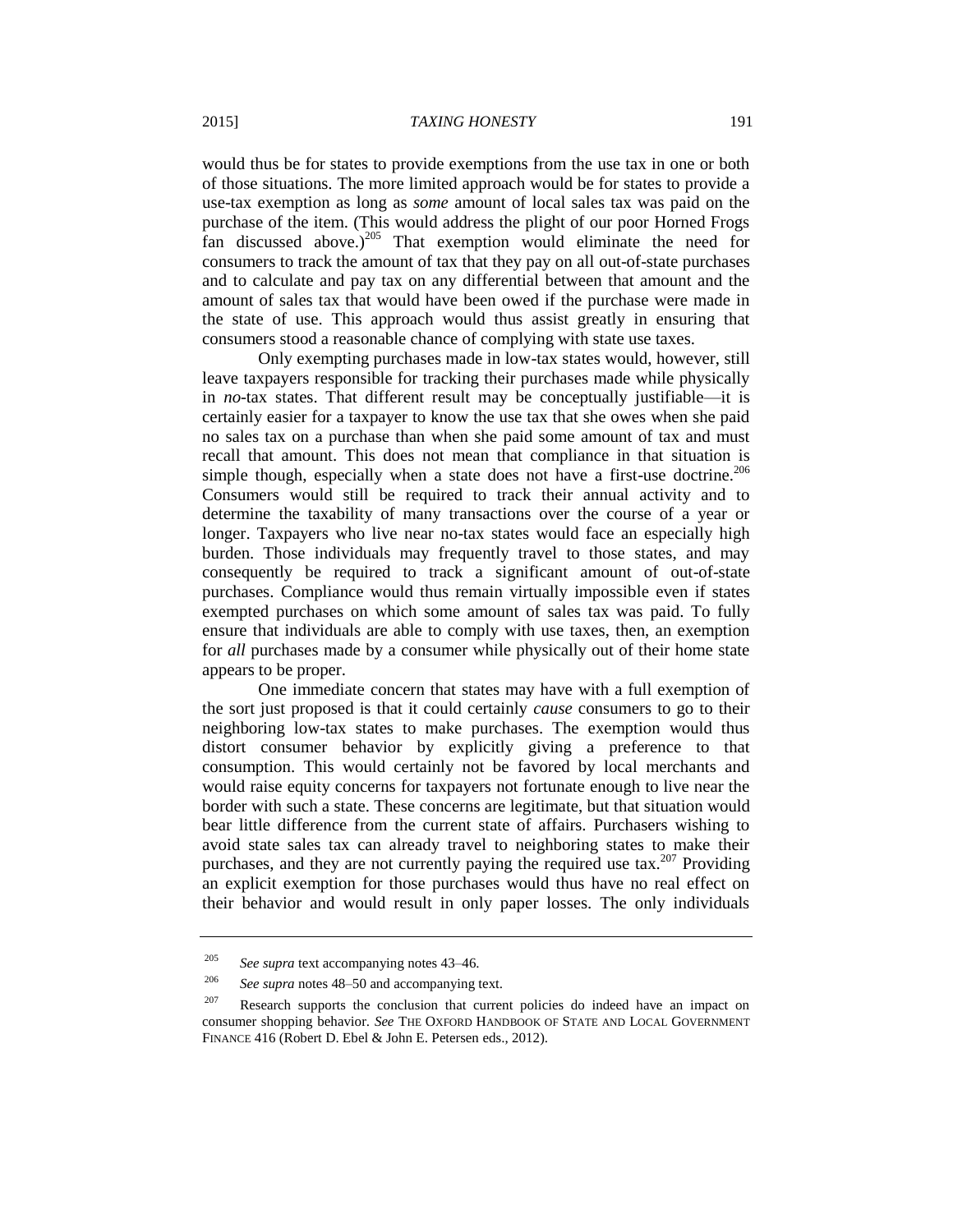would thus be for states to provide exemptions from the use tax in one or both of those situations. The more limited approach would be for states to provide a use-tax exemption as long as *some* amount of local sales tax was paid on the purchase of the item. (This would address the plight of our poor Horned Frogs fan discussed above.)[205] That exemption would eliminate the need for consumers to track the amount of tax that they pay on all out-of-state purchases and to calculate and pay tax on any differential between that amount and the amount of sales tax that would have been owed if the purchase were made in the state of use. This approach would thus assist greatly in ensuring that consumers stood a reasonable chance of complying with state use taxes.

Only exempting purchases made in low-tax states would, however, still leave taxpayers responsible for tracking their purchases made while physically in *no*-tax states. That different result may be conceptually justifiable—it is certainly easier for a taxpayer to know the use tax that she owes when she paid no sales tax on a purchase than when she paid some amount of tax and must recall that amount. This does not mean that compliance in that situation is simple though, especially when a state does not have a first-use doctrine.[206] Consumers would still be required to track their annual activity and to determine the taxability of many transactions over the course of a year or longer. Taxpayers who live near no-tax states would face an especially high burden. Those individuals may frequently travel to those states, and may consequently be required to track a significant amount of out-of-state purchases. Compliance would thus remain virtually impossible even if states exempted purchases on which some amount of sales tax was paid. To fully ensure that individuals are able to comply with use taxes, then, an exemption for *all* purchases made by a consumer while physically out of their home state appears to be proper.

One immediate concern that states may have with a full exemption of the sort just proposed is that it could certainly *cause* consumers to go to their neighboring low-tax states to make purchases. The exemption would thus distort consumer behavior by explicitly giving a preference to that consumption. This would certainly not be favored by local merchants and would raise equity concerns for taxpayers not fortunate enough to live near the border with such a state. These concerns are legitimate, but that situation would bear little difference from the current state of affairs. Purchasers wishing to avoid state sales tax can already travel to neighboring states to make their purchases, and they are not currently paying the required use tax.[207] Providing an explicit exemption for those purchases would thus have no real effect on their behavior and would result in only paper losses. The only individuals

---

[205] *See supra* text accompanying notes 43–46.

[206] *See supra* notes 48–50 and accompanying text.

[207] Research supports the conclusion that current policies do indeed have an impact on consumer shopping behavior. *See* THE OXFORD HANDBOOK OF STATE AND LOCAL GOVERNMENT FINANCE 416 (Robert D. Ebel & John E. Petersen eds., 2012).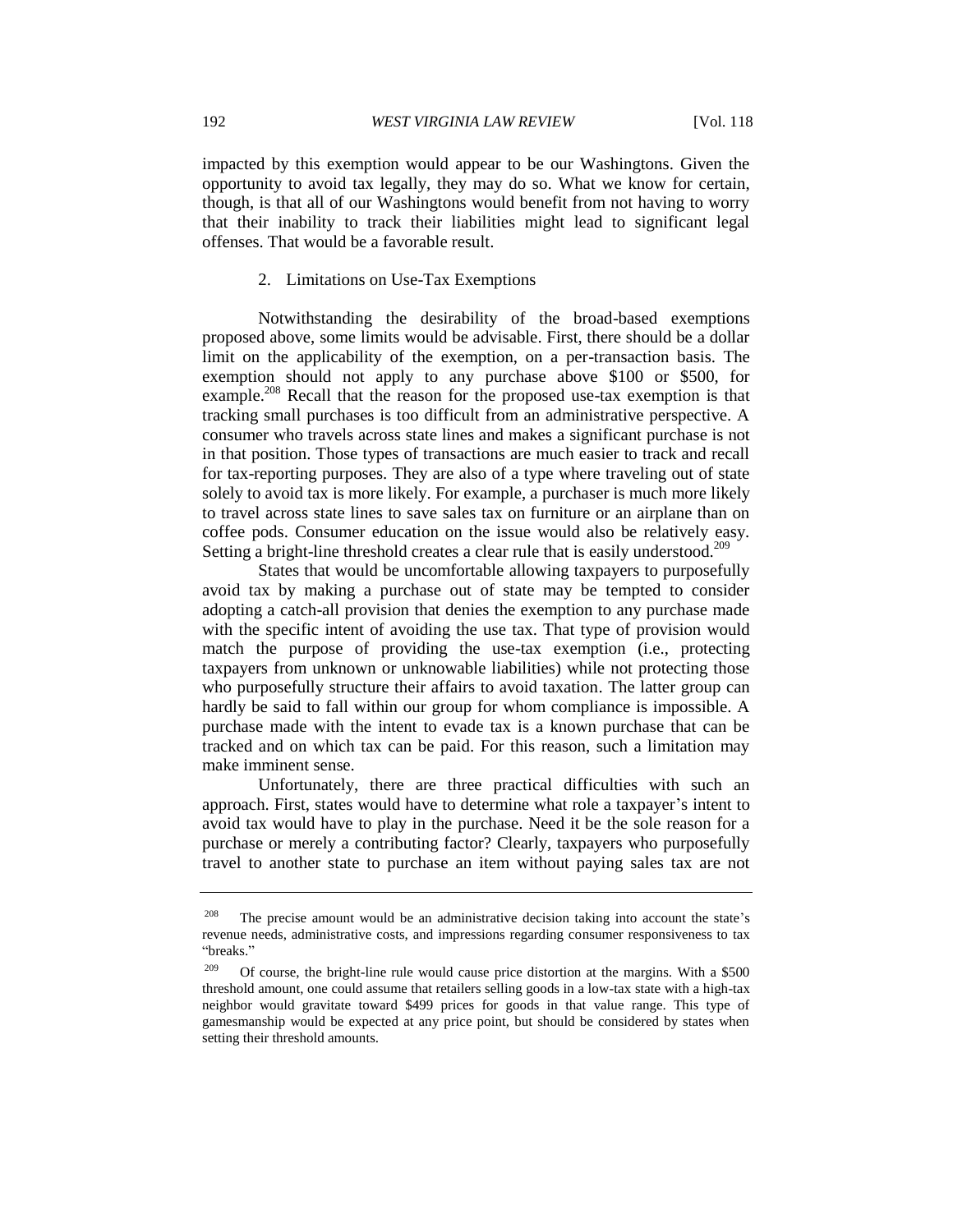impacted by this exemption would appear to be our Washingtons. Given the opportunity to avoid tax legally, they may do so. What we know for certain, though, is that all of our Washingtons would benefit from not having to worry that their inability to track their liabilities might lead to significant legal offenses. That would be a favorable result.

### 2. Limitations on Use-Tax Exemptions

Notwithstanding the desirability of the broad-based exemptions proposed above, some limits would be advisable. First, there should be a dollar limit on the applicability of the exemption, on a per-transaction basis. The exemption should not apply to any purchase above $100 or $500, for example.[208] Recall that the reason for the proposed use-tax exemption is that tracking small purchases is too difficult from an administrative perspective. A consumer who travels across state lines and makes a significant purchase is not in that position. Those types of transactions are much easier to track and recall for tax-reporting purposes. They are also of a type where traveling out of state solely to avoid tax is more likely. For example, a purchaser is much more likely to travel across state lines to save sales tax on furniture or an airplane than on coffee pods. Consumer education on the issue would also be relatively easy. Setting a bright-line threshold creates a clear rule that is easily understood.[209]

States that would be uncomfortable allowing taxpayers to purposefully avoid tax by making a purchase out of state may be tempted to consider adopting a catch-all provision that denies the exemption to any purchase made with the specific intent of avoiding the use tax. That type of provision would match the purpose of providing the use-tax exemption (i.e., protecting taxpayers from unknown or unknowable liabilities) while not protecting those who purposefully structure their affairs to avoid taxation. The latter group can hardly be said to fall within our group for whom compliance is impossible. A purchase made with the intent to evade tax is a known purchase that can be tracked and on which tax can be paid. For this reason, such a limitation may make imminent sense.

Unfortunately, there are three practical difficulties with such an approach. First, states would have to determine what role a taxpayer's intent to avoid tax would have to play in the purchase. Need it be the sole reason for a purchase or merely a contributing factor? Clearly, taxpayers who purposefully travel to another state to purchase an item without paying sales tax are not

---

[208] The precise amount would be an administrative decision taking into account the state's revenue needs, administrative costs, and impressions regarding consumer responsiveness to tax "breaks."

[209] Of course, the bright-line rule would cause price distortion at the margins. With a $500 threshold amount, one could assume that retailers selling goods in a low-tax state with a high-tax neighbor would gravitate toward $499 prices for goods in that value range. This type of gamesmanship would be expected at any price point, but should be considered by states when setting their threshold amounts.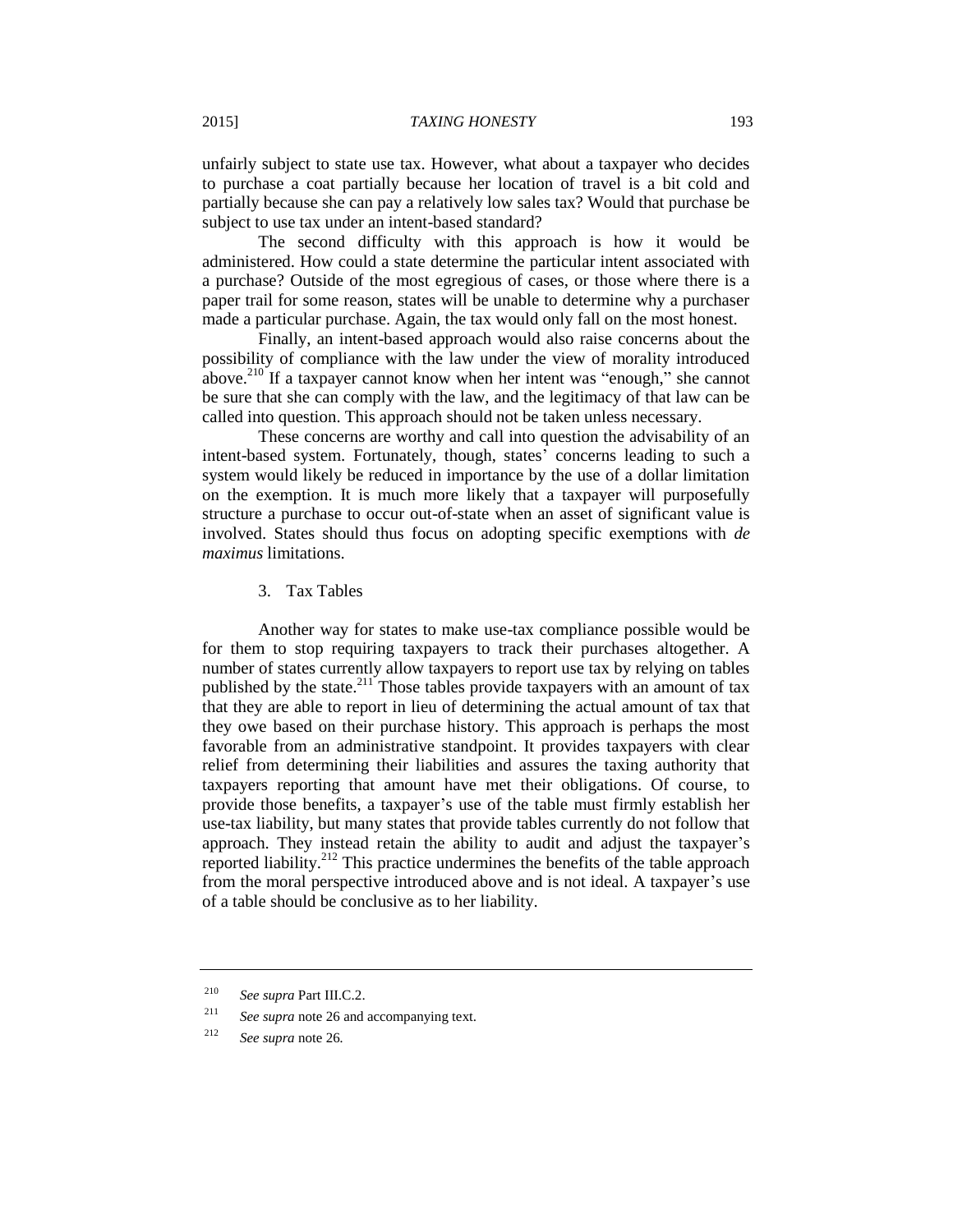unfairly subject to state use tax. However, what about a taxpayer who decides to purchase a coat partially because her location of travel is a bit cold and partially because she can pay a relatively low sales tax? Would that purchase be subject to use tax under an intent-based standard?

The second difficulty with this approach is how it would be administered. How could a state determine the particular intent associated with a purchase? Outside of the most egregious of cases, or those where there is a paper trail for some reason, states will be unable to determine why a purchaser made a particular purchase. Again, the tax would only fall on the most honest.

Finally, an intent-based approach would also raise concerns about the possibility of compliance with the law under the view of morality introduced above.[210] If a taxpayer cannot know when her intent was "enough," she cannot be sure that she can comply with the law, and the legitimacy of that law can be called into question. This approach should not be taken unless necessary.

These concerns are worthy and call into question the advisability of an intent-based system. Fortunately, though, states' concerns leading to such a system would likely be reduced in importance by the use of a dollar limitation on the exemption. It is much more likely that a taxpayer will purposefully structure a purchase to occur out-of-state when an asset of significant value is involved. States should thus focus on adopting specific exemptions with *de maximus* limitations.

3. Tax Tables

Another way for states to make use-tax compliance possible would be for them to stop requiring taxpayers to track their purchases altogether. A number of states currently allow taxpayers to report use tax by relying on tables published by the state.[211] Those tables provide taxpayers with an amount of tax that they are able to report in lieu of determining the actual amount of tax that they owe based on their purchase history. This approach is perhaps the most favorable from an administrative standpoint. It provides taxpayers with clear relief from determining their liabilities and assures the taxing authority that taxpayers reporting that amount have met their obligations. Of course, to provide those benefits, a taxpayer's use of the table must firmly establish her use-tax liability, but many states that provide tables currently do not follow that approach. They instead retain the ability to audit and adjust the taxpayer's reported liability.[212] This practice undermines the benefits of the table approach from the moral perspective introduced above and is not ideal. A taxpayer's use of a table should be conclusive as to her liability.

---

[210] *See supra* Part III.C.2.

[211] *See supra* note 26 and accompanying text.

[212] *See supra* note 26.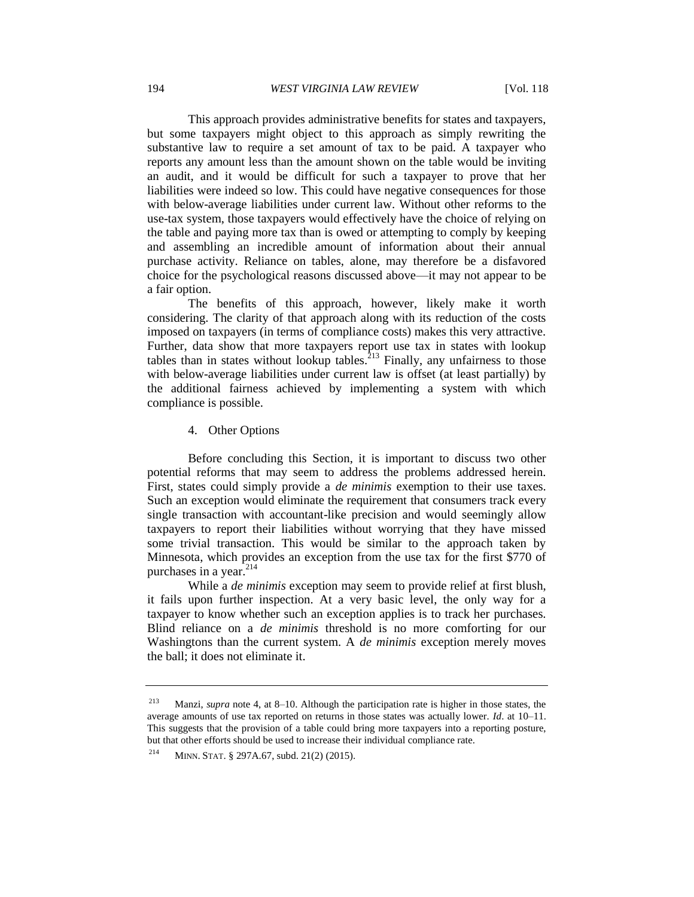This approach provides administrative benefits for states and taxpayers, but some taxpayers might object to this approach as simply rewriting the substantive law to require a set amount of tax to be paid. A taxpayer who reports any amount less than the amount shown on the table would be inviting an audit, and it would be difficult for such a taxpayer to prove that her liabilities were indeed so low. This could have negative consequences for those with below-average liabilities under current law. Without other reforms to the use-tax system, those taxpayers would effectively have the choice of relying on the table and paying more tax than is owed or attempting to comply by keeping and assembling an incredible amount of information about their annual purchase activity. Reliance on tables, alone, may therefore be a disfavored choice for the psychological reasons discussed above—it may not appear to be a fair option.

The benefits of this approach, however, likely make it worth considering. The clarity of that approach along with its reduction of the costs imposed on taxpayers (in terms of compliance costs) makes this very attractive. Further, data show that more taxpayers report use tax in states with lookup tables than in states without lookup tables.[213] Finally, any unfairness to those with below-average liabilities under current law is offset (at least partially) by the additional fairness achieved by implementing a system with which compliance is possible.

#### 4. Other Options

Before concluding this Section, it is important to discuss two other potential reforms that may seem to address the problems addressed herein. First, states could simply provide a *de minimis* exemption to their use taxes. Such an exception would eliminate the requirement that consumers track every single transaction with accountant-like precision and would seemingly allow taxpayers to report their liabilities without worrying that they have missed some trivial transaction. This would be similar to the approach taken by Minnesota, which provides an exception from the use tax for the first $770 of purchases in a year.[214]

While a *de minimis* exception may seem to provide relief at first blush, it fails upon further inspection. At a very basic level, the only way for a taxpayer to know whether such an exception applies is to track her purchases. Blind reliance on a *de minimis* threshold is no more comforting for our Washingtons than the current system. A *de minimis* exception merely moves the ball; it does not eliminate it.

---

[213] Manzi, *supra* note 4, at 8–10. Although the participation rate is higher in those states, the average amounts of use tax reported on returns in those states was actually lower. *Id*. at 10–11. This suggests that the provision of a table could bring more taxpayers into a reporting posture, but that other efforts should be used to increase their individual compliance rate.

[214] MINN. STAT. § 297A.67, subd. 21(2) (2015).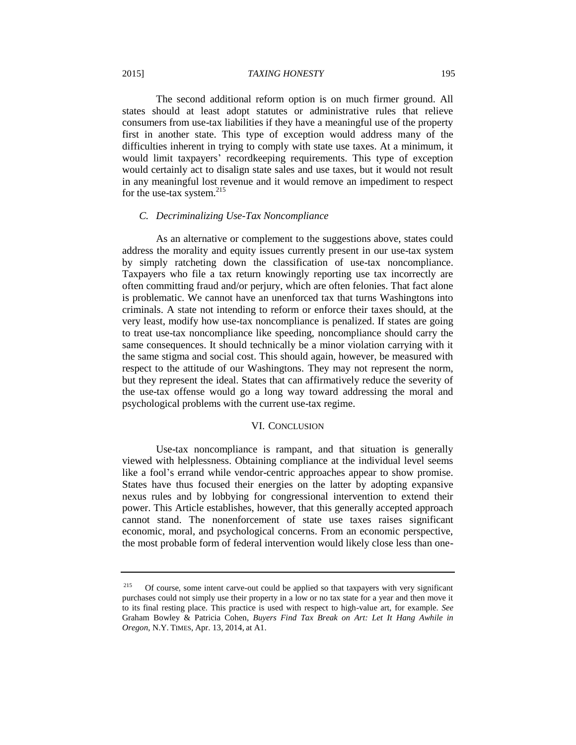The second additional reform option is on much firmer ground. All states should at least adopt statutes or administrative rules that relieve consumers from use-tax liabilities if they have a meaningful use of the property first in another state. This type of exception would address many of the difficulties inherent in trying to comply with state use taxes. At a minimum, it would limit taxpayers' recordkeeping requirements. This type of exception would certainly act to disalign state sales and use taxes, but it would not result in any meaningful lost revenue and it would remove an impediment to respect for the use-tax system.[215]

### *C. Decriminalizing Use-Tax Noncompliance*

As an alternative or complement to the suggestions above, states could address the morality and equity issues currently present in our use-tax system by simply ratcheting down the classification of use-tax noncompliance. Taxpayers who file a tax return knowingly reporting use tax incorrectly are often committing fraud and/or perjury, which are often felonies. That fact alone is problematic. We cannot have an unenforced tax that turns Washingtons into criminals. A state not intending to reform or enforce their taxes should, at the very least, modify how use-tax noncompliance is penalized. If states are going to treat use-tax noncompliance like speeding, noncompliance should carry the same consequences. It should technically be a minor violation carrying with it the same stigma and social cost. This should again, however, be measured with respect to the attitude of our Washingtons. They may not represent the norm, but they represent the ideal. States that can affirmatively reduce the severity of the use-tax offense would go a long way toward addressing the moral and psychological problems with the current use-tax regime.

## VI. CONCLUSION

Use-tax noncompliance is rampant, and that situation is generally viewed with helplessness. Obtaining compliance at the individual level seems like a fool's errand while vendor-centric approaches appear to show promise. States have thus focused their energies on the latter by adopting expansive nexus rules and by lobbying for congressional intervention to extend their power. This Article establishes, however, that this generally accepted approach cannot stand. The nonenforcement of state use taxes raises significant economic, moral, and psychological concerns. From an economic perspective, the most probable form of federal intervention would likely close less than one-

---

[215] Of course, some intent carve-out could be applied so that taxpayers with very significant purchases could not simply use their property in a low or no tax state for a year and then move it to its final resting place. This practice is used with respect to high-value art, for example. *See* Graham Bowley & Patricia Cohen, *Buyers Find Tax Break on Art: Let It Hang Awhile in Oregon*, N.Y. TIMES, Apr. 13, 2014, at A1.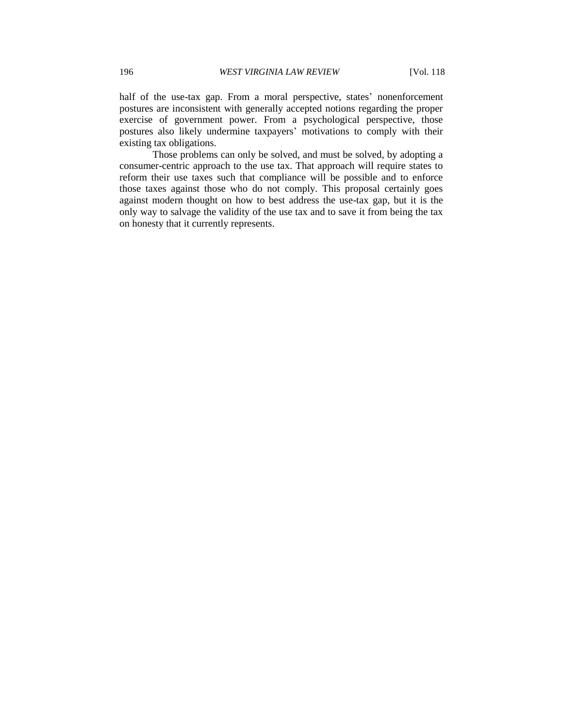half of the use-tax gap. From a moral perspective, states' nonenforcement postures are inconsistent with generally accepted notions regarding the proper exercise of government power. From a psychological perspective, those postures also likely undermine taxpayers' motivations to comply with their existing tax obligations.

Those problems can only be solved, and must be solved, by adopting a consumer-centric approach to the use tax. That approach will require states to reform their use taxes such that compliance will be possible and to enforce those taxes against those who do not comply. This proposal certainly goes against modern thought on how to best address the use-tax gap, but it is the only way to salvage the validity of the use tax and to save it from being the tax on honesty that it currently represents.